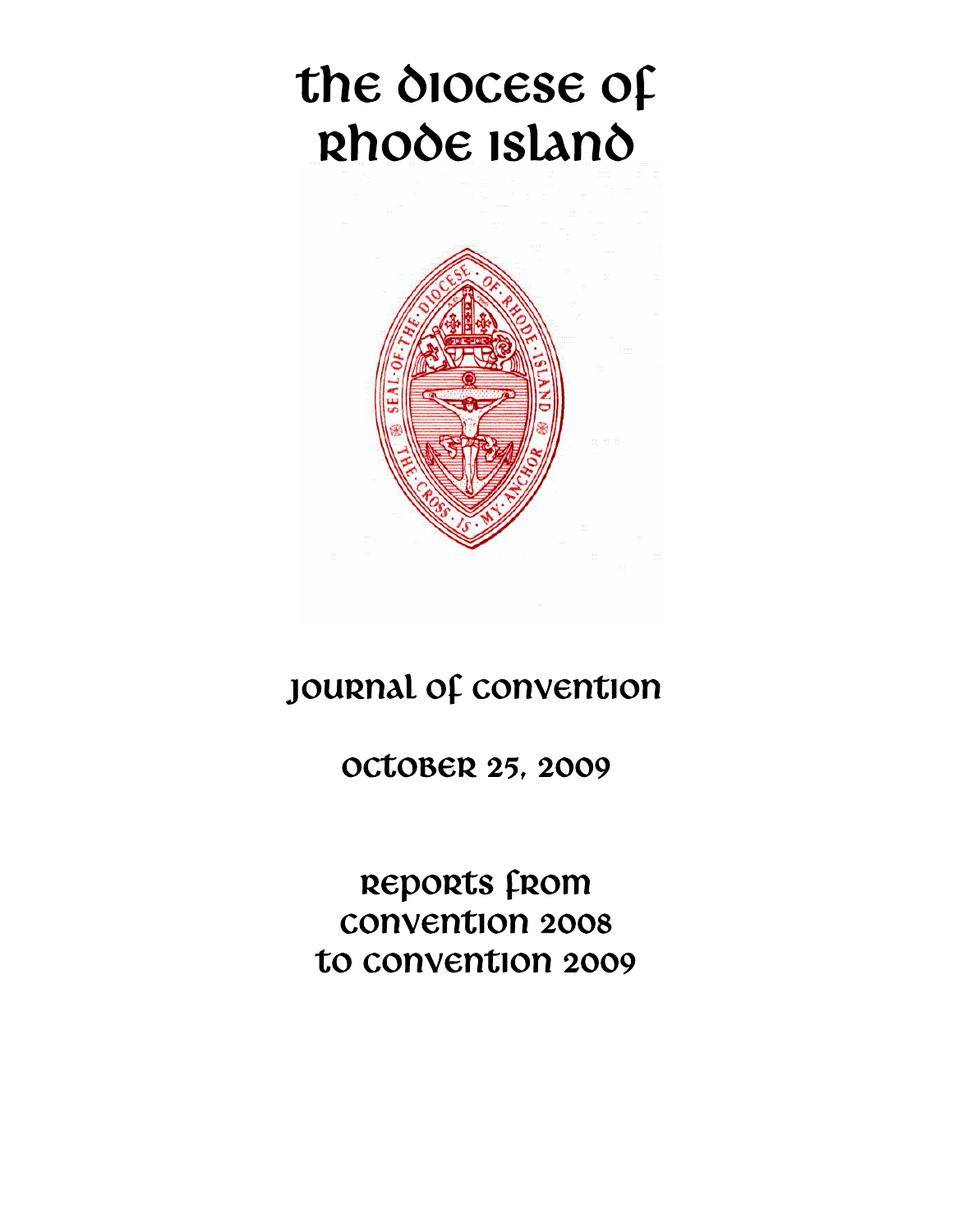# THE DIOCESE OF RHODE ISLAND

## JOURNAL OF CONVENTION

OCTOBER 25, 2009

REPORTS FROM
CONVENTION 2008
TO CONVENTION 2009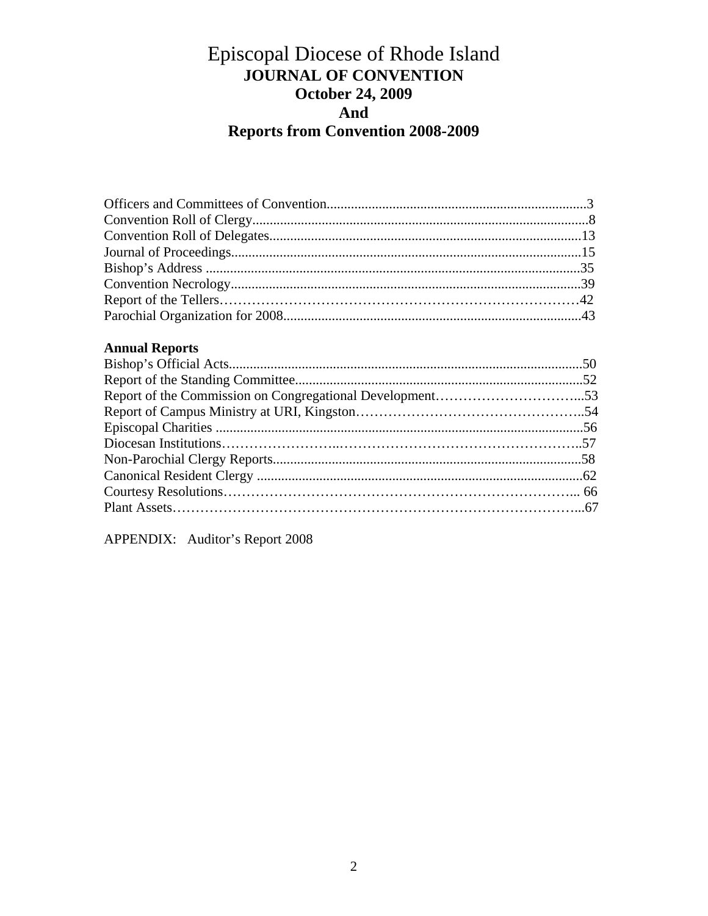# Episcopal Diocese of Rhode Island

## JOURNAL OF CONVENTION

## October 24, 2009

## And

## Reports from Convention 2008-2009

Officers and Committees of Convention..........................................................................3
Convention Roll of Clergy................................................................................................8
Convention Roll of Delegates..........................................................................................13
Journal of Proceedings....................................................................................................15
Bishop's Address ...........................................................................................................35
Convention Necrology....................................................................................................39
Report of the Tellers……………………………………………………………………42
Parochial Organization for 2008......................................................................................43

**Annual Reports**

Bishop's Official Acts......................................................................................................50
Report of the Standing Committee...................................................................................52
Report of the Commission on Congregational Development…………………………...53
Report of Campus Ministry at URI, Kingston…………………………………………..54
Episcopal Charities .........................................................................................................56
Diocesan Institutions……………………..……………………………………………..57
Non-Parochial Clergy Reports........................................................................................58
Canonical Resident Clergy .............................................................................................62
Courtesy Resolutions………………………………………………………………... 66
Plant Assets…………………………………………………………………………...67

APPENDIX: Auditor's Report 2008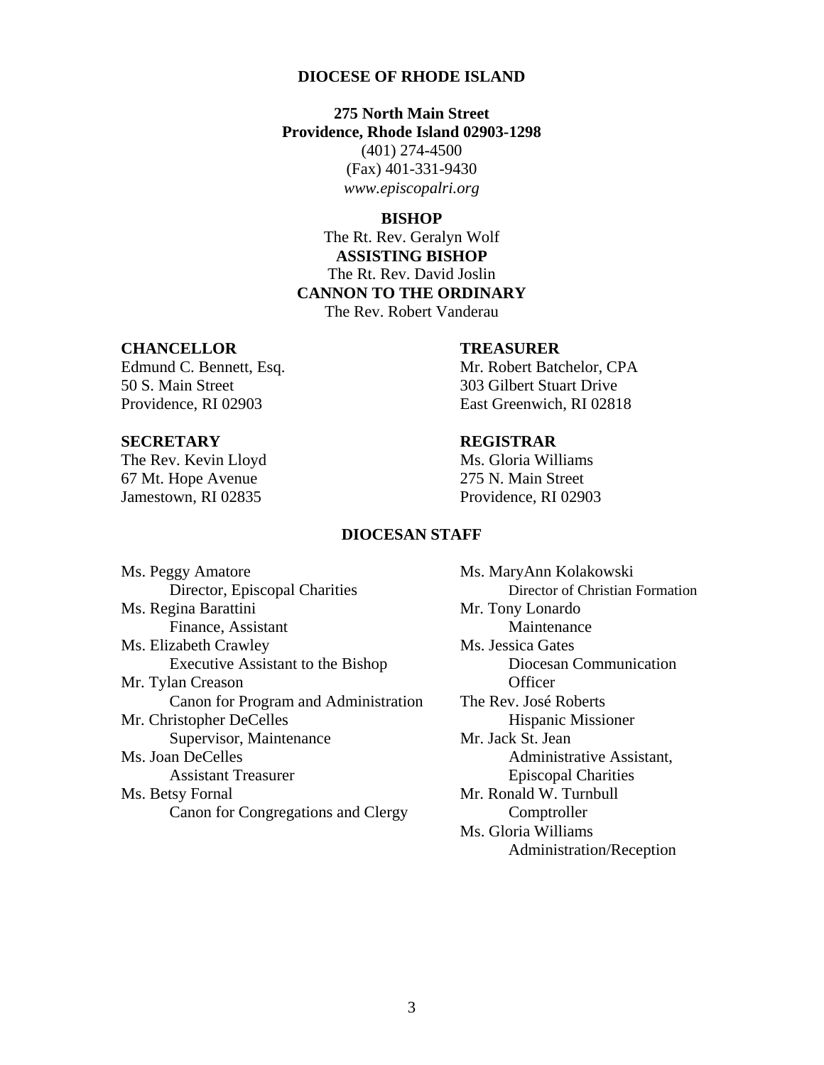# DIOCESE OF RHODE ISLAND

**275 North Main Street**
**Providence, Rhode Island 02903-1298**
(401) 274-4500
(Fax) 401-331-9430
*www.episcopalri.org*

**BISHOP**
The Rt. Rev. Geralyn Wolf

**ASSISTING BISHOP**
The Rt. Rev. David Joslin

**CANNON TO THE ORDINARY**
The Rev. Robert Vanderau

**CHANCELLOR**
Edmund C. Bennett, Esq.
50 S. Main Street
Providence, RI 02903

**TREASURER**
Mr. Robert Batchelor, CPA
303 Gilbert Stuart Drive
East Greenwich, RI 02818

**SECRETARY**
The Rev. Kevin Lloyd
67 Mt. Hope Avenue
Jamestown, RI 02835

**REGISTRAR**
Ms. Gloria Williams
275 N. Main Street
Providence, RI 02903

## DIOCESAN STAFF

Ms. Peggy Amatore
    Director, Episcopal Charities

Ms. Regina Barattini
    Finance, Assistant

Ms. Elizabeth Crawley
    Executive Assistant to the Bishop

Mr. Tylan Creason
    Canon for Program and Administration

Mr. Christopher DeCelles
    Supervisor, Maintenance

Ms. Joan DeCelles
    Assistant Treasurer

Ms. Betsy Fornal
    Canon for Congregations and Clergy

Ms. MaryAnn Kolakowski
    Director of Christian Formation

Mr. Tony Lonardo
    Maintenance

Ms. Jessica Gates
    Diocesan Communication Officer

The Rev. José Roberts
    Hispanic Missioner

Mr. Jack St. Jean
    Administrative Assistant, Episcopal Charities

Mr. Ronald W. Turnbull
    Comptroller

Ms. Gloria Williams
    Administration/Reception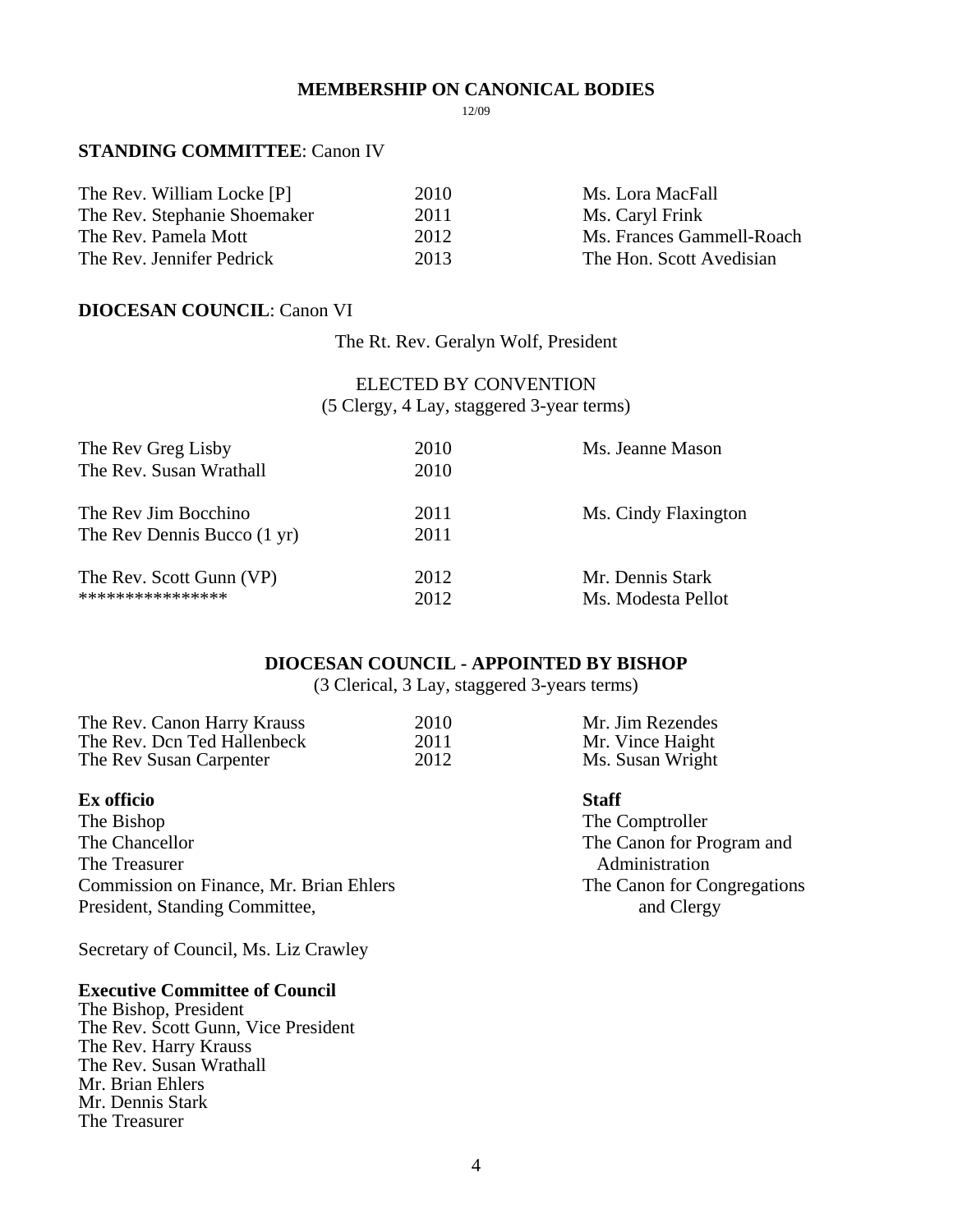# MEMBERSHIP ON CANONICAL BODIES

12/09

**STANDING COMMITTEE**: Canon IV

| | | |
|---|---|---|
| The Rev. William Locke [P] | 2010 | Ms. Lora MacFall |
| The Rev. Stephanie Shoemaker | 2011 | Ms. Caryl Frink |
| The Rev. Pamela Mott | 2012 | Ms. Frances Gammell-Roach |
| The Rev. Jennifer Pedrick | 2013 | The Hon. Scott Avedisian |

**DIOCESAN COUNCIL**: Canon VI

The Rt. Rev. Geralyn Wolf, President

ELECTED BY CONVENTION
(5 Clergy, 4 Lay, staggered 3-year terms)

| | | |
|---|---|---|
| The Rev Greg Lisby | 2010 | Ms. Jeanne Mason |
| The Rev. Susan Wrathall | 2010 | |
| The Rev Jim Bocchino | 2011 | Ms. Cindy Flaxington |
| The Rev Dennis Bucco (1 yr) | 2011 | |
| The Rev. Scott Gunn (VP) | 2012 | Mr. Dennis Stark |
| **************** | 2012 | Ms. Modesta Pellot |

**DIOCESAN COUNCIL - APPOINTED BY BISHOP**

(3 Clerical, 3 Lay, staggered 3-years terms)

| | | |
|---|---|---|
| The Rev. Canon Harry Krauss | 2010 | Mr. Jim Rezendes |
| The Rev. Dcn Ted Hallenbeck | 2011 | Mr. Vince Haight |
| The Rev Susan Carpenter | 2012 | Ms. Susan Wright |

**Ex officio**

The Bishop
The Chancellor
The Treasurer
Commission on Finance, Mr. Brian Ehlers
President, Standing Committee,

**Staff**

The Comptroller
The Canon for Program and Administration
The Canon for Congregations and Clergy

Secretary of Council, Ms. Liz Crawley

**Executive Committee of Council**

The Bishop, President
The Rev. Scott Gunn, Vice President
The Rev. Harry Krauss
The Rev. Susan Wrathall
Mr. Brian Ehlers
Mr. Dennis Stark
The Treasurer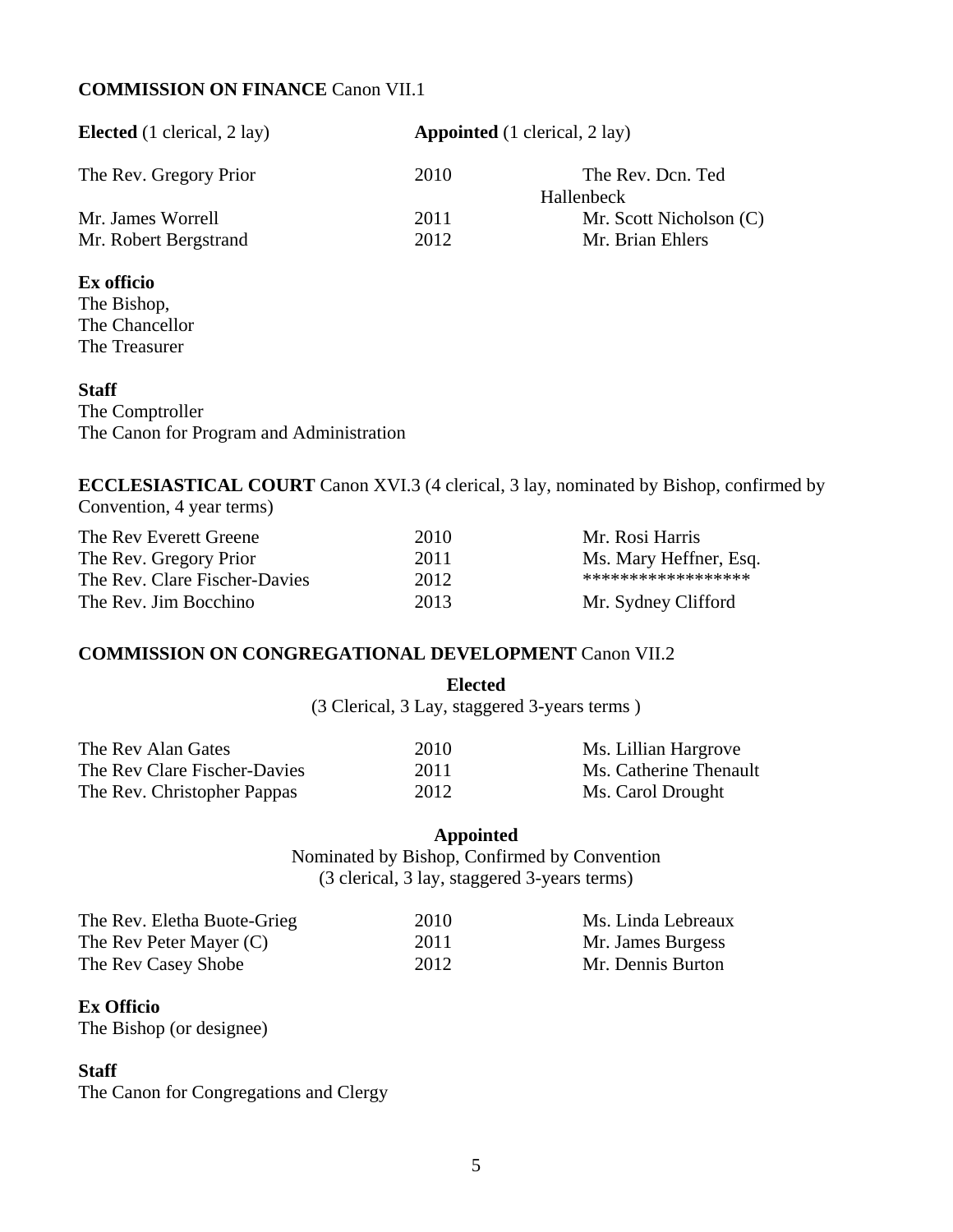**COMMISSION ON FINANCE** Canon VII.1

| **Elected** (1 clerical, 2 lay) | **Appointed** (1 clerical, 2 lay) | |
|---|---|---|
| The Rev. Gregory Prior | 2010 | The Rev. Dcn. Ted Hallenbeck |
| Mr. James Worrell | 2011 | Mr. Scott Nicholson (C) |
| Mr. Robert Bergstrand | 2012 | Mr. Brian Ehlers |

**Ex officio**
The Bishop,
The Chancellor
The Treasurer

**Staff**
The Comptroller
The Canon for Program and Administration

**ECCLESIASTICAL COURT** Canon XVI.3 (4 clerical, 3 lay, nominated by Bishop, confirmed by Convention, 4 year terms)

| | | |
|---|---|---|
| The Rev Everett Greene | 2010 | Mr. Rosi Harris |
| The Rev. Gregory Prior | 2011 | Ms. Mary Heffner, Esq. |
| The Rev. Clare Fischer-Davies | 2012 | ****************** |
| The Rev. Jim Bocchino | 2013 | Mr. Sydney Clifford |

**COMMISSION ON CONGREGATIONAL DEVELOPMENT** Canon VII.2

**Elected**
(3 Clerical, 3 Lay, staggered 3-years terms )

| | | |
|---|---|---|
| The Rev Alan Gates | 2010 | Ms. Lillian Hargrove |
| The Rev Clare Fischer-Davies | 2011 | Ms. Catherine Thenault |
| The Rev. Christopher Pappas | 2012 | Ms. Carol Drought |

**Appointed**
Nominated by Bishop, Confirmed by Convention
(3 clerical, 3 lay, staggered 3-years terms)

| | | |
|---|---|---|
| The Rev. Eletha Buote-Grieg | 2010 | Ms. Linda Lebreaux |
| The Rev Peter Mayer (C) | 2011 | Mr. James Burgess |
| The Rev Casey Shobe | 2012 | Mr. Dennis Burton |

**Ex Officio**
The Bishop (or designee)

**Staff**
The Canon for Congregations and Clergy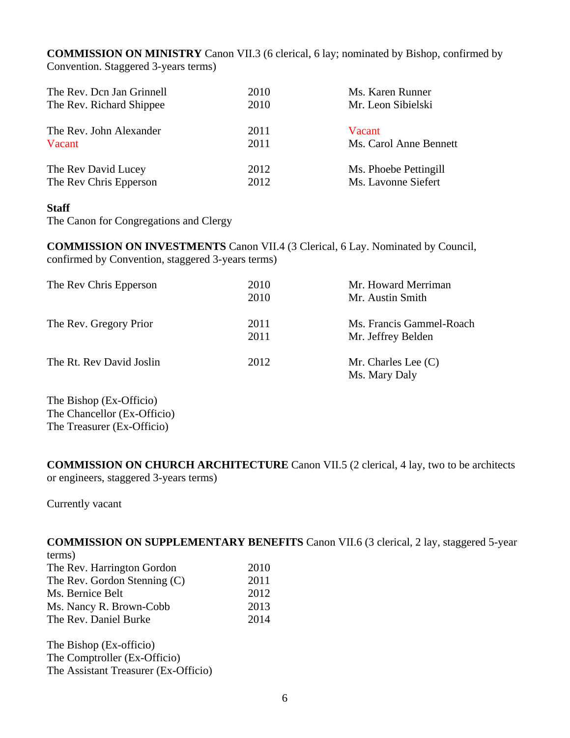**COMMISSION ON MINISTRY** Canon VII.3 (6 clerical, 6 lay; nominated by Bishop, confirmed by Convention. Staggered 3-years terms)

| | | |
|---|---|---|
| The Rev. Dcn Jan Grinnell | 2010 | Ms. Karen Runner |
| The Rev. Richard Shippee | 2010 | Mr. Leon Sibielski |
| The Rev. John Alexander | 2011 | Vacant |
| Vacant | 2011 | Ms. Carol Anne Bennett |
| The Rev David Lucey | 2012 | Ms. Phoebe Pettingill |
| The Rev Chris Epperson | 2012 | Ms. Lavonne Siefert |

**Staff**
The Canon for Congregations and Clergy

**COMMISSION ON INVESTMENTS** Canon VII.4 (3 Clerical, 6 Lay. Nominated by Council, confirmed by Convention, staggered 3-years terms)

| | | |
|---|---|---|
| The Rev Chris Epperson | 2010 | Mr. Howard Merriman |
| | 2010 | Mr. Austin Smith |
| The Rev. Gregory Prior | 2011 | Ms. Francis Gammel-Roach |
| | 2011 | Mr. Jeffrey Belden |
| The Rt. Rev David Joslin | 2012 | Mr. Charles Lee (C) |
| | | Ms. Mary Daly |

The Bishop (Ex-Officio)
The Chancellor (Ex-Officio)
The Treasurer (Ex-Officio)

**COMMISSION ON CHURCH ARCHITECTURE** Canon VII.5 (2 clerical, 4 lay, two to be architects or engineers, staggered 3-years terms)

Currently vacant

**COMMISSION ON SUPPLEMENTARY BENEFITS** Canon VII.6 (3 clerical, 2 lay, staggered 5-year terms)

| | |
|---|---|
| The Rev. Harrington Gordon | 2010 |
| The Rev. Gordon Stenning (C) | 2011 |
| Ms. Bernice Belt | 2012 |
| Ms. Nancy R. Brown-Cobb | 2013 |
| The Rev. Daniel Burke | 2014 |

The Bishop (Ex-officio)
The Comptroller (Ex-Officio)
The Assistant Treasurer (Ex-Officio)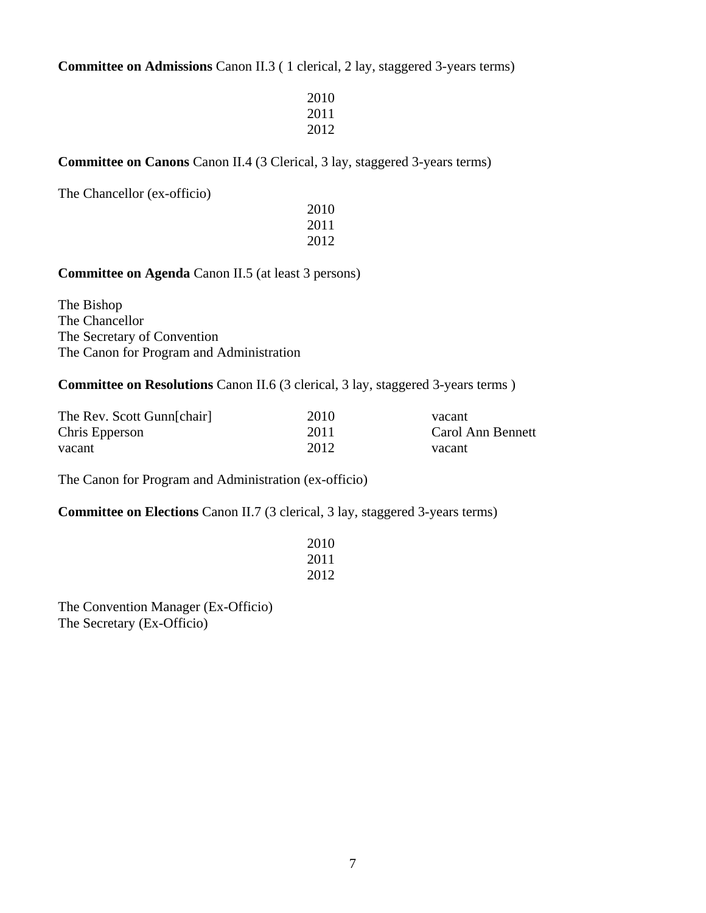**Committee on Admissions** Canon II.3 ( 1 clerical, 2 lay, staggered 3-years terms)

| | | |
|---|---|---|
| | 2010 | |
| | 2011 | |
| | 2012 | |

**Committee on Canons** Canon II.4 (3 Clerical, 3 lay, staggered 3-years terms)

The Chancellor (ex-officio)

| | | |
|---|---|---|
| | 2010 | |
| | 2011 | |
| | 2012 | |

**Committee on Agenda** Canon II.5 (at least 3 persons)

The Bishop
The Chancellor
The Secretary of Convention
The Canon for Program and Administration

**Committee on Resolutions** Canon II.6 (3 clerical, 3 lay, staggered 3-years terms )

| | | |
|---|---|---|
| The Rev. Scott Gunn[chair] | 2010 | vacant |
| Chris Epperson | 2011 | Carol Ann Bennett |
| vacant | 2012 | vacant |

The Canon for Program and Administration (ex-officio)

**Committee on Elections** Canon II.7 (3 clerical, 3 lay, staggered 3-years terms)

| | | |
|---|---|---|
| | 2010 | |
| | 2011 | |
| | 2012 | |

The Convention Manager (Ex-Officio)
The Secretary (Ex-Officio)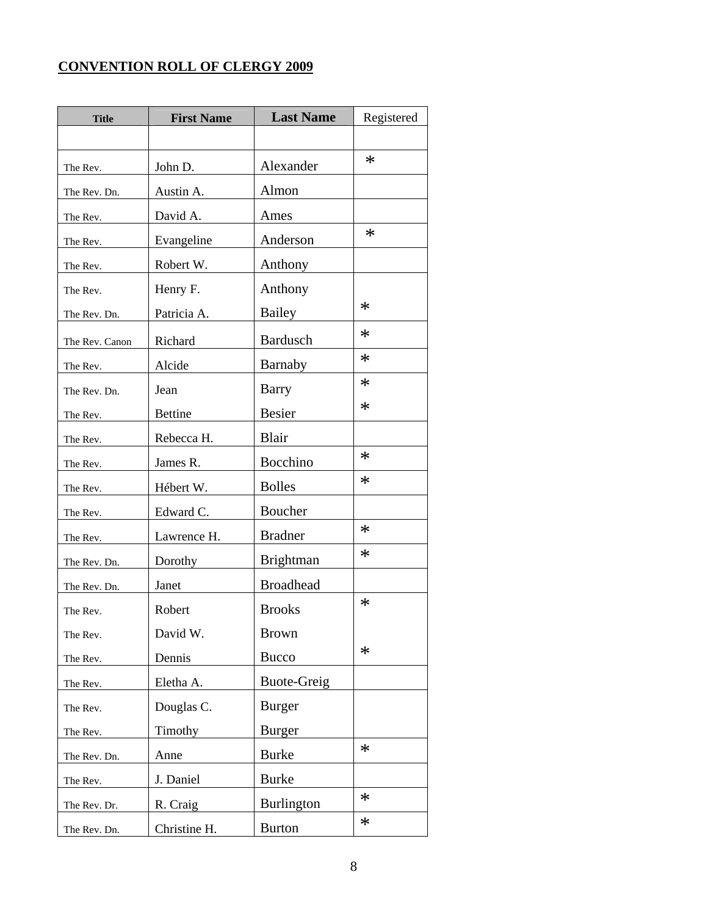**CONVENTION ROLL OF CLERGY 2009**

| Title | First Name | Last Name | Registered |
|---|---|---|---|
| | | | |
| The Rev. | John D. | Alexander | * |
| The Rev. Dn. | Austin A. | Almon | |
| The Rev. | David A. | Ames | |
| The Rev. | Evangeline | Anderson | * |
| The Rev. | Robert W. | Anthony | |
| The Rev. | Henry F. | Anthony | |
| The Rev. Dn. | Patricia A. | Bailey | * |
| The Rev. Canon | Richard | Bardusch | * |
| The Rev. | Alcide | Barnaby | * |
| The Rev. Dn. | Jean | Barry | * |
| The Rev. | Bettine | Besier | * |
| The Rev. | Rebecca H. | Blair | |
| The Rev. | James R. | Bocchino | * |
| The Rev. | Hébert W. | Bolles | * |
| The Rev. | Edward C. | Boucher | |
| The Rev. | Lawrence H. | Bradner | * |
| The Rev. Dn. | Dorothy | Brightman | * |
| The Rev. Dn. | Janet | Broadhead | |
| The Rev. | Robert | Brooks | * |
| The Rev. | David W. | Brown | |
| The Rev. | Dennis | Bucco | * |
| The Rev. | Eletha A. | Buote-Greig | |
| The Rev. | Douglas C. | Burger | |
| The Rev. | Timothy | Burger | |
| The Rev. Dn. | Anne | Burke | * |
| The Rev. | J. Daniel | Burke | |
| The Rev. Dr. | R. Craig | Burlington | * |
| The Rev. Dn. | Christine H. | Burton | * |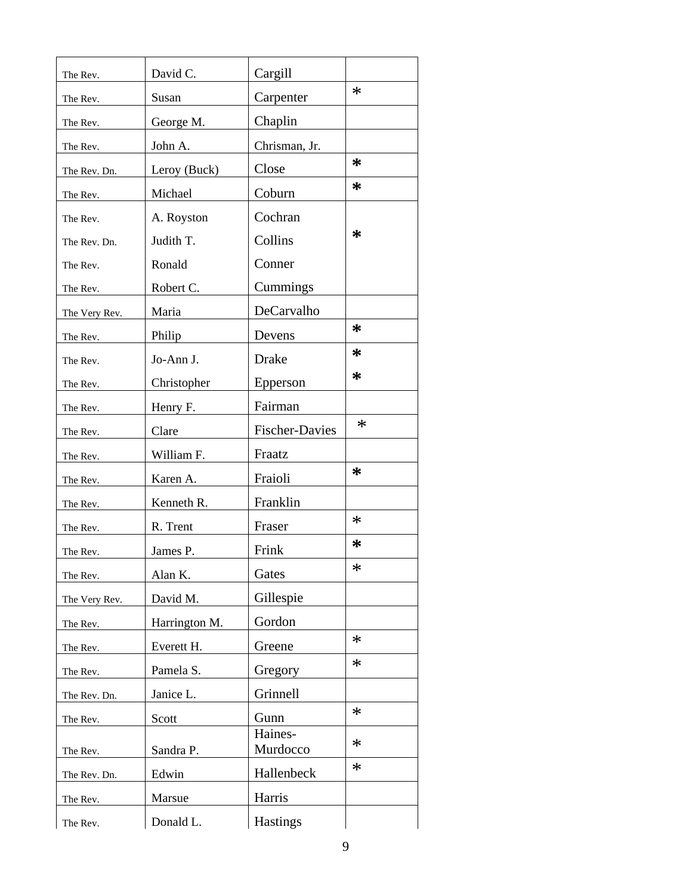| | | | |
|---|---|---|---|
| The Rev. | David C. | Cargill | |
| The Rev. | Susan | Carpenter | * |
| The Rev. | George M. | Chaplin | |
| The Rev. | John A. | Chrisman, Jr. | |
| The Rev. Dn. | Leroy (Buck) | Close | * |
| The Rev. | Michael | Coburn | * |
| The Rev. | A. Royston | Cochran | |
| The Rev. Dn. | Judith T. | Collins | * |
| The Rev. | Ronald | Conner | |
| The Rev. | Robert C. | Cummings | |
| The Very Rev. | Maria | DeCarvalho | |
| The Rev. | Philip | Devens | * |
| The Rev. | Jo-Ann J. | Drake | * |
| The Rev. | Christopher | Epperson | * |
| The Rev. | Henry F. | Fairman | |
| The Rev. | Clare | Fischer-Davies | * |
| The Rev. | William F. | Fraatz | |
| The Rev. | Karen A. | Fraioli | * |
| The Rev. | Kenneth R. | Franklin | |
| The Rev. | R. Trent | Fraser | * |
| The Rev. | James P. | Frink | * |
| The Rev. | Alan K. | Gates | * |
| The Very Rev. | David M. | Gillespie | |
| The Rev. | Harrington M. | Gordon | |
| The Rev. | Everett H. | Greene | * |
| The Rev. | Pamela S. | Gregory | * |
| The Rev. Dn. | Janice L. | Grinnell | |
| The Rev. | Scott | Gunn | * |
| The Rev. | Sandra P. | Haines-Murdocco | * |
| The Rev. Dn. | Edwin | Hallenbeck | * |
| The Rev. | Marsue | Harris | |
| The Rev. | Donald L. | Hastings | |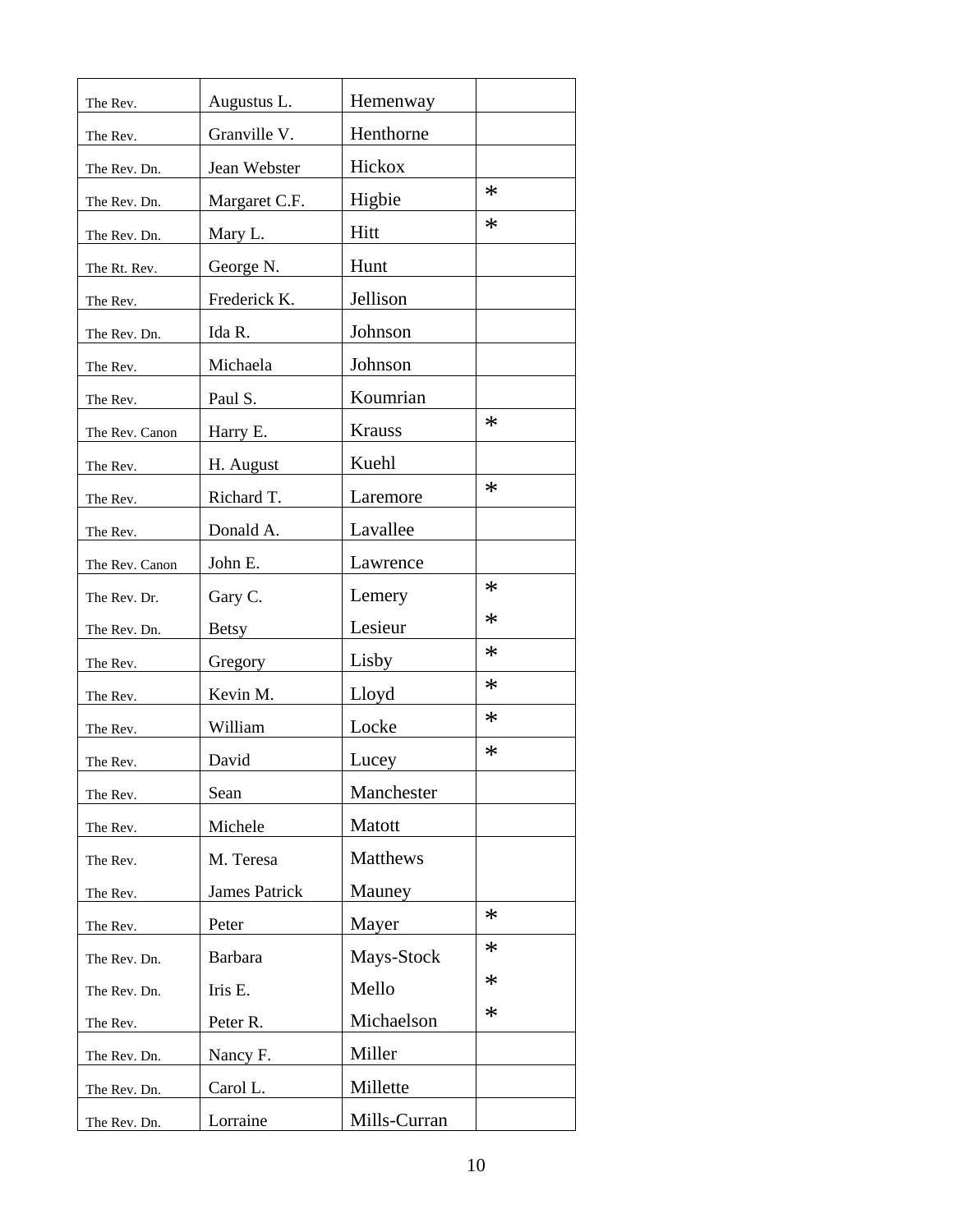| | | | |
|---|---|---|---|
| The Rev. | Augustus L. | Hemenway | |
| The Rev. | Granville V. | Henthorne | |
| The Rev. Dn. | Jean Webster | Hickox | |
| The Rev. Dn. | Margaret C.F. | Higbie | * |
| The Rev. Dn. | Mary L. | Hitt | * |
| The Rt. Rev. | George N. | Hunt | |
| The Rev. | Frederick K. | Jellison | |
| The Rev. Dn. | Ida R. | Johnson | |
| The Rev. | Michaela | Johnson | |
| The Rev. | Paul S. | Koumrian | |
| The Rev. Canon | Harry E. | Krauss | * |
| The Rev. | H. August | Kuehl | |
| The Rev. | Richard T. | Laremore | * |
| The Rev. | Donald A. | Lavallee | |
| The Rev. Canon | John E. | Lawrence | |
| The Rev. Dr. | Gary C. | Lemery | * |
| The Rev. Dn. | Betsy | Lesieur | * |
| The Rev. | Gregory | Lisby | * |
| The Rev. | Kevin M. | Lloyd | * |
| The Rev. | William | Locke | * |
| The Rev. | David | Lucey | * |
| The Rev. | Sean | Manchester | |
| The Rev. | Michele | Matott | |
| The Rev. | M. Teresa | Matthews | |
| The Rev. | James Patrick | Mauney | |
| The Rev. | Peter | Mayer | * |
| The Rev. Dn. | Barbara | Mays-Stock | * |
| The Rev. Dn. | Iris E. | Mello | * |
| The Rev. | Peter R. | Michaelson | * |
| The Rev. Dn. | Nancy F. | Miller | |
| The Rev. Dn. | Carol L. | Millette | |
| The Rev. Dn. | Lorraine | Mills-Curran | |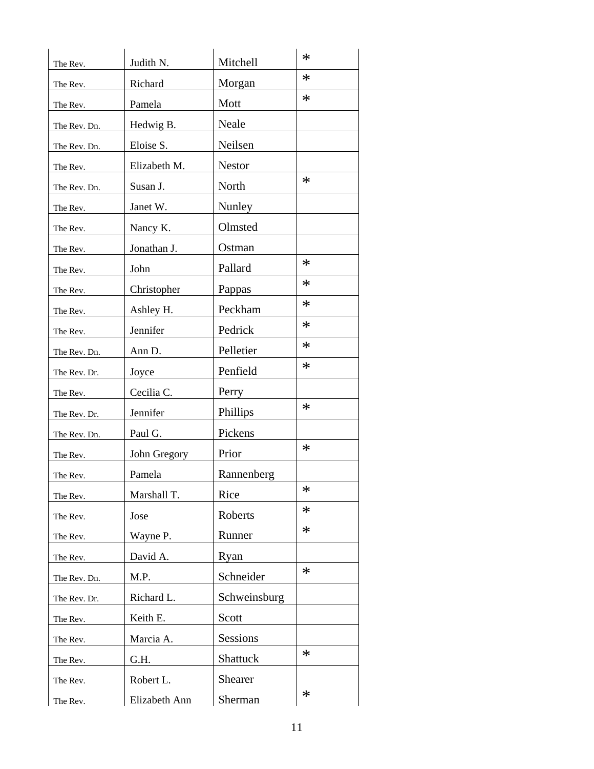| | | | |
|---|---|---|---|
| The Rev. | Judith N. | Mitchell | * |
| The Rev. | Richard | Morgan | * |
| The Rev. | Pamela | Mott | * |
| The Rev. Dn. | Hedwig B. | Neale | |
| The Rev. Dn. | Eloise S. | Neilsen | |
| The Rev. | Elizabeth M. | Nestor | |
| The Rev. Dn. | Susan J. | North | * |
| The Rev. | Janet W. | Nunley | |
| The Rev. | Nancy K. | Olmsted | |
| The Rev. | Jonathan J. | Ostman | |
| The Rev. | John | Pallard | * |
| The Rev. | Christopher | Pappas | * |
| The Rev. | Ashley H. | Peckham | * |
| The Rev. | Jennifer | Pedrick | * |
| The Rev. Dn. | Ann D. | Pelletier | * |
| The Rev. Dr. | Joyce | Penfield | * |
| The Rev. | Cecilia C. | Perry | |
| The Rev. Dr. | Jennifer | Phillips | * |
| The Rev. Dn. | Paul G. | Pickens | |
| The Rev. | John Gregory | Prior | * |
| The Rev. | Pamela | Rannenberg | |
| The Rev. | Marshall T. | Rice | * |
| The Rev. | Jose | Roberts | * |
| The Rev. | Wayne P. | Runner | * |
| The Rev. | David A. | Ryan | |
| The Rev. Dn. | M.P. | Schneider | * |
| The Rev. Dr. | Richard L. | Schweinsburg | |
| The Rev. | Keith E. | Scott | |
| The Rev. | Marcia A. | Sessions | |
| The Rev. | G.H. | Shattuck | * |
| The Rev. | Robert L. | Shearer | |
| The Rev. | Elizabeth Ann | Sherman | * |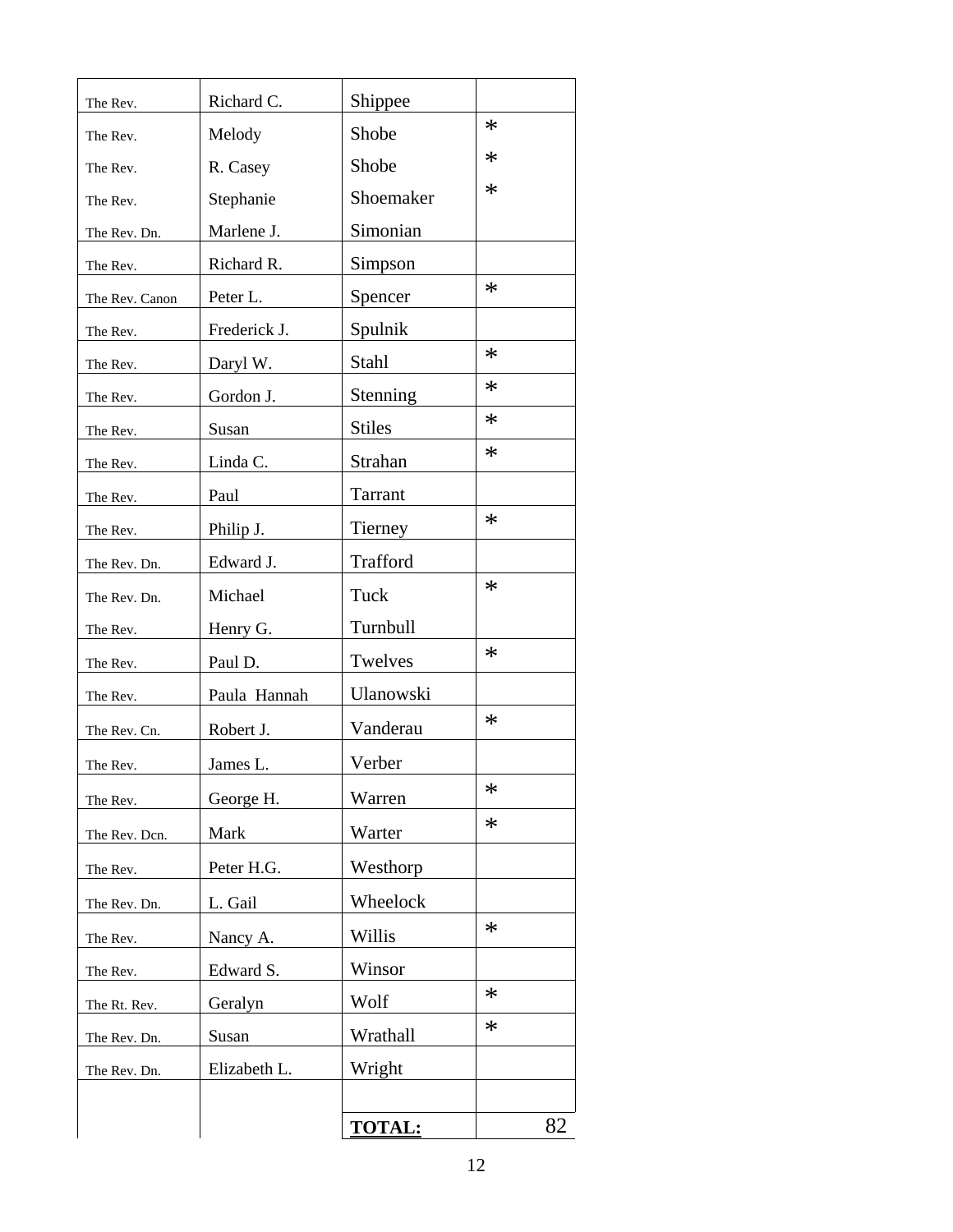| | | | |
|---|---|---|---|
| The Rev. | Richard C. | Shippee | |
| The Rev. | Melody | Shobe | * |
| The Rev. | R. Casey | Shobe | * |
| The Rev. | Stephanie | Shoemaker | * |
| The Rev. Dn. | Marlene J. | Simonian | |
| The Rev. | Richard R. | Simpson | |
| The Rev. Canon | Peter L. | Spencer | * |
| The Rev. | Frederick J. | Spulnik | |
| The Rev. | Daryl W. | Stahl | * |
| The Rev. | Gordon J. | Stenning | * |
| The Rev. | Susan | Stiles | * |
| The Rev. | Linda C. | Strahan | * |
| The Rev. | Paul | Tarrant | |
| The Rev. | Philip J. | Tierney | * |
| The Rev. Dn. | Edward J. | Trafford | |
| The Rev. Dn. | Michael | Tuck | * |
| The Rev. | Henry G. | Turnbull | |
| The Rev. | Paul D. | Twelves | * |
| The Rev. | Paula Hannah | Ulanowski | |
| The Rev. Cn. | Robert J. | Vanderau | * |
| The Rev. | James L. | Verber | |
| The Rev. | George H. | Warren | * |
| The Rev. Dcn. | Mark | Warter | * |
| The Rev. | Peter H.G. | Westhorp | |
| The Rev. Dn. | L. Gail | Wheelock | |
| The Rev. | Nancy A. | Willis | * |
| The Rev. | Edward S. | Winsor | |
| The Rt. Rev. | Geralyn | Wolf | * |
| The Rev. Dn. | Susan | Wrathall | * |
| The Rev. Dn. | Elizabeth L. | Wright | |
| | | | |
| | | **TOTAL:** | 82 |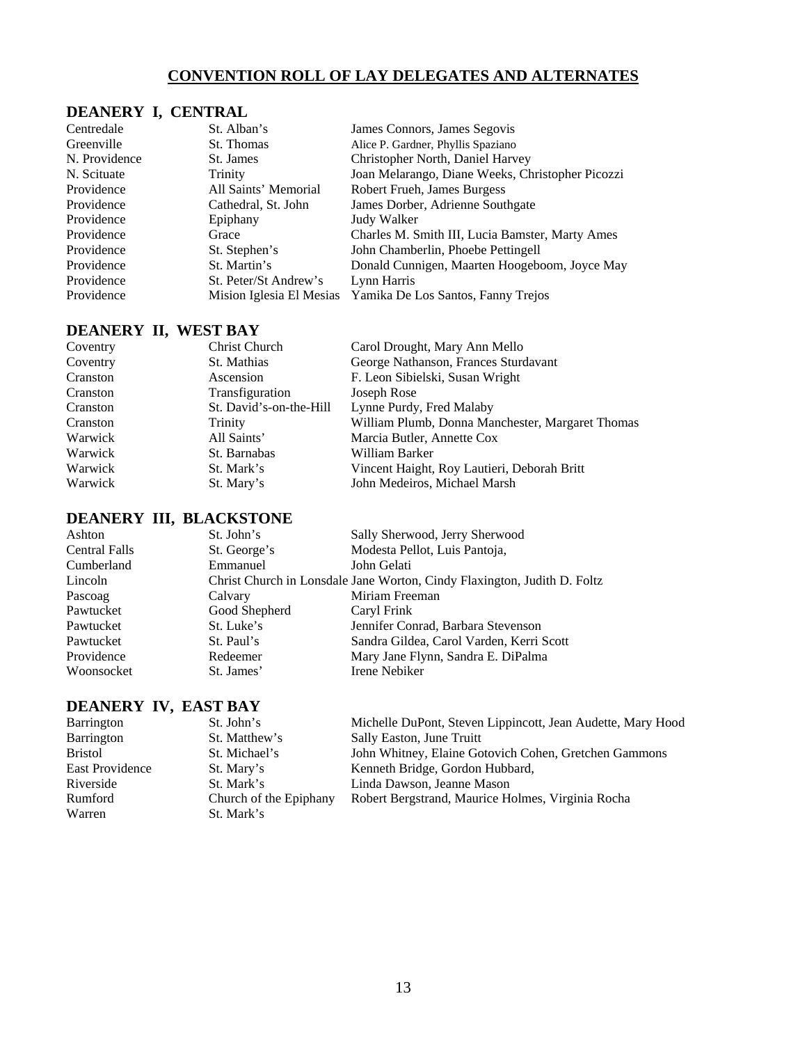# CONVENTION ROLL OF LAY DELEGATES AND ALTERNATES

## DEANERY I, CENTRAL

| | | |
|---|---|---|
| Centredale | St. Alban's | James Connors, James Segovis |
| Greenville | St. Thomas | Alice P. Gardner, Phyllis Spaziano |
| N. Providence | St. James | Christopher North, Daniel Harvey |
| N. Scituate | Trinity | Joan Melarango, Diane Weeks, Christopher Picozzi |
| Providence | All Saints' Memorial | Robert Frueh, James Burgess |
| Providence | Cathedral, St. John | James Dorber, Adrienne Southgate |
| Providence | Epiphany | Judy Walker |
| Providence | Grace | Charles M. Smith III, Lucia Bamster, Marty Ames |
| Providence | St. Stephen's | John Chamberlin, Phoebe Pettingell |
| Providence | St. Martin's | Donald Cunnigen, Maarten Hoogeboom, Joyce May |
| Providence | St. Peter/St Andrew's | Lynn Harris |
| Providence | Mision Iglesia El Mesias | Yamika De Los Santos, Fanny Trejos |

## DEANERY II, WEST BAY

| | | |
|---|---|---|
| Coventry | Christ Church | Carol Drought, Mary Ann Mello |
| Coventry | St. Mathias | George Nathanson, Frances Sturdavant |
| Cranston | Ascension | F. Leon Sibielski, Susan Wright |
| Cranston | Transfiguration | Joseph Rose |
| Cranston | St. David's-on-the-Hill | Lynne Purdy, Fred Malaby |
| Cranston | Trinity | William Plumb, Donna Manchester, Margaret Thomas |
| Warwick | All Saints' | Marcia Butler, Annette Cox |
| Warwick | St. Barnabas | William Barker |
| Warwick | St. Mark's | Vincent Haight, Roy Lautieri, Deborah Britt |
| Warwick | St. Mary's | John Medeiros, Michael Marsh |

## DEANERY III, BLACKSTONE

| | | |
|---|---|---|
| Ashton | St. John's | Sally Sherwood, Jerry Sherwood |
| Central Falls | St. George's | Modesta Pellot, Luis Pantoja, |
| Cumberland | Emmanuel | John Gelati |
| Lincoln | Christ Church in Lonsdale | Jane Worton, Cindy Flaxington, Judith D. Foltz |
| Pascoag | Calvary | Miriam Freeman |
| Pawtucket | Good Shepherd | Caryl Frink |
| Pawtucket | St. Luke's | Jennifer Conrad, Barbara Stevenson |
| Pawtucket | St. Paul's | Sandra Gildea, Carol Varden, Kerri Scott |
| Providence | Redeemer | Mary Jane Flynn, Sandra E. DiPalma |
| Woonsocket | St. James' | Irene Nebiker |

## DEANERY IV, EAST BAY

| | | |
|---|---|---|
| Barrington | St. John's | Michelle DuPont, Steven Lippincott, Jean Audette, Mary Hood |
| Barrington | St. Matthew's | Sally Easton, June Truitt |
| Bristol | St. Michael's | John Whitney, Elaine Gotovich Cohen, Gretchen Gammons |
| East Providence | St. Mary's | Kenneth Bridge, Gordon Hubbard, |
| Riverside | St. Mark's | Linda Dawson, Jeanne Mason |
| Rumford | Church of the Epiphany | Robert Bergstrand, Maurice Holmes, Virginia Rocha |
| Warren | St. Mark's | |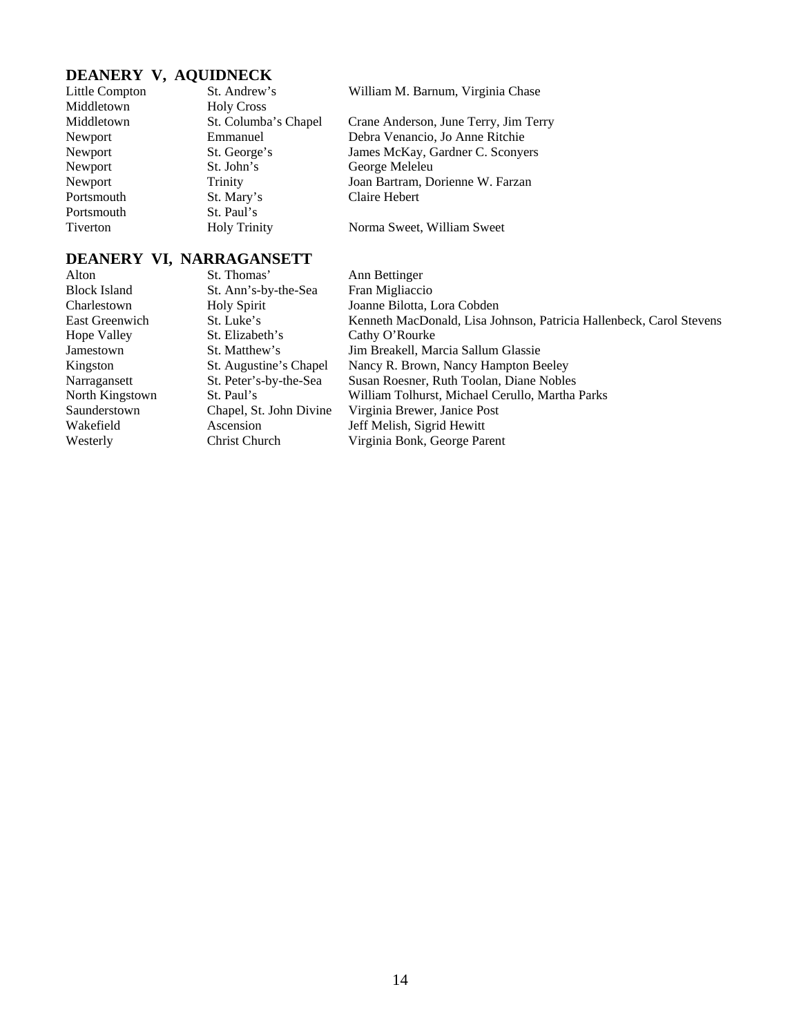## DEANERY V, AQUIDNECK

| | | |
|---|---|---|
| Little Compton | St. Andrew's | William M. Barnum, Virginia Chase |
| Middletown | Holy Cross | |
| Middletown | St. Columba's Chapel | Crane Anderson, June Terry, Jim Terry |
| Newport | Emmanuel | Debra Venancio, Jo Anne Ritchie |
| Newport | St. George's | James McKay, Gardner C. Sconyers |
| Newport | St. John's | George Meleleu |
| Newport | Trinity | Joan Bartram, Dorienne W. Farzan |
| Portsmouth | St. Mary's | Claire Hebert |
| Portsmouth | St. Paul's | |
| Tiverton | Holy Trinity | Norma Sweet, William Sweet |

## DEANERY VI, NARRAGANSETT

| | | |
|---|---|---|
| Alton | St. Thomas' | Ann Bettinger |
| Block Island | St. Ann's-by-the-Sea | Fran Migliaccio |
| Charlestown | Holy Spirit | Joanne Bilotta, Lora Cobden |
| East Greenwich | St. Luke's | Kenneth MacDonald, Lisa Johnson, Patricia Hallenbeck, Carol Stevens |
| Hope Valley | St. Elizabeth's | Cathy O'Rourke |
| Jamestown | St. Matthew's | Jim Breakell, Marcia Sallum Glassie |
| Kingston | St. Augustine's Chapel | Nancy R. Brown, Nancy Hampton Beeley |
| Narragansett | St. Peter's-by-the-Sea | Susan Roesner, Ruth Toolan, Diane Nobles |
| North Kingstown | St. Paul's | William Tolhurst, Michael Cerullo, Martha Parks |
| Saunderstown | Chapel, St. John Divine | Virginia Brewer, Janice Post |
| Wakefield | Ascension | Jeff Melish, Sigrid Hewitt |
| Westerly | Christ Church | Virginia Bonk, George Parent |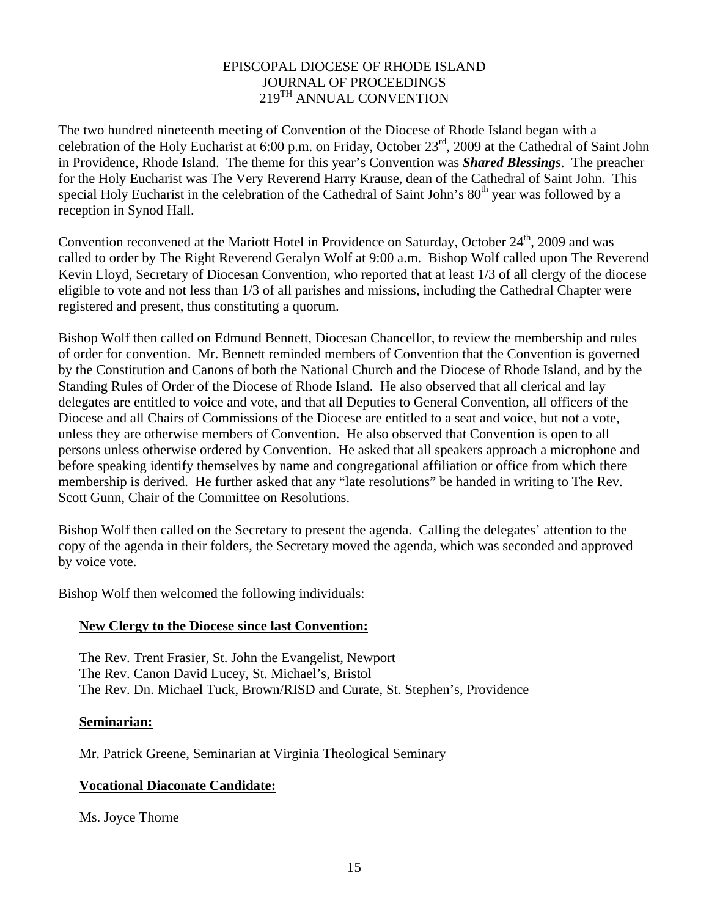# EPISCOPAL DIOCESE OF RHODE ISLAND
## JOURNAL OF PROCEEDINGS
## 219TH ANNUAL CONVENTION

The two hundred nineteenth meeting of Convention of the Diocese of Rhode Island began with a celebration of the Holy Eucharist at 6:00 p.m. on Friday, October 23rd, 2009 at the Cathedral of Saint John in Providence, Rhode Island. The theme for this year's Convention was ***Shared Blessings***. The preacher for the Holy Eucharist was The Very Reverend Harry Krause, dean of the Cathedral of Saint John. This special Holy Eucharist in the celebration of the Cathedral of Saint John's 80th year was followed by a reception in Synod Hall.

Convention reconvened at the Mariott Hotel in Providence on Saturday, October 24th, 2009 and was called to order by The Right Reverend Geralyn Wolf at 9:00 a.m. Bishop Wolf called upon The Reverend Kevin Lloyd, Secretary of Diocesan Convention, who reported that at least 1/3 of all clergy of the diocese eligible to vote and not less than 1/3 of all parishes and missions, including the Cathedral Chapter were registered and present, thus constituting a quorum.

Bishop Wolf then called on Edmund Bennett, Diocesan Chancellor, to review the membership and rules of order for convention. Mr. Bennett reminded members of Convention that the Convention is governed by the Constitution and Canons of both the National Church and the Diocese of Rhode Island, and by the Standing Rules of Order of the Diocese of Rhode Island. He also observed that all clerical and lay delegates are entitled to voice and vote, and that all Deputies to General Convention, all officers of the Diocese and all Chairs of Commissions of the Diocese are entitled to a seat and voice, but not a vote, unless they are otherwise members of Convention. He also observed that Convention is open to all persons unless otherwise ordered by Convention. He asked that all speakers approach a microphone and before speaking identify themselves by name and congregational affiliation or office from which there membership is derived. He further asked that any "late resolutions" be handed in writing to The Rev. Scott Gunn, Chair of the Committee on Resolutions.

Bishop Wolf then called on the Secretary to present the agenda. Calling the delegates' attention to the copy of the agenda in their folders, the Secretary moved the agenda, which was seconded and approved by voice vote.

Bishop Wolf then welcomed the following individuals:

**New Clergy to the Diocese since last Convention:**

The Rev. Trent Frasier, St. John the Evangelist, Newport
The Rev. Canon David Lucey, St. Michael's, Bristol
The Rev. Dn. Michael Tuck, Brown/RISD and Curate, St. Stephen's, Providence

**Seminarian:**

Mr. Patrick Greene, Seminarian at Virginia Theological Seminary

**Vocational Diaconate Candidate:**

Ms. Joyce Thorne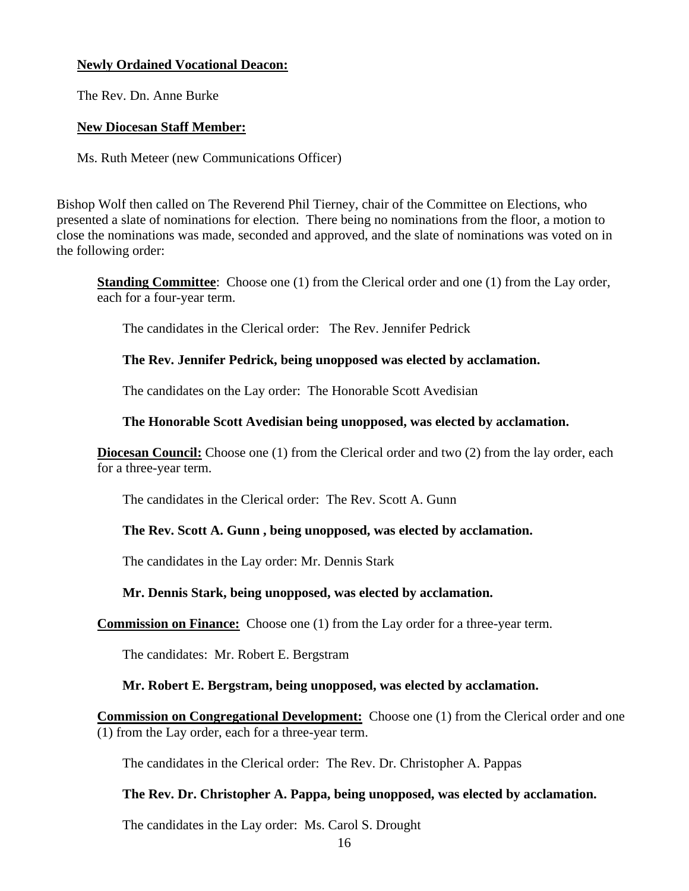**<u>Newly Ordained Vocational Deacon:</u>**

The Rev. Dn. Anne Burke

**<u>New Diocesan Staff Member:</u>**

Ms. Ruth Meteer (new Communications Officer)

Bishop Wolf then called on The Reverend Phil Tierney, chair of the Committee on Elections, who presented a slate of nominations for election. There being no nominations from the floor, a motion to close the nominations was made, seconded and approved, and the slate of nominations was voted on in the following order:

**<u>Standing Committee</u>**: Choose one (1) from the Clerical order and one (1) from the Lay order, each for a four-year term.

The candidates in the Clerical order: The Rev. Jennifer Pedrick

**The Rev. Jennifer Pedrick, being unopposed was elected by acclamation.**

The candidates on the Lay order: The Honorable Scott Avedisian

**The Honorable Scott Avedisian being unopposed, was elected by acclamation.**

**<u>Diocesan Council:</u>** Choose one (1) from the Clerical order and two (2) from the lay order, each for a three-year term.

The candidates in the Clerical order: The Rev. Scott A. Gunn

**The Rev. Scott A. Gunn , being unopposed, was elected by acclamation.**

The candidates in the Lay order: Mr. Dennis Stark

**Mr. Dennis Stark, being unopposed, was elected by acclamation.**

**<u>Commission on Finance:</u>** Choose one (1) from the Lay order for a three-year term.

The candidates: Mr. Robert E. Bergstram

**Mr. Robert E. Bergstram, being unopposed, was elected by acclamation.**

**<u>Commission on Congregational Development:</u>** Choose one (1) from the Clerical order and one (1) from the Lay order, each for a three-year term.

The candidates in the Clerical order: The Rev. Dr. Christopher A. Pappas

**The Rev. Dr. Christopher A. Pappa, being unopposed, was elected by acclamation.**

The candidates in the Lay order: Ms. Carol S. Drought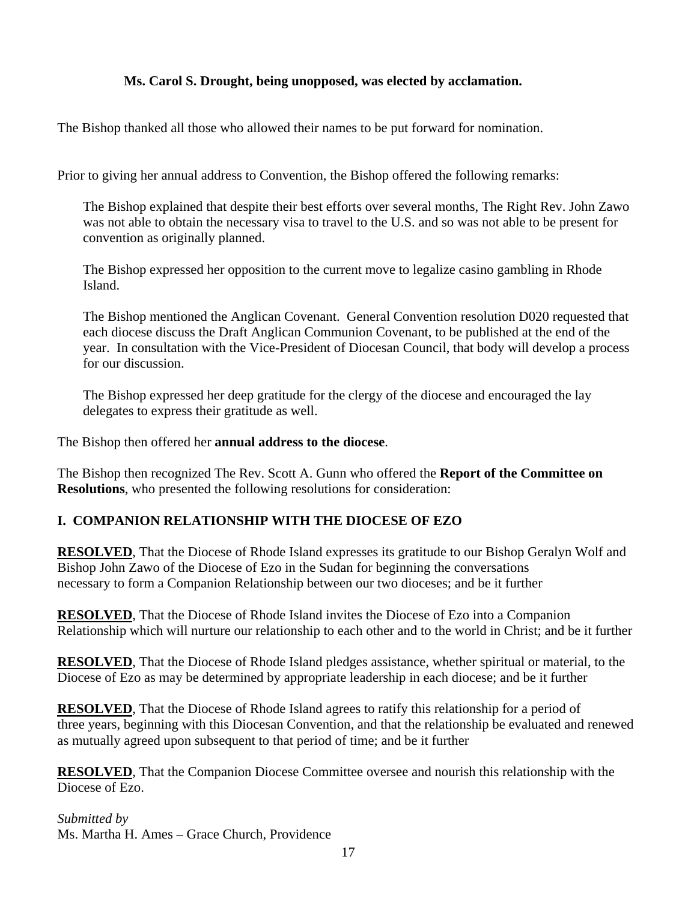**Ms. Carol S. Drought, being unopposed, was elected by acclamation.**

The Bishop thanked all those who allowed their names to be put forward for nomination.

Prior to giving her annual address to Convention, the Bishop offered the following remarks:

> The Bishop explained that despite their best efforts over several months, The Right Rev. John Zawo was not able to obtain the necessary visa to travel to the U.S. and so was not able to be present for convention as originally planned.
>
> The Bishop expressed her opposition to the current move to legalize casino gambling in Rhode Island.
>
> The Bishop mentioned the Anglican Covenant. General Convention resolution D020 requested that each diocese discuss the Draft Anglican Communion Covenant, to be published at the end of the year. In consultation with the Vice-President of Diocesan Council, that body will develop a process for our discussion.
>
> The Bishop expressed her deep gratitude for the clergy of the diocese and encouraged the lay delegates to express their gratitude as well.

The Bishop then offered her **annual address to the diocese**.

The Bishop then recognized The Rev. Scott A. Gunn who offered the **Report of the Committee on Resolutions**, who presented the following resolutions for consideration:

## I. COMPANION RELATIONSHIP WITH THE DIOCESE OF EZO

**RESOLVED**, That the Diocese of Rhode Island expresses its gratitude to our Bishop Geralyn Wolf and Bishop John Zawo of the Diocese of Ezo in the Sudan for beginning the conversations necessary to form a Companion Relationship between our two dioceses; and be it further

**RESOLVED**, That the Diocese of Rhode Island invites the Diocese of Ezo into a Companion Relationship which will nurture our relationship to each other and to the world in Christ; and be it further

**RESOLVED**, That the Diocese of Rhode Island pledges assistance, whether spiritual or material, to the Diocese of Ezo as may be determined by appropriate leadership in each diocese; and be it further

**RESOLVED**, That the Diocese of Rhode Island agrees to ratify this relationship for a period of three years, beginning with this Diocesan Convention, and that the relationship be evaluated and renewed as mutually agreed upon subsequent to that period of time; and be it further

**RESOLVED**, That the Companion Diocese Committee oversee and nourish this relationship with the Diocese of Ezo.

*Submitted by*
Ms. Martha H. Ames – Grace Church, Providence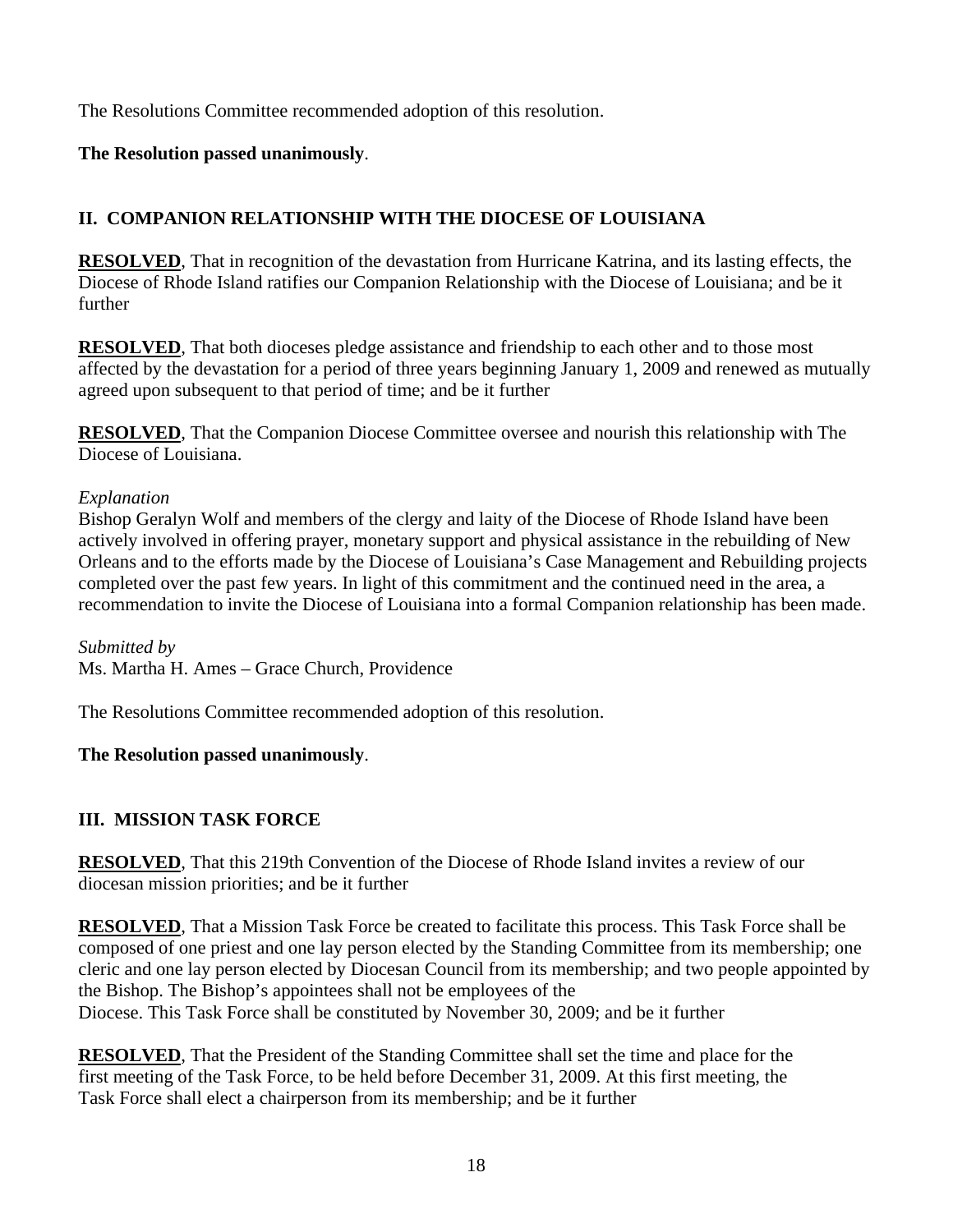The Resolutions Committee recommended adoption of this resolution.

**The Resolution passed unanimously**.

## II. COMPANION RELATIONSHIP WITH THE DIOCESE OF LOUISIANA

**RESOLVED**, That in recognition of the devastation from Hurricane Katrina, and its lasting effects, the Diocese of Rhode Island ratifies our Companion Relationship with the Diocese of Louisiana; and be it further

**RESOLVED**, That both dioceses pledge assistance and friendship to each other and to those most affected by the devastation for a period of three years beginning January 1, 2009 and renewed as mutually agreed upon subsequent to that period of time; and be it further

**RESOLVED**, That the Companion Diocese Committee oversee and nourish this relationship with The Diocese of Louisiana.

*Explanation*
Bishop Geralyn Wolf and members of the clergy and laity of the Diocese of Rhode Island have been actively involved in offering prayer, monetary support and physical assistance in the rebuilding of New Orleans and to the efforts made by the Diocese of Louisiana's Case Management and Rebuilding projects completed over the past few years. In light of this commitment and the continued need in the area, a recommendation to invite the Diocese of Louisiana into a formal Companion relationship has been made.

*Submitted by*
Ms. Martha H. Ames – Grace Church, Providence

The Resolutions Committee recommended adoption of this resolution.

**The Resolution passed unanimously**.

## III. MISSION TASK FORCE

**RESOLVED**, That this 219th Convention of the Diocese of Rhode Island invites a review of our diocesan mission priorities; and be it further

**RESOLVED**, That a Mission Task Force be created to facilitate this process. This Task Force shall be composed of one priest and one lay person elected by the Standing Committee from its membership; one cleric and one lay person elected by Diocesan Council from its membership; and two people appointed by the Bishop. The Bishop's appointees shall not be employees of the Diocese. This Task Force shall be constituted by November 30, 2009; and be it further

**RESOLVED**, That the President of the Standing Committee shall set the time and place for the first meeting of the Task Force, to be held before December 31, 2009. At this first meeting, the Task Force shall elect a chairperson from its membership; and be it further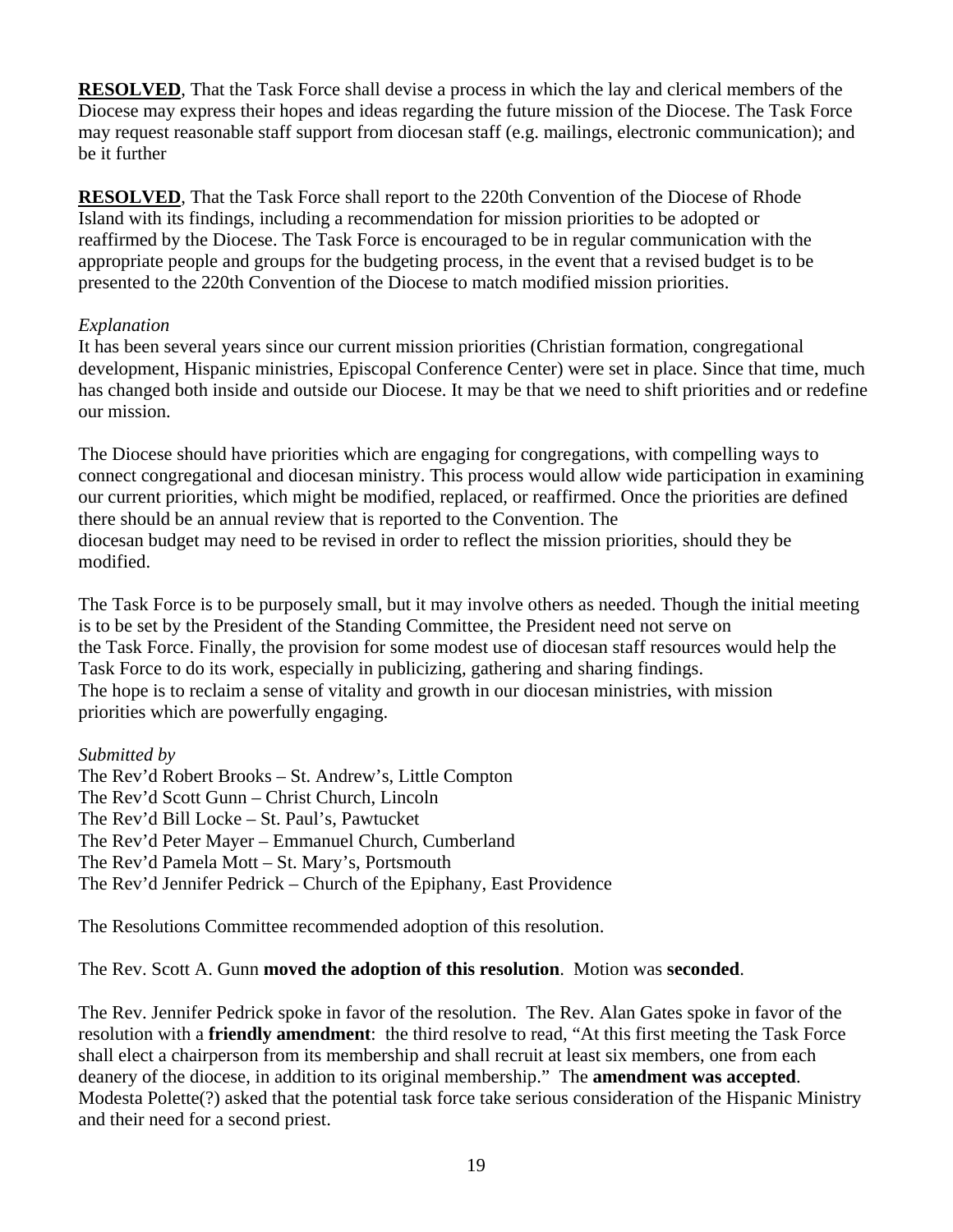**RESOLVED**, That the Task Force shall devise a process in which the lay and clerical members of the Diocese may express their hopes and ideas regarding the future mission of the Diocese. The Task Force may request reasonable staff support from diocesan staff (e.g. mailings, electronic communication); and be it further

**RESOLVED**, That the Task Force shall report to the 220th Convention of the Diocese of Rhode Island with its findings, including a recommendation for mission priorities to be adopted or reaffirmed by the Diocese. The Task Force is encouraged to be in regular communication with the appropriate people and groups for the budgeting process, in the event that a revised budget is to be presented to the 220th Convention of the Diocese to match modified mission priorities.

*Explanation*

It has been several years since our current mission priorities (Christian formation, congregational development, Hispanic ministries, Episcopal Conference Center) were set in place. Since that time, much has changed both inside and outside our Diocese. It may be that we need to shift priorities and or redefine our mission.

The Diocese should have priorities which are engaging for congregations, with compelling ways to connect congregational and diocesan ministry. This process would allow wide participation in examining our current priorities, which might be modified, replaced, or reaffirmed. Once the priorities are defined there should be an annual review that is reported to the Convention. The diocesan budget may need to be revised in order to reflect the mission priorities, should they be modified.

The Task Force is to be purposely small, but it may involve others as needed. Though the initial meeting is to be set by the President of the Standing Committee, the President need not serve on the Task Force. Finally, the provision for some modest use of diocesan staff resources would help the Task Force to do its work, especially in publicizing, gathering and sharing findings. The hope is to reclaim a sense of vitality and growth in our diocesan ministries, with mission priorities which are powerfully engaging.

*Submitted by*

The Rev'd Robert Brooks – St. Andrew's, Little Compton
The Rev'd Scott Gunn – Christ Church, Lincoln
The Rev'd Bill Locke – St. Paul's, Pawtucket
The Rev'd Peter Mayer – Emmanuel Church, Cumberland
The Rev'd Pamela Mott – St. Mary's, Portsmouth
The Rev'd Jennifer Pedrick – Church of the Epiphany, East Providence

The Resolutions Committee recommended adoption of this resolution.

The Rev. Scott A. Gunn **moved the adoption of this resolution**. Motion was **seconded**.

The Rev. Jennifer Pedrick spoke in favor of the resolution. The Rev. Alan Gates spoke in favor of the resolution with a **friendly amendment**: the third resolve to read, "At this first meeting the Task Force shall elect a chairperson from its membership and shall recruit at least six members, one from each deanery of the diocese, in addition to its original membership." The **amendment was accepted**. Modesta Polette(?) asked that the potential task force take serious consideration of the Hispanic Ministry and their need for a second priest.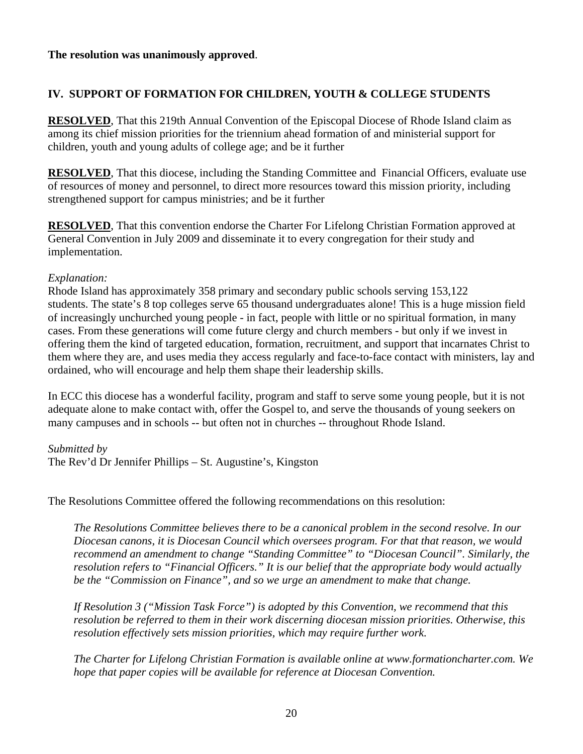**The resolution was unanimously approved**.

## IV. SUPPORT OF FORMATION FOR CHILDREN, YOUTH & COLLEGE STUDENTS

**RESOLVED**, That this 219th Annual Convention of the Episcopal Diocese of Rhode Island claim as among its chief mission priorities for the triennium ahead formation of and ministerial support for children, youth and young adults of college age; and be it further

**RESOLVED**, That this diocese, including the Standing Committee and Financial Officers, evaluate use of resources of money and personnel, to direct more resources toward this mission priority, including strengthened support for campus ministries; and be it further

**RESOLVED**, That this convention endorse the Charter For Lifelong Christian Formation approved at General Convention in July 2009 and disseminate it to every congregation for their study and implementation.

*Explanation:*
Rhode Island has approximately 358 primary and secondary public schools serving 153,122 students. The state's 8 top colleges serve 65 thousand undergraduates alone! This is a huge mission field of increasingly unchurched young people - in fact, people with little or no spiritual formation, in many cases. From these generations will come future clergy and church members - but only if we invest in offering them the kind of targeted education, formation, recruitment, and support that incarnates Christ to them where they are, and uses media they access regularly and face-to-face contact with ministers, lay and ordained, who will encourage and help them shape their leadership skills.

In ECC this diocese has a wonderful facility, program and staff to serve some young people, but it is not adequate alone to make contact with, offer the Gospel to, and serve the thousands of young seekers on many campuses and in schools -- but often not in churches -- throughout Rhode Island.

*Submitted by*
The Rev'd Dr Jennifer Phillips – St. Augustine's, Kingston

The Resolutions Committee offered the following recommendations on this resolution:

> *The Resolutions Committee believes there to be a canonical problem in the second resolve. In our Diocesan canons, it is Diocesan Council which oversees program. For that that reason, we would recommend an amendment to change "Standing Committee" to "Diocesan Council". Similarly, the resolution refers to "Financial Officers." It is our belief that the appropriate body would actually be the "Commission on Finance", and so we urge an amendment to make that change.*
>
> *If Resolution 3 ("Mission Task Force") is adopted by this Convention, we recommend that this resolution be referred to them in their work discerning diocesan mission priorities. Otherwise, this resolution effectively sets mission priorities, which may require further work.*
>
> *The Charter for Lifelong Christian Formation is available online at www.formationcharter.com. We hope that paper copies will be available for reference at Diocesan Convention.*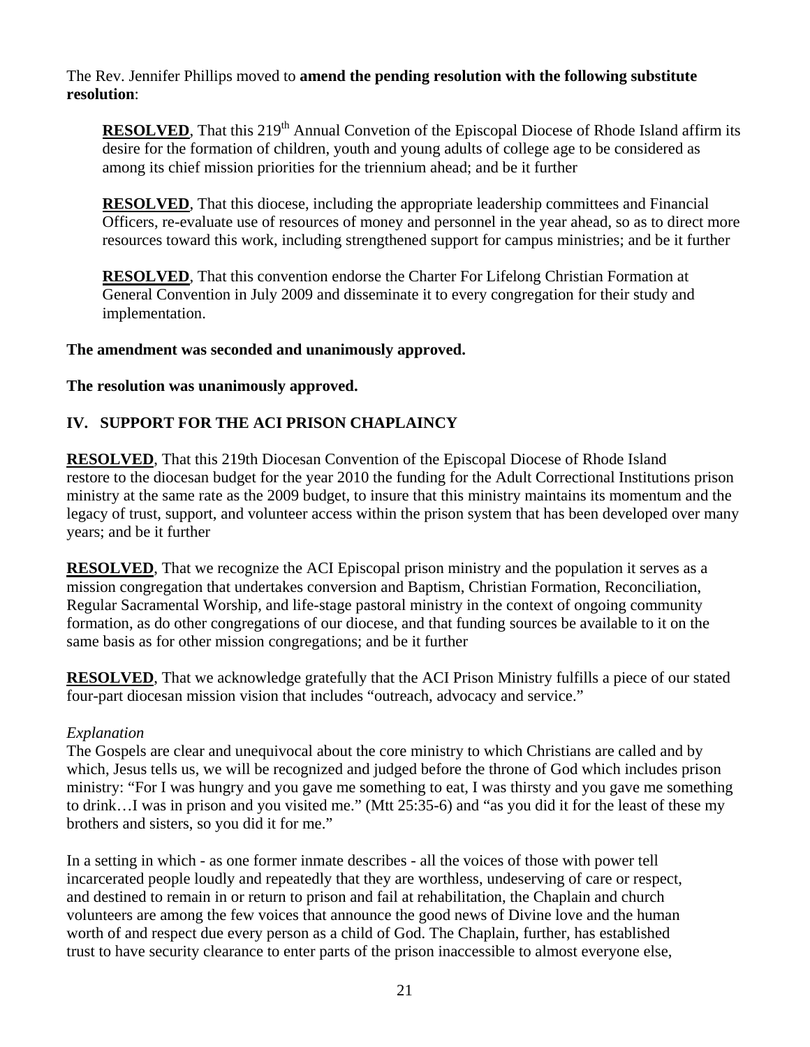The Rev. Jennifer Phillips moved to **amend the pending resolution with the following substitute resolution**:

> **RESOLVED**, That this 219th Annual Convetion of the Episcopal Diocese of Rhode Island affirm its desire for the formation of children, youth and young adults of college age to be considered as among its chief mission priorities for the triennium ahead; and be it further
>
> **RESOLVED**, That this diocese, including the appropriate leadership committees and Financial Officers, re-evaluate use of resources of money and personnel in the year ahead, so as to direct more resources toward this work, including strengthened support for campus ministries; and be it further
>
> **RESOLVED**, That this convention endorse the Charter For Lifelong Christian Formation at General Convention in July 2009 and disseminate it to every congregation for their study and implementation.

**The amendment was seconded and unanimously approved.**

**The resolution was unanimously approved.**

## IV. SUPPORT FOR THE ACI PRISON CHAPLAINCY

**RESOLVED**, That this 219th Diocesan Convention of the Episcopal Diocese of Rhode Island restore to the diocesan budget for the year 2010 the funding for the Adult Correctional Institutions prison ministry at the same rate as the 2009 budget, to insure that this ministry maintains its momentum and the legacy of trust, support, and volunteer access within the prison system that has been developed over many years; and be it further

**RESOLVED**, That we recognize the ACI Episcopal prison ministry and the population it serves as a mission congregation that undertakes conversion and Baptism, Christian Formation, Reconciliation, Regular Sacramental Worship, and life-stage pastoral ministry in the context of ongoing community formation, as do other congregations of our diocese, and that funding sources be available to it on the same basis as for other mission congregations; and be it further

**RESOLVED**, That we acknowledge gratefully that the ACI Prison Ministry fulfills a piece of our stated four-part diocesan mission vision that includes "outreach, advocacy and service."

*Explanation*

The Gospels are clear and unequivocal about the core ministry to which Christians are called and by which, Jesus tells us, we will be recognized and judged before the throne of God which includes prison ministry: "For I was hungry and you gave me something to eat, I was thirsty and you gave me something to drink…I was in prison and you visited me." (Mtt 25:35-6) and "as you did it for the least of these my brothers and sisters, so you did it for me."

In a setting in which - as one former inmate describes - all the voices of those with power tell incarcerated people loudly and repeatedly that they are worthless, undeserving of care or respect, and destined to remain in or return to prison and fail at rehabilitation, the Chaplain and church volunteers are among the few voices that announce the good news of Divine love and the human worth of and respect due every person as a child of God. The Chaplain, further, has established trust to have security clearance to enter parts of the prison inaccessible to almost everyone else,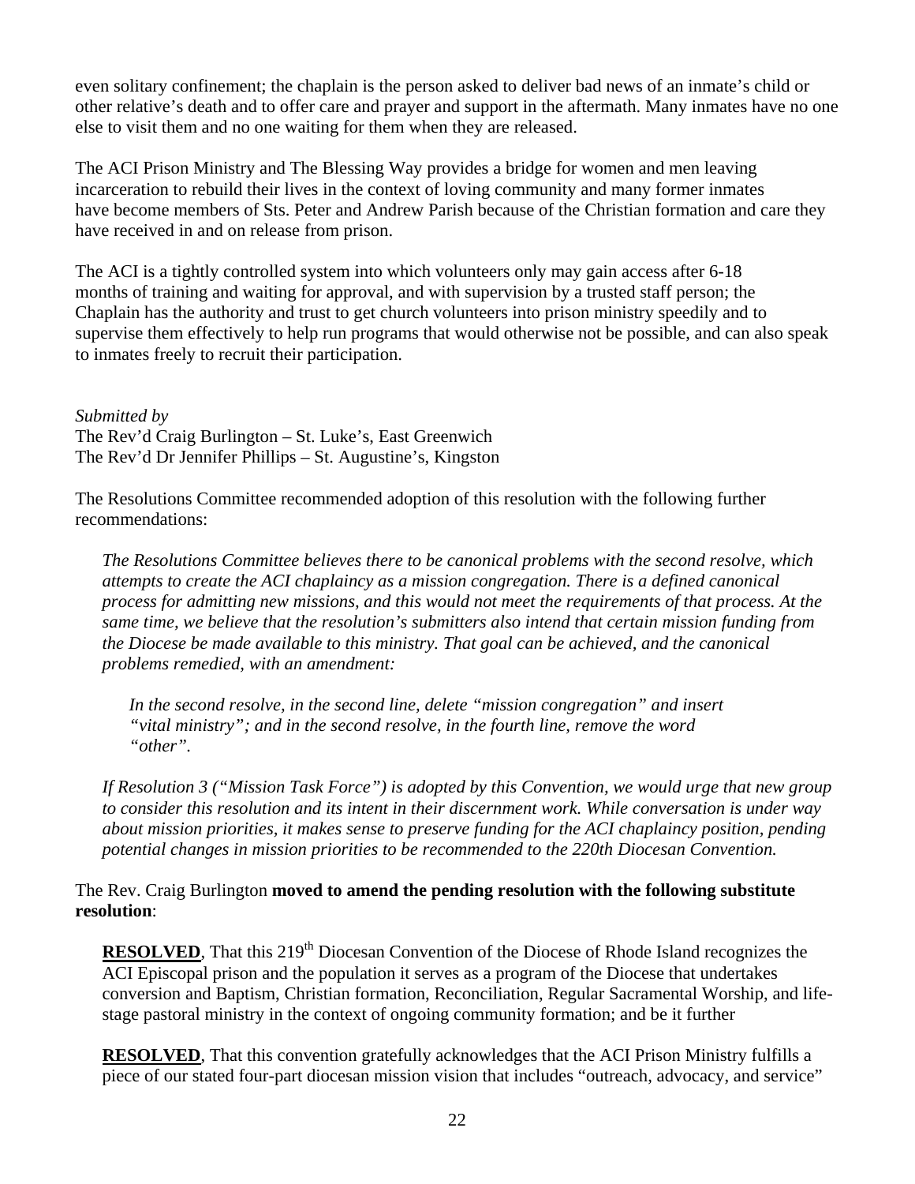even solitary confinement; the chaplain is the person asked to deliver bad news of an inmate's child or other relative's death and to offer care and prayer and support in the aftermath. Many inmates have no one else to visit them and no one waiting for them when they are released.

The ACI Prison Ministry and The Blessing Way provides a bridge for women and men leaving incarceration to rebuild their lives in the context of loving community and many former inmates have become members of Sts. Peter and Andrew Parish because of the Christian formation and care they have received in and on release from prison.

The ACI is a tightly controlled system into which volunteers only may gain access after 6-18 months of training and waiting for approval, and with supervision by a trusted staff person; the Chaplain has the authority and trust to get church volunteers into prison ministry speedily and to supervise them effectively to help run programs that would otherwise not be possible, and can also speak to inmates freely to recruit their participation.

*Submitted by*
The Rev'd Craig Burlington – St. Luke's, East Greenwich
The Rev'd Dr Jennifer Phillips – St. Augustine's, Kingston

The Resolutions Committee recommended adoption of this resolution with the following further recommendations:

> *The Resolutions Committee believes there to be canonical problems with the second resolve, which attempts to create the ACI chaplaincy as a mission congregation. There is a defined canonical process for admitting new missions, and this would not meet the requirements of that process. At the same time, we believe that the resolution's submitters also intend that certain mission funding from the Diocese be made available to this ministry. That goal can be achieved, and the canonical problems remedied, with an amendment:*
>
> > *In the second resolve, in the second line, delete "mission congregation" and insert "vital ministry"; and in the second resolve, in the fourth line, remove the word "other".*
>
> *If Resolution 3 ("Mission Task Force") is adopted by this Convention, we would urge that new group to consider this resolution and its intent in their discernment work. While conversation is under way about mission priorities, it makes sense to preserve funding for the ACI chaplaincy position, pending potential changes in mission priorities to be recommended to the 220th Diocesan Convention.*

The Rev. Craig Burlington **moved to amend the pending resolution with the following substitute resolution**:

> **RESOLVED**, That this 219th Diocesan Convention of the Diocese of Rhode Island recognizes the ACI Episcopal prison and the population it serves as a program of the Diocese that undertakes conversion and Baptism, Christian formation, Reconciliation, Regular Sacramental Worship, and life-stage pastoral ministry in the context of ongoing community formation; and be it further
>
> **RESOLVED**, That this convention gratefully acknowledges that the ACI Prison Ministry fulfills a piece of our stated four-part diocesan mission vision that includes "outreach, advocacy, and service"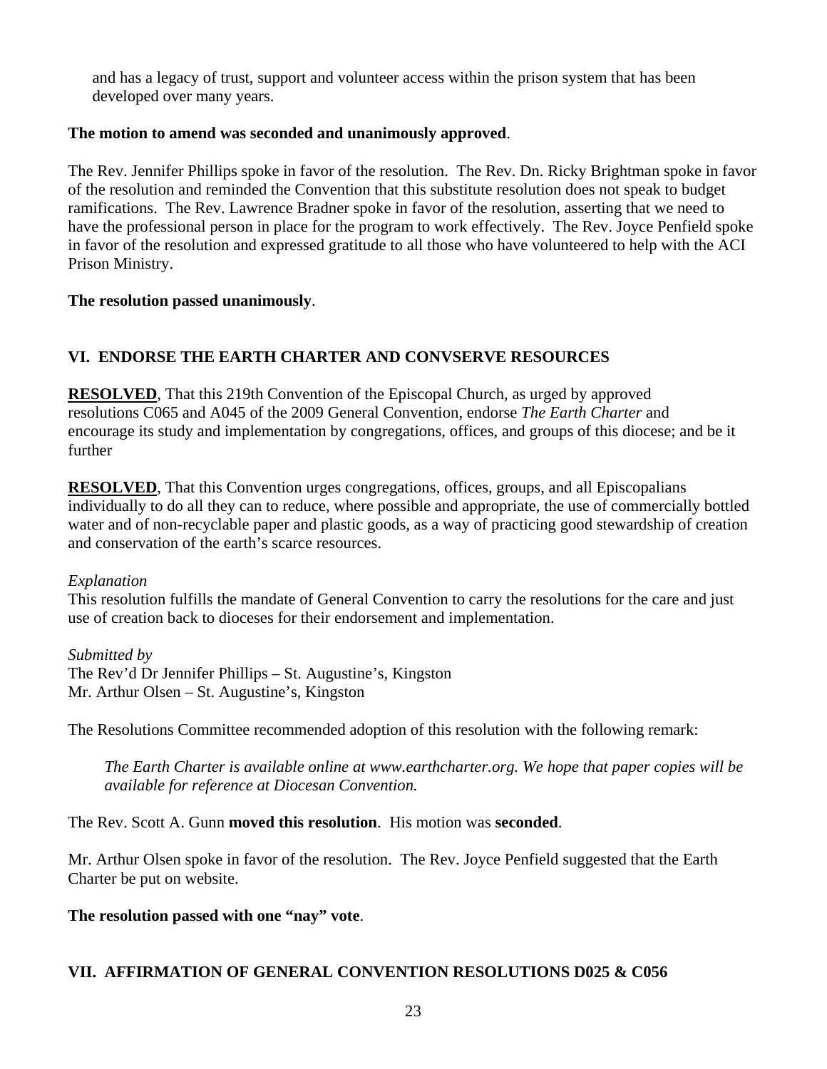and has a legacy of trust, support and volunteer access within the prison system that has been developed over many years.

**The motion to amend was seconded and unanimously approved**.

The Rev. Jennifer Phillips spoke in favor of the resolution. The Rev. Dn. Ricky Brightman spoke in favor of the resolution and reminded the Convention that this substitute resolution does not speak to budget ramifications. The Rev. Lawrence Bradner spoke in favor of the resolution, asserting that we need to have the professional person in place for the program to work effectively. The Rev. Joyce Penfield spoke in favor of the resolution and expressed gratitude to all those who have volunteered to help with the ACI Prison Ministry.

**The resolution passed unanimously**.

## VI. ENDORSE THE EARTH CHARTER AND CONVSERVE RESOURCES

**RESOLVED**, That this 219th Convention of the Episcopal Church, as urged by approved resolutions C065 and A045 of the 2009 General Convention, endorse *The Earth Charter* and encourage its study and implementation by congregations, offices, and groups of this diocese; and be it further

**RESOLVED**, That this Convention urges congregations, offices, groups, and all Episcopalians individually to do all they can to reduce, where possible and appropriate, the use of commercially bottled water and of non-recyclable paper and plastic goods, as a way of practicing good stewardship of creation and conservation of the earth's scarce resources.

*Explanation*
This resolution fulfills the mandate of General Convention to carry the resolutions for the care and just use of creation back to dioceses for their endorsement and implementation.

*Submitted by*
The Rev'd Dr Jennifer Phillips – St. Augustine's, Kingston
Mr. Arthur Olsen – St. Augustine's, Kingston

The Resolutions Committee recommended adoption of this resolution with the following remark:

> *The Earth Charter is available online at www.earthcharter.org. We hope that paper copies will be available for reference at Diocesan Convention.*

The Rev. Scott A. Gunn **moved this resolution**. His motion was **seconded**.

Mr. Arthur Olsen spoke in favor of the resolution. The Rev. Joyce Penfield suggested that the Earth Charter be put on website.

**The resolution passed with one "nay" vote**.

## VII. AFFIRMATION OF GENERAL CONVENTION RESOLUTIONS D025 & C056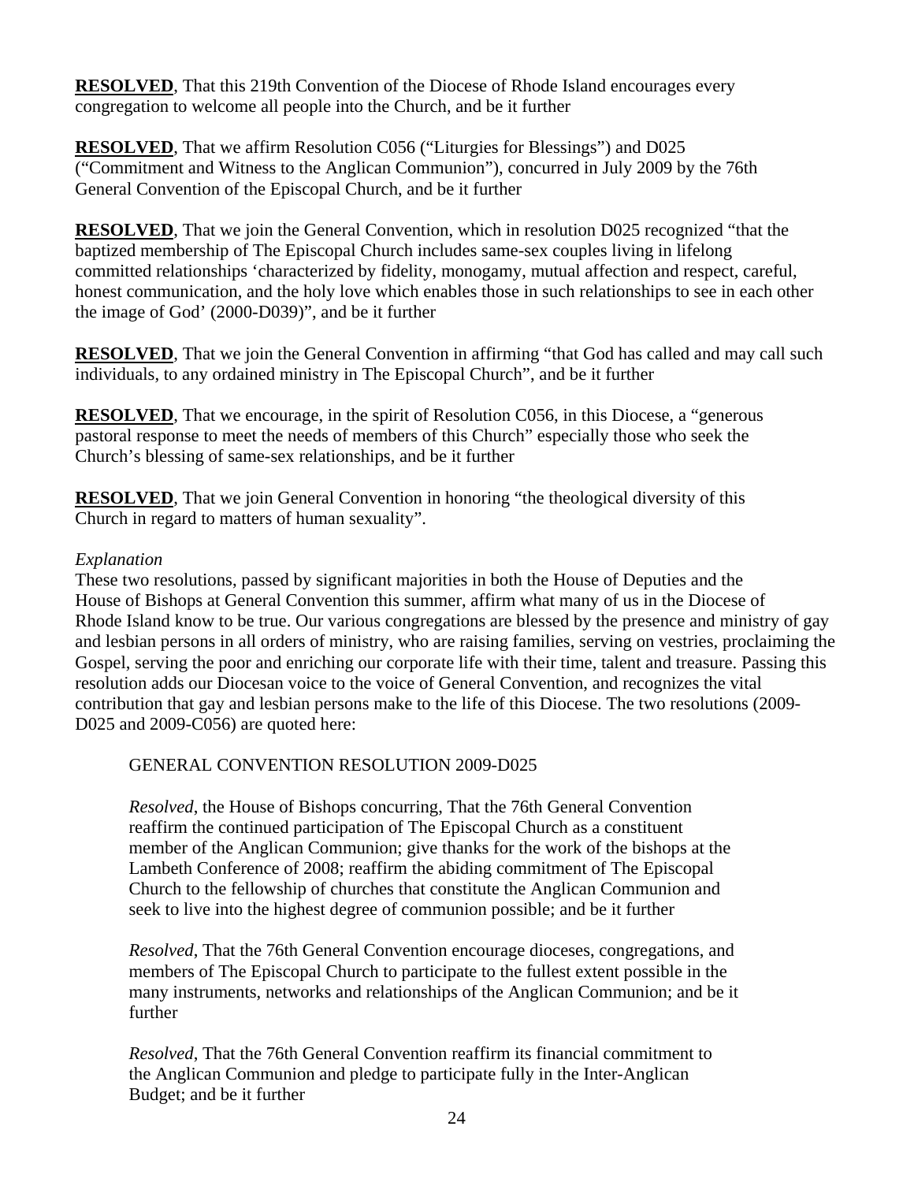**RESOLVED**, That this 219th Convention of the Diocese of Rhode Island encourages every congregation to welcome all people into the Church, and be it further

**RESOLVED**, That we affirm Resolution C056 ("Liturgies for Blessings") and D025 ("Commitment and Witness to the Anglican Communion"), concurred in July 2009 by the 76th General Convention of the Episcopal Church, and be it further

**RESOLVED**, That we join the General Convention, which in resolution D025 recognized "that the baptized membership of The Episcopal Church includes same-sex couples living in lifelong committed relationships 'characterized by fidelity, monogamy, mutual affection and respect, careful, honest communication, and the holy love which enables those in such relationships to see in each other the image of God' (2000-D039)", and be it further

**RESOLVED**, That we join the General Convention in affirming "that God has called and may call such individuals, to any ordained ministry in The Episcopal Church", and be it further

**RESOLVED**, That we encourage, in the spirit of Resolution C056, in this Diocese, a "generous pastoral response to meet the needs of members of this Church" especially those who seek the Church's blessing of same-sex relationships, and be it further

**RESOLVED**, That we join General Convention in honoring "the theological diversity of this Church in regard to matters of human sexuality".

*Explanation*

These two resolutions, passed by significant majorities in both the House of Deputies and the House of Bishops at General Convention this summer, affirm what many of us in the Diocese of Rhode Island know to be true. Our various congregations are blessed by the presence and ministry of gay and lesbian persons in all orders of ministry, who are raising families, serving on vestries, proclaiming the Gospel, serving the poor and enriching our corporate life with their time, talent and treasure. Passing this resolution adds our Diocesan voice to the voice of General Convention, and recognizes the vital contribution that gay and lesbian persons make to the life of this Diocese. The two resolutions (2009-D025 and 2009-C056) are quoted here:

> GENERAL CONVENTION RESOLUTION 2009-D025
>
> *Resolved*, the House of Bishops concurring, That the 76th General Convention reaffirm the continued participation of The Episcopal Church as a constituent member of the Anglican Communion; give thanks for the work of the bishops at the Lambeth Conference of 2008; reaffirm the abiding commitment of The Episcopal Church to the fellowship of churches that constitute the Anglican Communion and seek to live into the highest degree of communion possible; and be it further
>
> *Resolved*, That the 76th General Convention encourage dioceses, congregations, and members of The Episcopal Church to participate to the fullest extent possible in the many instruments, networks and relationships of the Anglican Communion; and be it further
>
> *Resolved*, That the 76th General Convention reaffirm its financial commitment to the Anglican Communion and pledge to participate fully in the Inter-Anglican Budget; and be it further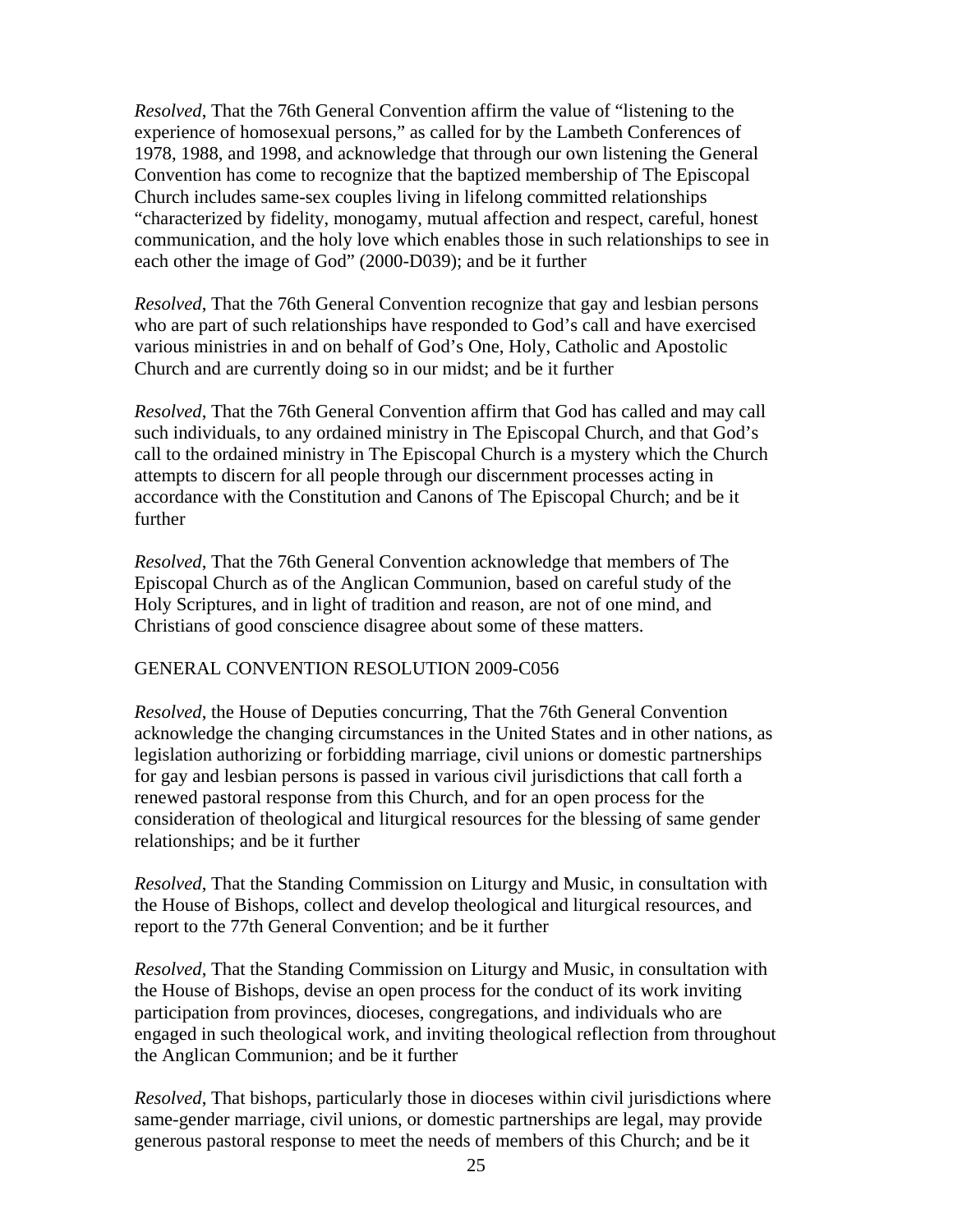*Resolved*, That the 76th General Convention affirm the value of "listening to the experience of homosexual persons," as called for by the Lambeth Conferences of 1978, 1988, and 1998, and acknowledge that through our own listening the General Convention has come to recognize that the baptized membership of The Episcopal Church includes same-sex couples living in lifelong committed relationships "characterized by fidelity, monogamy, mutual affection and respect, careful, honest communication, and the holy love which enables those in such relationships to see in each other the image of God" (2000-D039); and be it further

*Resolved*, That the 76th General Convention recognize that gay and lesbian persons who are part of such relationships have responded to God's call and have exercised various ministries in and on behalf of God's One, Holy, Catholic and Apostolic Church and are currently doing so in our midst; and be it further

*Resolved*, That the 76th General Convention affirm that God has called and may call such individuals, to any ordained ministry in The Episcopal Church, and that God's call to the ordained ministry in The Episcopal Church is a mystery which the Church attempts to discern for all people through our discernment processes acting in accordance with the Constitution and Canons of The Episcopal Church; and be it further

*Resolved*, That the 76th General Convention acknowledge that members of The Episcopal Church as of the Anglican Communion, based on careful study of the Holy Scriptures, and in light of tradition and reason, are not of one mind, and Christians of good conscience disagree about some of these matters.

GENERAL CONVENTION RESOLUTION 2009-C056

*Resolved*, the House of Deputies concurring, That the 76th General Convention acknowledge the changing circumstances in the United States and in other nations, as legislation authorizing or forbidding marriage, civil unions or domestic partnerships for gay and lesbian persons is passed in various civil jurisdictions that call forth a renewed pastoral response from this Church, and for an open process for the consideration of theological and liturgical resources for the blessing of same gender relationships; and be it further

*Resolved*, That the Standing Commission on Liturgy and Music, in consultation with the House of Bishops, collect and develop theological and liturgical resources, and report to the 77th General Convention; and be it further

*Resolved*, That the Standing Commission on Liturgy and Music, in consultation with the House of Bishops, devise an open process for the conduct of its work inviting participation from provinces, dioceses, congregations, and individuals who are engaged in such theological work, and inviting theological reflection from throughout the Anglican Communion; and be it further

*Resolved*, That bishops, particularly those in dioceses within civil jurisdictions where same-gender marriage, civil unions, or domestic partnerships are legal, may provide generous pastoral response to meet the needs of members of this Church; and be it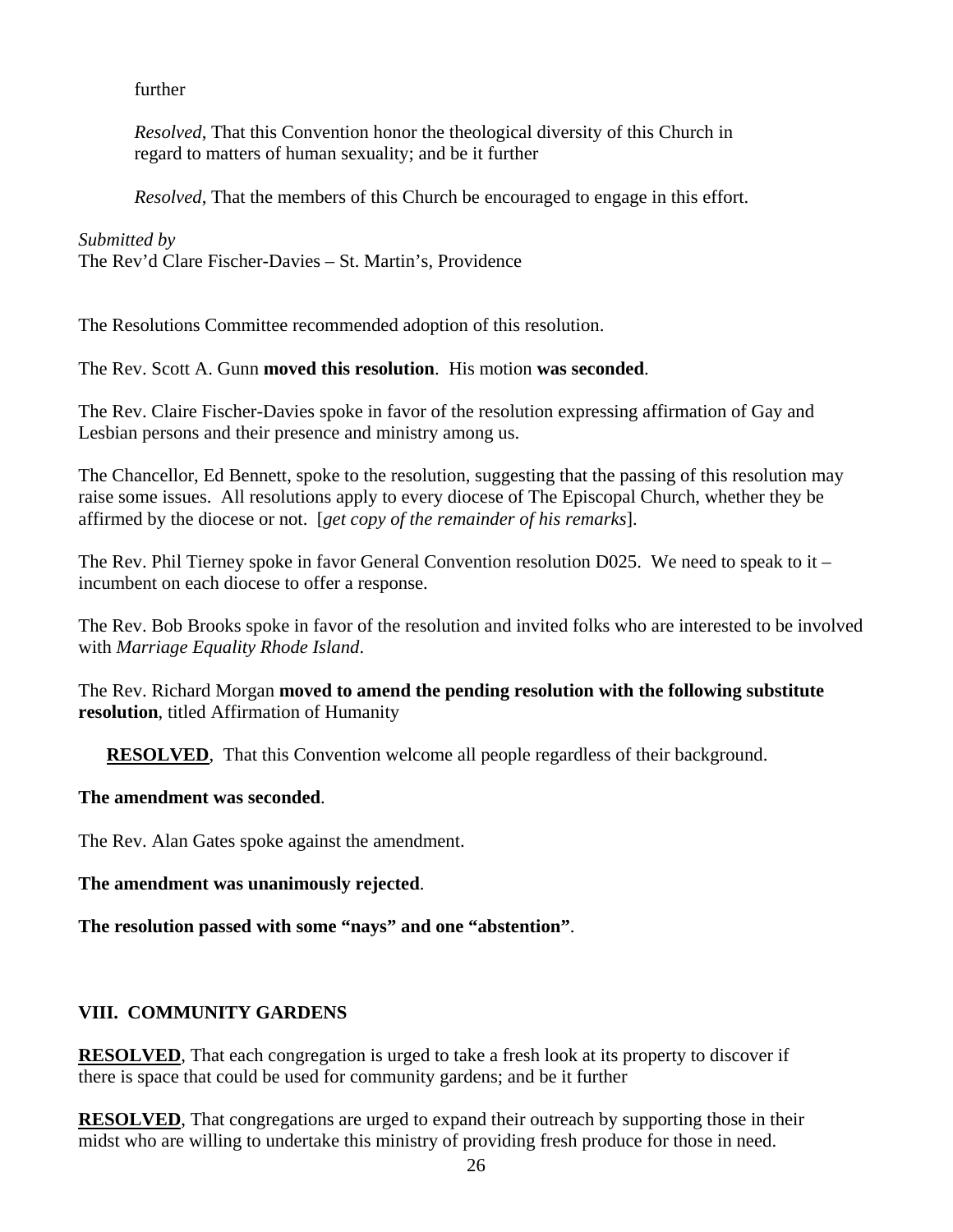further

*Resolved*, That this Convention honor the theological diversity of this Church in regard to matters of human sexuality; and be it further

*Resolved*, That the members of this Church be encouraged to engage in this effort.

*Submitted by*
The Rev'd Clare Fischer-Davies – St. Martin's, Providence

The Resolutions Committee recommended adoption of this resolution.

The Rev. Scott A. Gunn **moved this resolution**. His motion **was seconded**.

The Rev. Claire Fischer-Davies spoke in favor of the resolution expressing affirmation of Gay and Lesbian persons and their presence and ministry among us.

The Chancellor, Ed Bennett, spoke to the resolution, suggesting that the passing of this resolution may raise some issues. All resolutions apply to every diocese of The Episcopal Church, whether they be affirmed by the diocese or not. [*get copy of the remainder of his remarks*].

The Rev. Phil Tierney spoke in favor General Convention resolution D025. We need to speak to it – incumbent on each diocese to offer a response.

The Rev. Bob Brooks spoke in favor of the resolution and invited folks who are interested to be involved with *Marriage Equality Rhode Island*.

The Rev. Richard Morgan **moved to amend the pending resolution with the following substitute resolution**, titled Affirmation of Humanity

**RESOLVED**, That this Convention welcome all people regardless of their background.

**The amendment was seconded**.

The Rev. Alan Gates spoke against the amendment.

**The amendment was unanimously rejected**.

**The resolution passed with some "nays" and one "abstention"**.

## VIII. COMMUNITY GARDENS

**RESOLVED**, That each congregation is urged to take a fresh look at its property to discover if there is space that could be used for community gardens; and be it further

**RESOLVED**, That congregations are urged to expand their outreach by supporting those in their midst who are willing to undertake this ministry of providing fresh produce for those in need.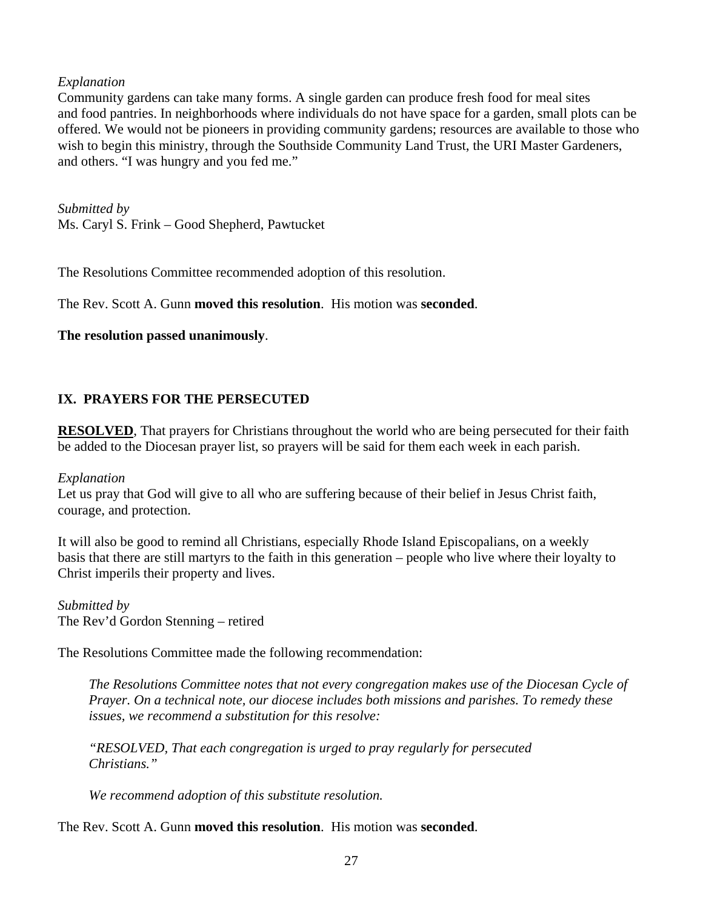*Explanation*
Community gardens can take many forms. A single garden can produce fresh food for meal sites and food pantries. In neighborhoods where individuals do not have space for a garden, small plots can be offered. We would not be pioneers in providing community gardens; resources are available to those who wish to begin this ministry, through the Southside Community Land Trust, the URI Master Gardeners, and others. "I was hungry and you fed me."

*Submitted by*
Ms. Caryl S. Frink – Good Shepherd, Pawtucket

The Resolutions Committee recommended adoption of this resolution.

The Rev. Scott A. Gunn **moved this resolution**. His motion was **seconded**.

**The resolution passed unanimously**.

## IX. PRAYERS FOR THE PERSECUTED

**RESOLVED**, That prayers for Christians throughout the world who are being persecuted for their faith be added to the Diocesan prayer list, so prayers will be said for them each week in each parish.

*Explanation*
Let us pray that God will give to all who are suffering because of their belief in Jesus Christ faith, courage, and protection.

It will also be good to remind all Christians, especially Rhode Island Episcopalians, on a weekly basis that there are still martyrs to the faith in this generation – people who live where their loyalty to Christ imperils their property and lives.

*Submitted by*
The Rev'd Gordon Stenning – retired

The Resolutions Committee made the following recommendation:

> *The Resolutions Committee notes that not every congregation makes use of the Diocesan Cycle of Prayer. On a technical note, our diocese includes both missions and parishes. To remedy these issues, we recommend a substitution for this resolve:*
>
> *"RESOLVED, That each congregation is urged to pray regularly for persecuted Christians."*
>
> *We recommend adoption of this substitute resolution.*

The Rev. Scott A. Gunn **moved this resolution**. His motion was **seconded**.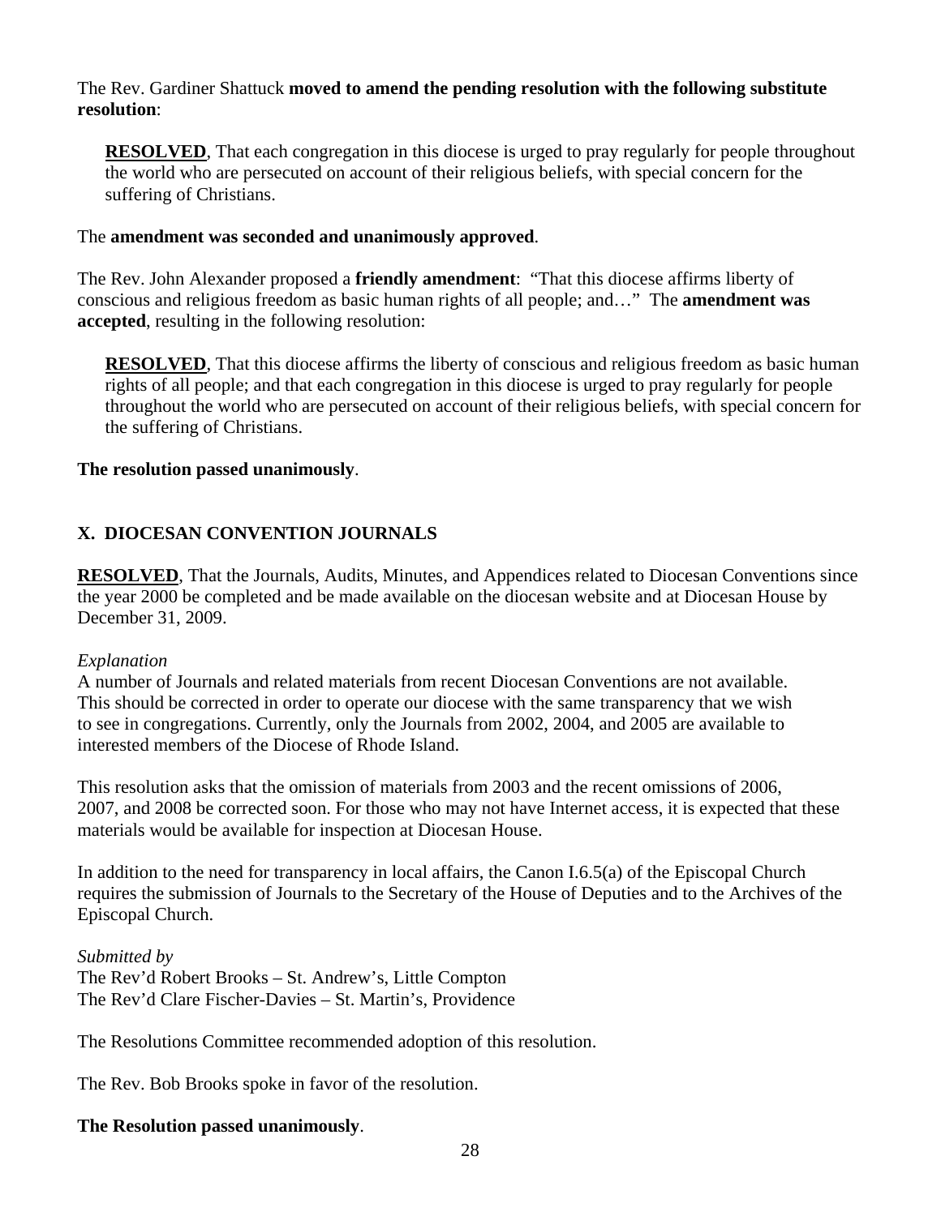The Rev. Gardiner Shattuck **moved to amend the pending resolution with the following substitute resolution**:

> **RESOLVED**, That each congregation in this diocese is urged to pray regularly for people throughout the world who are persecuted on account of their religious beliefs, with special concern for the suffering of Christians.

The **amendment was seconded and unanimously approved**.

The Rev. John Alexander proposed a **friendly amendment**: "That this diocese affirms liberty of conscious and religious freedom as basic human rights of all people; and…" The **amendment was accepted**, resulting in the following resolution:

> **RESOLVED**, That this diocese affirms the liberty of conscious and religious freedom as basic human rights of all people; and that each congregation in this diocese is urged to pray regularly for people throughout the world who are persecuted on account of their religious beliefs, with special concern for the suffering of Christians.

**The resolution passed unanimously**.

## X. DIOCESAN CONVENTION JOURNALS

**RESOLVED**, That the Journals, Audits, Minutes, and Appendices related to Diocesan Conventions since the year 2000 be completed and be made available on the diocesan website and at Diocesan House by December 31, 2009.

*Explanation*
A number of Journals and related materials from recent Diocesan Conventions are not available. This should be corrected in order to operate our diocese with the same transparency that we wish to see in congregations. Currently, only the Journals from 2002, 2004, and 2005 are available to interested members of the Diocese of Rhode Island.

This resolution asks that the omission of materials from 2003 and the recent omissions of 2006, 2007, and 2008 be corrected soon. For those who may not have Internet access, it is expected that these materials would be available for inspection at Diocesan House.

In addition to the need for transparency in local affairs, the Canon I.6.5(a) of the Episcopal Church requires the submission of Journals to the Secretary of the House of Deputies and to the Archives of the Episcopal Church.

*Submitted by*
The Rev'd Robert Brooks – St. Andrew's, Little Compton
The Rev'd Clare Fischer-Davies – St. Martin's, Providence

The Resolutions Committee recommended adoption of this resolution.

The Rev. Bob Brooks spoke in favor of the resolution.

**The Resolution passed unanimously**.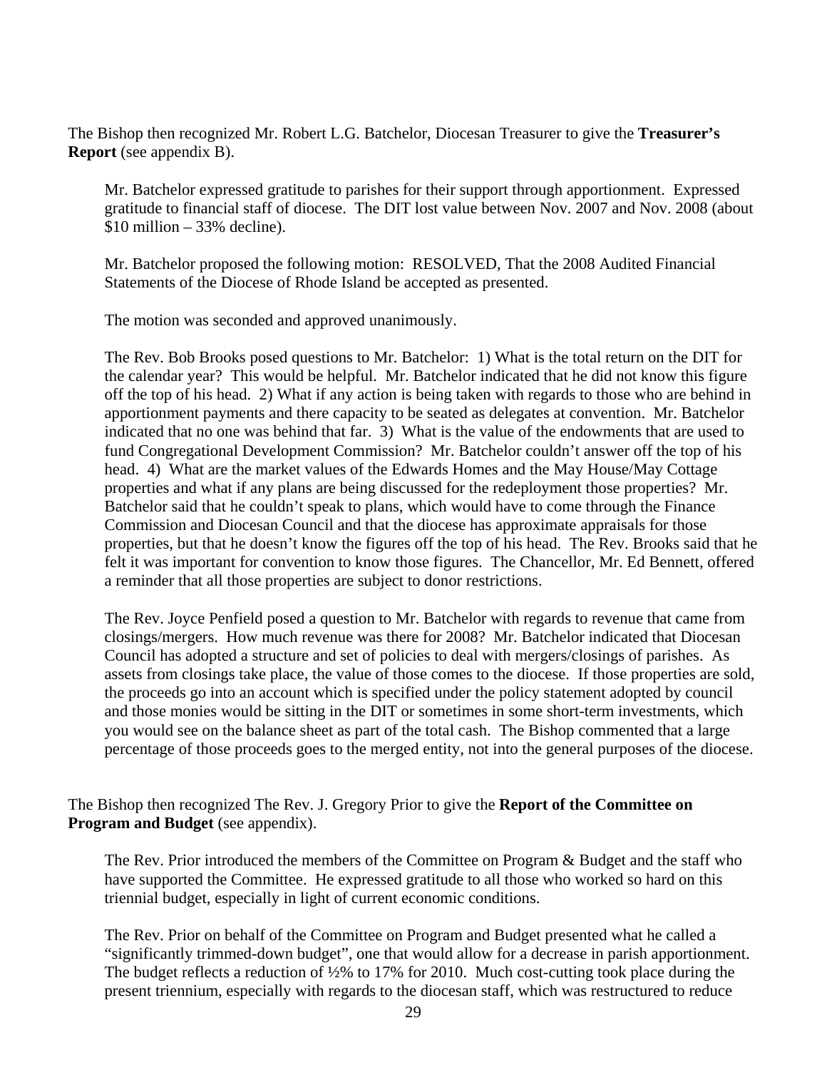The Bishop then recognized Mr. Robert L.G. Batchelor, Diocesan Treasurer to give the **Treasurer's Report** (see appendix B).

Mr. Batchelor expressed gratitude to parishes for their support through apportionment. Expressed gratitude to financial staff of diocese. The DIT lost value between Nov. 2007 and Nov. 2008 (about $10 million – 33% decline).

Mr. Batchelor proposed the following motion: RESOLVED, That the 2008 Audited Financial Statements of the Diocese of Rhode Island be accepted as presented.

The motion was seconded and approved unanimously.

The Rev. Bob Brooks posed questions to Mr. Batchelor: 1) What is the total return on the DIT for the calendar year? This would be helpful. Mr. Batchelor indicated that he did not know this figure off the top of his head. 2) What if any action is being taken with regards to those who are behind in apportionment payments and there capacity to be seated as delegates at convention. Mr. Batchelor indicated that no one was behind that far. 3) What is the value of the endowments that are used to fund Congregational Development Commission? Mr. Batchelor couldn't answer off the top of his head. 4) What are the market values of the Edwards Homes and the May House/May Cottage properties and what if any plans are being discussed for the redeployment those properties? Mr. Batchelor said that he couldn't speak to plans, which would have to come through the Finance Commission and Diocesan Council and that the diocese has approximate appraisals for those properties, but that he doesn't know the figures off the top of his head. The Rev. Brooks said that he felt it was important for convention to know those figures. The Chancellor, Mr. Ed Bennett, offered a reminder that all those properties are subject to donor restrictions.

The Rev. Joyce Penfield posed a question to Mr. Batchelor with regards to revenue that came from closings/mergers. How much revenue was there for 2008? Mr. Batchelor indicated that Diocesan Council has adopted a structure and set of policies to deal with mergers/closings of parishes. As assets from closings take place, the value of those comes to the diocese. If those properties are sold, the proceeds go into an account which is specified under the policy statement adopted by council and those monies would be sitting in the DIT or sometimes in some short-term investments, which you would see on the balance sheet as part of the total cash. The Bishop commented that a large percentage of those proceeds goes to the merged entity, not into the general purposes of the diocese.

The Bishop then recognized The Rev. J. Gregory Prior to give the **Report of the Committee on Program and Budget** (see appendix).

The Rev. Prior introduced the members of the Committee on Program & Budget and the staff who have supported the Committee. He expressed gratitude to all those who worked so hard on this triennial budget, especially in light of current economic conditions.

The Rev. Prior on behalf of the Committee on Program and Budget presented what he called a "significantly trimmed-down budget", one that would allow for a decrease in parish apportionment. The budget reflects a reduction of ½% to 17% for 2010. Much cost-cutting took place during the present triennium, especially with regards to the diocesan staff, which was restructured to reduce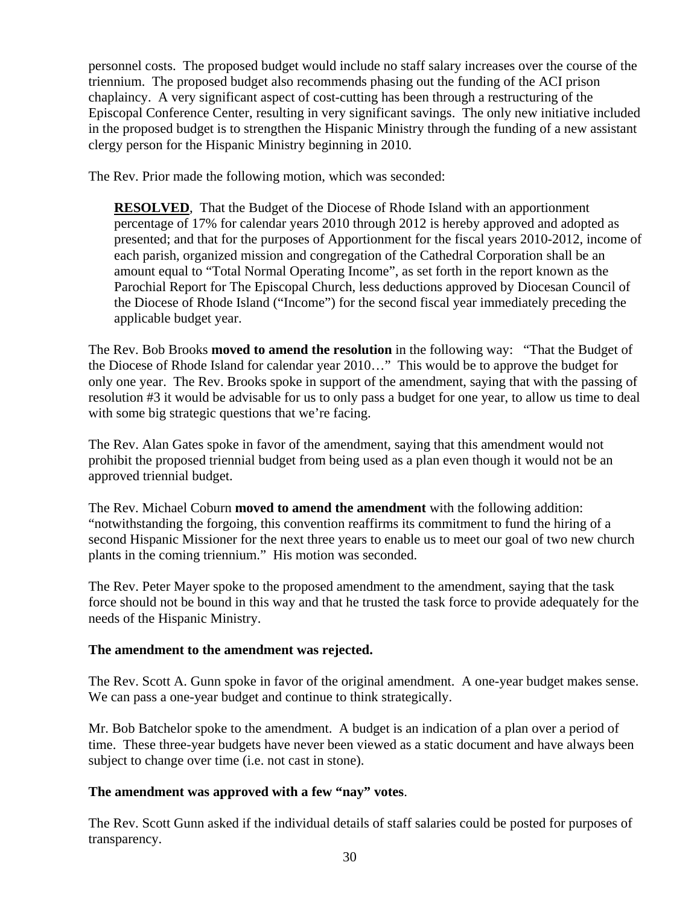personnel costs. The proposed budget would include no staff salary increases over the course of the triennium. The proposed budget also recommends phasing out the funding of the ACI prison chaplaincy. A very significant aspect of cost-cutting has been through a restructuring of the Episcopal Conference Center, resulting in very significant savings. The only new initiative included in the proposed budget is to strengthen the Hispanic Ministry through the funding of a new assistant clergy person for the Hispanic Ministry beginning in 2010.

The Rev. Prior made the following motion, which was seconded:

> **RESOLVED**, That the Budget of the Diocese of Rhode Island with an apportionment percentage of 17% for calendar years 2010 through 2012 is hereby approved and adopted as presented; and that for the purposes of Apportionment for the fiscal years 2010-2012, income of each parish, organized mission and congregation of the Cathedral Corporation shall be an amount equal to "Total Normal Operating Income", as set forth in the report known as the Parochial Report for The Episcopal Church, less deductions approved by Diocesan Council of the Diocese of Rhode Island ("Income") for the second fiscal year immediately preceding the applicable budget year.

The Rev. Bob Brooks **moved to amend the resolution** in the following way: "That the Budget of the Diocese of Rhode Island for calendar year 2010…" This would be to approve the budget for only one year. The Rev. Brooks spoke in support of the amendment, saying that with the passing of resolution #3 it would be advisable for us to only pass a budget for one year, to allow us time to deal with some big strategic questions that we're facing.

The Rev. Alan Gates spoke in favor of the amendment, saying that this amendment would not prohibit the proposed triennial budget from being used as a plan even though it would not be an approved triennial budget.

The Rev. Michael Coburn **moved to amend the amendment** with the following addition: "notwithstanding the forgoing, this convention reaffirms its commitment to fund the hiring of a second Hispanic Missioner for the next three years to enable us to meet our goal of two new church plants in the coming triennium." His motion was seconded.

The Rev. Peter Mayer spoke to the proposed amendment to the amendment, saying that the task force should not be bound in this way and that he trusted the task force to provide adequately for the needs of the Hispanic Ministry.

**The amendment to the amendment was rejected.**

The Rev. Scott A. Gunn spoke in favor of the original amendment. A one-year budget makes sense. We can pass a one-year budget and continue to think strategically.

Mr. Bob Batchelor spoke to the amendment. A budget is an indication of a plan over a period of time. These three-year budgets have never been viewed as a static document and have always been subject to change over time (i.e. not cast in stone).

**The amendment was approved with a few "nay" votes**.

The Rev. Scott Gunn asked if the individual details of staff salaries could be posted for purposes of transparency.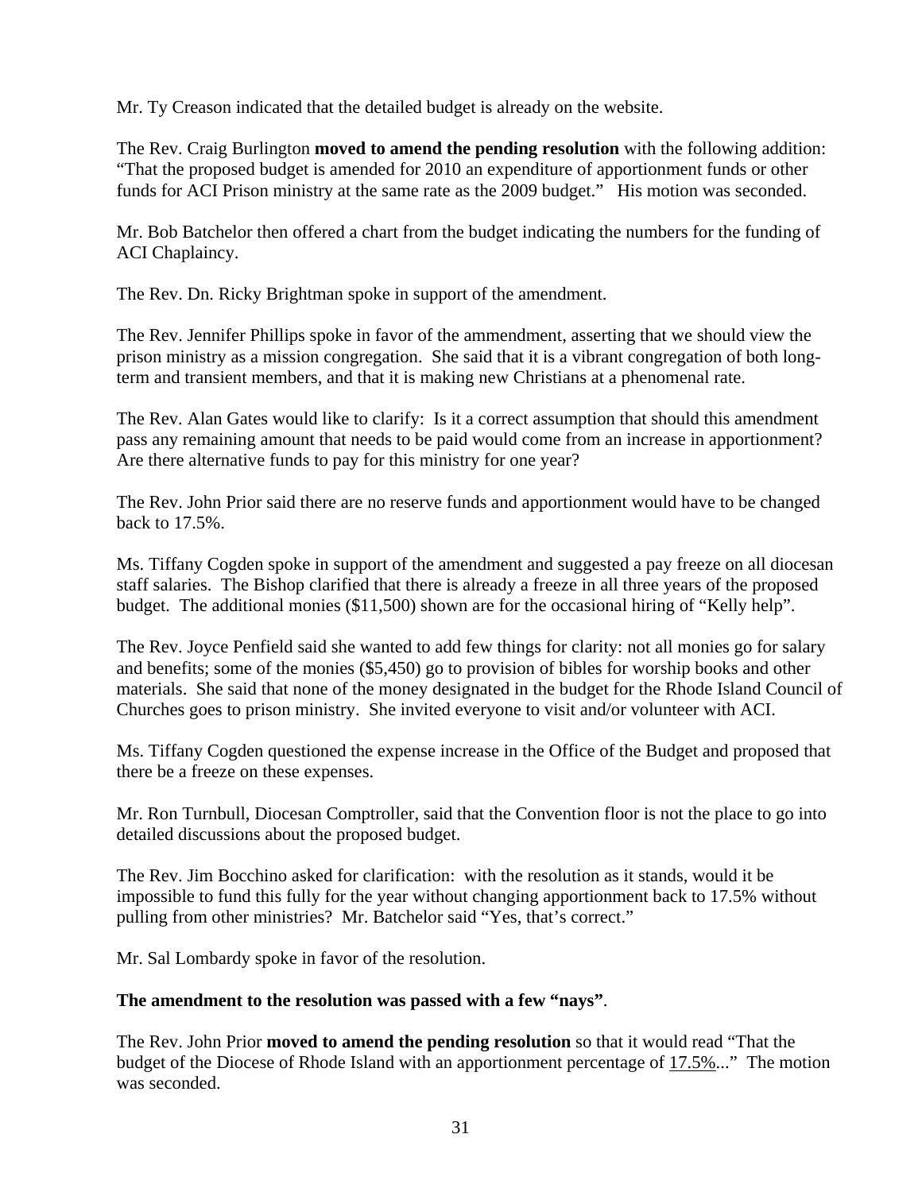Mr. Ty Creason indicated that the detailed budget is already on the website.

The Rev. Craig Burlington **moved to amend the pending resolution** with the following addition: "That the proposed budget is amended for 2010 an expenditure of apportionment funds or other funds for ACI Prison ministry at the same rate as the 2009 budget." His motion was seconded.

Mr. Bob Batchelor then offered a chart from the budget indicating the numbers for the funding of ACI Chaplaincy.

The Rev. Dn. Ricky Brightman spoke in support of the amendment.

The Rev. Jennifer Phillips spoke in favor of the ammendment, asserting that we should view the prison ministry as a mission congregation. She said that it is a vibrant congregation of both long-term and transient members, and that it is making new Christians at a phenomenal rate.

The Rev. Alan Gates would like to clarify: Is it a correct assumption that should this amendment pass any remaining amount that needs to be paid would come from an increase in apportionment? Are there alternative funds to pay for this ministry for one year?

The Rev. John Prior said there are no reserve funds and apportionment would have to be changed back to 17.5%.

Ms. Tiffany Cogden spoke in support of the amendment and suggested a pay freeze on all diocesan staff salaries. The Bishop clarified that there is already a freeze in all three years of the proposed budget. The additional monies ($11,500) shown are for the occasional hiring of "Kelly help".

The Rev. Joyce Penfield said she wanted to add few things for clarity: not all monies go for salary and benefits; some of the monies ($5,450) go to provision of bibles for worship books and other materials. She said that none of the money designated in the budget for the Rhode Island Council of Churches goes to prison ministry. She invited everyone to visit and/or volunteer with ACI.

Ms. Tiffany Cogden questioned the expense increase in the Office of the Budget and proposed that there be a freeze on these expenses.

Mr. Ron Turnbull, Diocesan Comptroller, said that the Convention floor is not the place to go into detailed discussions about the proposed budget.

The Rev. Jim Bocchino asked for clarification: with the resolution as it stands, would it be impossible to fund this fully for the year without changing apportionment back to 17.5% without pulling from other ministries? Mr. Batchelor said "Yes, that's correct."

Mr. Sal Lombardy spoke in favor of the resolution.

**The amendment to the resolution was passed with a few "nays"**.

The Rev. John Prior **moved to amend the pending resolution** so that it would read "That the budget of the Diocese of Rhode Island with an apportionment percentage of <u>17.5%</u>..." The motion was seconded.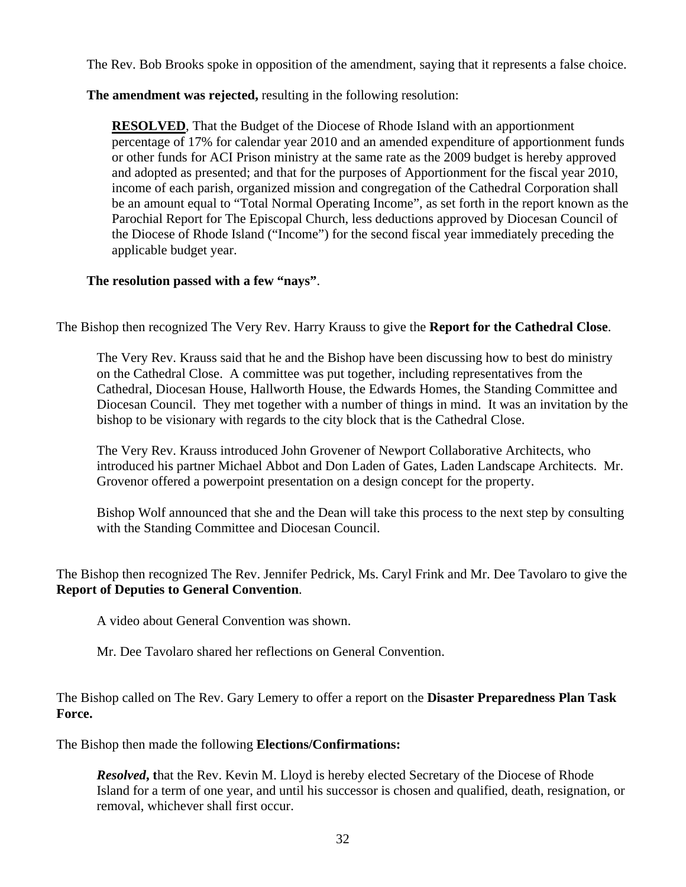The Rev. Bob Brooks spoke in opposition of the amendment, saying that it represents a false choice.

**The amendment was rejected,** resulting in the following resolution:

> **RESOLVED**, That the Budget of the Diocese of Rhode Island with an apportionment percentage of 17% for calendar year 2010 and an amended expenditure of apportionment funds or other funds for ACI Prison ministry at the same rate as the 2009 budget is hereby approved and adopted as presented; and that for the purposes of Apportionment for the fiscal year 2010, income of each parish, organized mission and congregation of the Cathedral Corporation shall be an amount equal to "Total Normal Operating Income", as set forth in the report known as the Parochial Report for The Episcopal Church, less deductions approved by Diocesan Council of the Diocese of Rhode Island ("Income") for the second fiscal year immediately preceding the applicable budget year.

**The resolution passed with a few "nays"**.

The Bishop then recognized The Very Rev. Harry Krauss to give the **Report for the Cathedral Close**.

The Very Rev. Krauss said that he and the Bishop have been discussing how to best do ministry on the Cathedral Close. A committee was put together, including representatives from the Cathedral, Diocesan House, Hallworth House, the Edwards Homes, the Standing Committee and Diocesan Council. They met together with a number of things in mind. It was an invitation by the bishop to be visionary with regards to the city block that is the Cathedral Close.

The Very Rev. Krauss introduced John Grovener of Newport Collaborative Architects, who introduced his partner Michael Abbot and Don Laden of Gates, Laden Landscape Architects. Mr. Grovenor offered a powerpoint presentation on a design concept for the property.

Bishop Wolf announced that she and the Dean will take this process to the next step by consulting with the Standing Committee and Diocesan Council.

The Bishop then recognized The Rev. Jennifer Pedrick, Ms. Caryl Frink and Mr. Dee Tavolaro to give the **Report of Deputies to General Convention**.

A video about General Convention was shown.

Mr. Dee Tavolaro shared her reflections on General Convention.

The Bishop called on The Rev. Gary Lemery to offer a report on the **Disaster Preparedness Plan Task Force.**

The Bishop then made the following **Elections/Confirmations:**

> ***Resolved*, t**hat the Rev. Kevin M. Lloyd is hereby elected Secretary of the Diocese of Rhode Island for a term of one year, and until his successor is chosen and qualified, death, resignation, or removal, whichever shall first occur.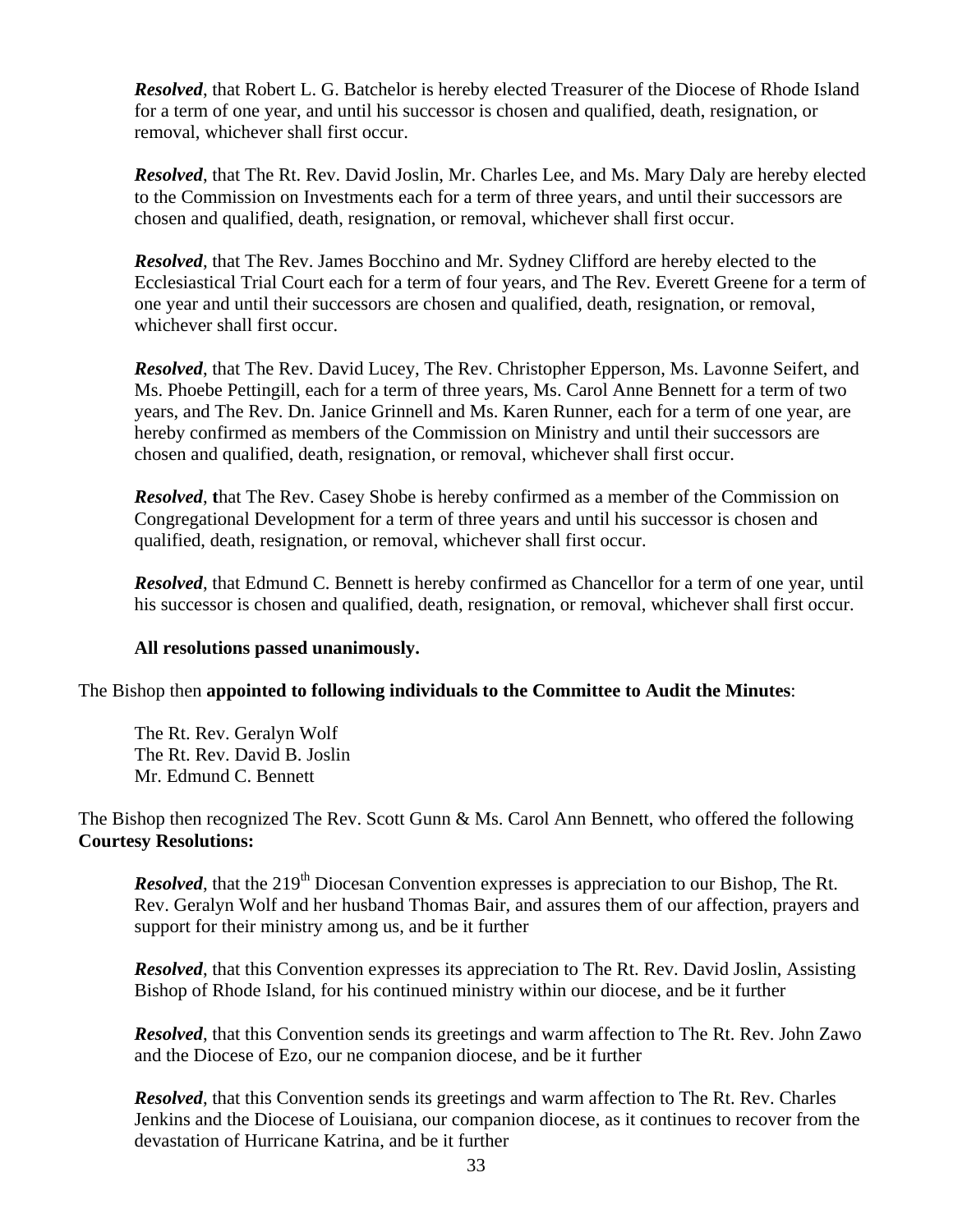***Resolved***, that Robert L. G. Batchelor is hereby elected Treasurer of the Diocese of Rhode Island for a term of one year, and until his successor is chosen and qualified, death, resignation, or removal, whichever shall first occur.

***Resolved***, that The Rt. Rev. David Joslin, Mr. Charles Lee, and Ms. Mary Daly are hereby elected to the Commission on Investments each for a term of three years, and until their successors are chosen and qualified, death, resignation, or removal, whichever shall first occur.

***Resolved***, that The Rev. James Bocchino and Mr. Sydney Clifford are hereby elected to the Ecclesiastical Trial Court each for a term of four years, and The Rev. Everett Greene for a term of one year and until their successors are chosen and qualified, death, resignation, or removal, whichever shall first occur.

***Resolved***, that The Rev. David Lucey, The Rev. Christopher Epperson, Ms. Lavonne Seifert, and Ms. Phoebe Pettingill, each for a term of three years, Ms. Carol Anne Bennett for a term of two years, and The Rev. Dn. Janice Grinnell and Ms. Karen Runner, each for a term of one year, are hereby confirmed as members of the Commission on Ministry and until their successors are chosen and qualified, death, resignation, or removal, whichever shall first occur.

***Resolved***, **t**hat The Rev. Casey Shobe is hereby confirmed as a member of the Commission on Congregational Development for a term of three years and until his successor is chosen and qualified, death, resignation, or removal, whichever shall first occur.

***Resolved***, that Edmund C. Bennett is hereby confirmed as Chancellor for a term of one year, until his successor is chosen and qualified, death, resignation, or removal, whichever shall first occur.

**All resolutions passed unanimously.**

The Bishop then **appointed to following individuals to the Committee to Audit the Minutes**:

The Rt. Rev. Geralyn Wolf
The Rt. Rev. David B. Joslin
Mr. Edmund C. Bennett

The Bishop then recognized The Rev. Scott Gunn & Ms. Carol Ann Bennett, who offered the following **Courtesy Resolutions:**

***Resolved***, that the 219th Diocesan Convention expresses is appreciation to our Bishop, The Rt. Rev. Geralyn Wolf and her husband Thomas Bair, and assures them of our affection, prayers and support for their ministry among us, and be it further

***Resolved***, that this Convention expresses its appreciation to The Rt. Rev. David Joslin, Assisting Bishop of Rhode Island, for his continued ministry within our diocese, and be it further

***Resolved***, that this Convention sends its greetings and warm affection to The Rt. Rev. John Zawo and the Diocese of Ezo, our ne companion diocese, and be it further

***Resolved***, that this Convention sends its greetings and warm affection to The Rt. Rev. Charles Jenkins and the Diocese of Louisiana, our companion diocese, as it continues to recover from the devastation of Hurricane Katrina, and be it further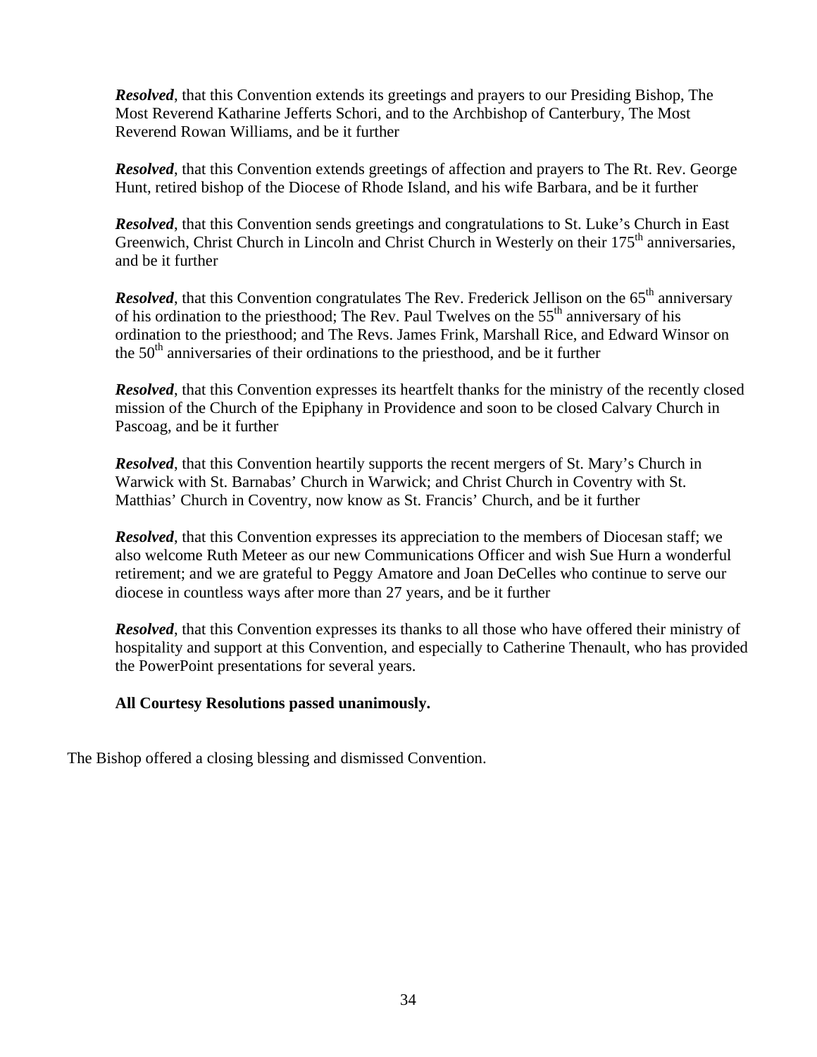***Resolved***, that this Convention extends its greetings and prayers to our Presiding Bishop, The Most Reverend Katharine Jefferts Schori, and to the Archbishop of Canterbury, The Most Reverend Rowan Williams, and be it further

***Resolved***, that this Convention extends greetings of affection and prayers to The Rt. Rev. George Hunt, retired bishop of the Diocese of Rhode Island, and his wife Barbara, and be it further

***Resolved***, that this Convention sends greetings and congratulations to St. Luke's Church in East Greenwich, Christ Church in Lincoln and Christ Church in Westerly on their 175th anniversaries, and be it further

***Resolved***, that this Convention congratulates The Rev. Frederick Jellison on the 65th anniversary of his ordination to the priesthood; The Rev. Paul Twelves on the 55th anniversary of his ordination to the priesthood; and The Revs. James Frink, Marshall Rice, and Edward Winsor on the 50th anniversaries of their ordinations to the priesthood, and be it further

***Resolved***, that this Convention expresses its heartfelt thanks for the ministry of the recently closed mission of the Church of the Epiphany in Providence and soon to be closed Calvary Church in Pascoag, and be it further

***Resolved***, that this Convention heartily supports the recent mergers of St. Mary's Church in Warwick with St. Barnabas' Church in Warwick; and Christ Church in Coventry with St. Matthias' Church in Coventry, now know as St. Francis' Church, and be it further

***Resolved***, that this Convention expresses its appreciation to the members of Diocesan staff; we also welcome Ruth Meteer as our new Communications Officer and wish Sue Hurn a wonderful retirement; and we are grateful to Peggy Amatore and Joan DeCelles who continue to serve our diocese in countless ways after more than 27 years, and be it further

***Resolved***, that this Convention expresses its thanks to all those who have offered their ministry of hospitality and support at this Convention, and especially to Catherine Thenault, who has provided the PowerPoint presentations for several years.

**All Courtesy Resolutions passed unanimously.**

The Bishop offered a closing blessing and dismissed Convention.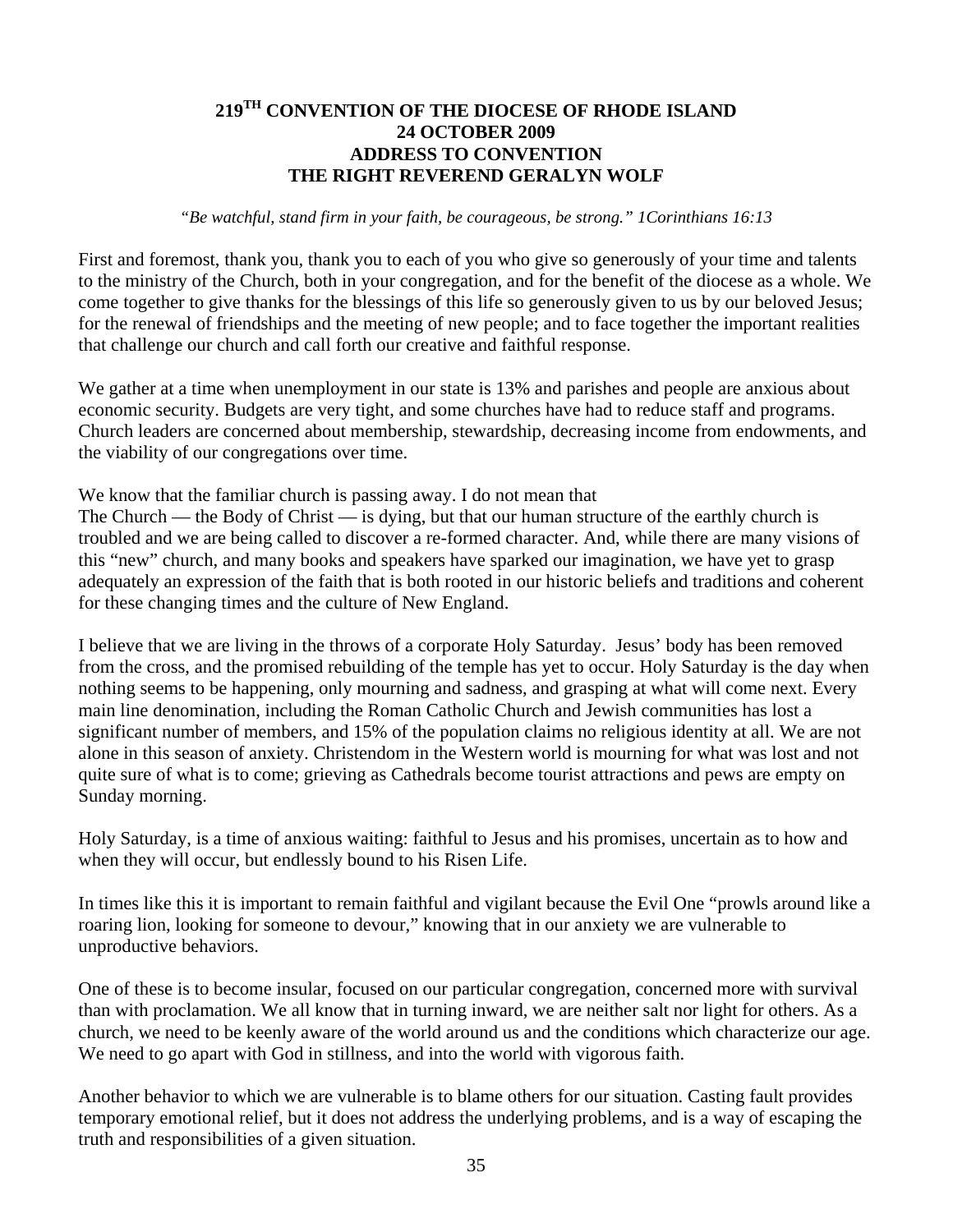## 219TH CONVENTION OF THE DIOCESE OF RHODE ISLAND
## 24 OCTOBER 2009
## ADDRESS TO CONVENTION
## THE RIGHT REVEREND GERALYN WOLF

*"Be watchful, stand firm in your faith, be courageous, be strong." 1Corinthians 16:13*

First and foremost, thank you, thank you to each of you who give so generously of your time and talents to the ministry of the Church, both in your congregation, and for the benefit of the diocese as a whole. We come together to give thanks for the blessings of this life so generously given to us by our beloved Jesus; for the renewal of friendships and the meeting of new people; and to face together the important realities that challenge our church and call forth our creative and faithful response.

We gather at a time when unemployment in our state is 13% and parishes and people are anxious about economic security. Budgets are very tight, and some churches have had to reduce staff and programs. Church leaders are concerned about membership, stewardship, decreasing income from endowments, and the viability of our congregations over time.

We know that the familiar church is passing away. I do not mean that The Church — the Body of Christ — is dying, but that our human structure of the earthly church is troubled and we are being called to discover a re-formed character. And, while there are many visions of this "new" church, and many books and speakers have sparked our imagination, we have yet to grasp adequately an expression of the faith that is both rooted in our historic beliefs and traditions and coherent for these changing times and the culture of New England.

I believe that we are living in the throws of a corporate Holy Saturday. Jesus' body has been removed from the cross, and the promised rebuilding of the temple has yet to occur. Holy Saturday is the day when nothing seems to be happening, only mourning and sadness, and grasping at what will come next. Every main line denomination, including the Roman Catholic Church and Jewish communities has lost a significant number of members, and 15% of the population claims no religious identity at all. We are not alone in this season of anxiety. Christendom in the Western world is mourning for what was lost and not quite sure of what is to come; grieving as Cathedrals become tourist attractions and pews are empty on Sunday morning.

Holy Saturday, is a time of anxious waiting: faithful to Jesus and his promises, uncertain as to how and when they will occur, but endlessly bound to his Risen Life.

In times like this it is important to remain faithful and vigilant because the Evil One "prowls around like a roaring lion, looking for someone to devour," knowing that in our anxiety we are vulnerable to unproductive behaviors.

One of these is to become insular, focused on our particular congregation, concerned more with survival than with proclamation. We all know that in turning inward, we are neither salt nor light for others. As a church, we need to be keenly aware of the world around us and the conditions which characterize our age. We need to go apart with God in stillness, and into the world with vigorous faith.

Another behavior to which we are vulnerable is to blame others for our situation. Casting fault provides temporary emotional relief, but it does not address the underlying problems, and is a way of escaping the truth and responsibilities of a given situation.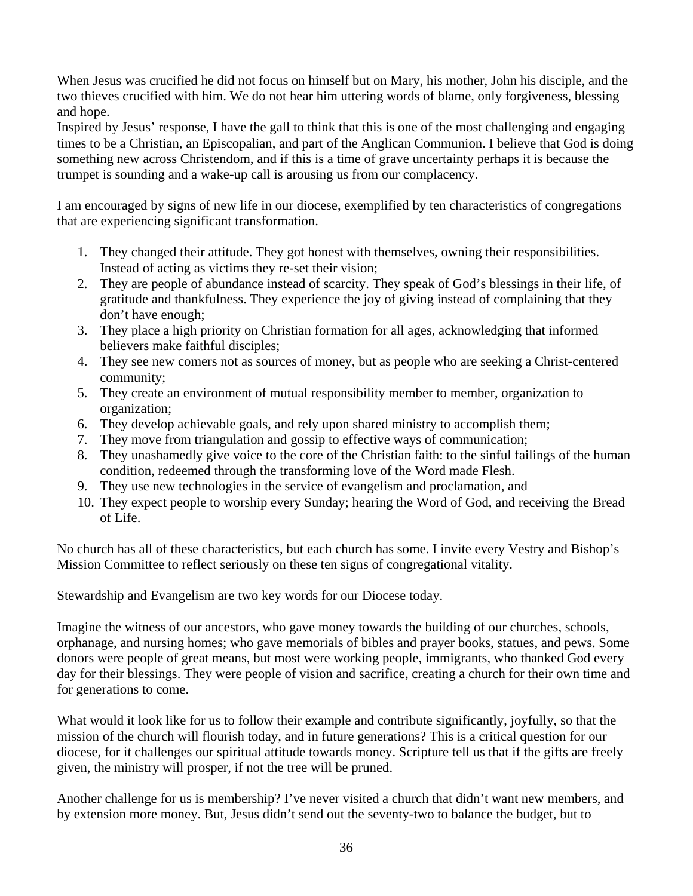When Jesus was crucified he did not focus on himself but on Mary, his mother, John his disciple, and the two thieves crucified with him. We do not hear him uttering words of blame, only forgiveness, blessing and hope.

Inspired by Jesus' response, I have the gall to think that this is one of the most challenging and engaging times to be a Christian, an Episcopalian, and part of the Anglican Communion. I believe that God is doing something new across Christendom, and if this is a time of grave uncertainty perhaps it is because the trumpet is sounding and a wake-up call is arousing us from our complacency.

I am encouraged by signs of new life in our diocese, exemplified by ten characteristics of congregations that are experiencing significant transformation.

1. They changed their attitude. They got honest with themselves, owning their responsibilities. Instead of acting as victims they re-set their vision;
2. They are people of abundance instead of scarcity. They speak of God's blessings in their life, of gratitude and thankfulness. They experience the joy of giving instead of complaining that they don't have enough;
3. They place a high priority on Christian formation for all ages, acknowledging that informed believers make faithful disciples;
4. They see new comers not as sources of money, but as people who are seeking a Christ-centered community;
5. They create an environment of mutual responsibility member to member, organization to organization;
6. They develop achievable goals, and rely upon shared ministry to accomplish them;
7. They move from triangulation and gossip to effective ways of communication;
8. They unashamedly give voice to the core of the Christian faith: to the sinful failings of the human condition, redeemed through the transforming love of the Word made Flesh.
9. They use new technologies in the service of evangelism and proclamation, and
10. They expect people to worship every Sunday; hearing the Word of God, and receiving the Bread of Life.

No church has all of these characteristics, but each church has some. I invite every Vestry and Bishop's Mission Committee to reflect seriously on these ten signs of congregational vitality.

Stewardship and Evangelism are two key words for our Diocese today.

Imagine the witness of our ancestors, who gave money towards the building of our churches, schools, orphanage, and nursing homes; who gave memorials of bibles and prayer books, statues, and pews. Some donors were people of great means, but most were working people, immigrants, who thanked God every day for their blessings. They were people of vision and sacrifice, creating a church for their own time and for generations to come.

What would it look like for us to follow their example and contribute significantly, joyfully, so that the mission of the church will flourish today, and in future generations? This is a critical question for our diocese, for it challenges our spiritual attitude towards money. Scripture tell us that if the gifts are freely given, the ministry will prosper, if not the tree will be pruned.

Another challenge for us is membership? I've never visited a church that didn't want new members, and by extension more money. But, Jesus didn't send out the seventy-two to balance the budget, but to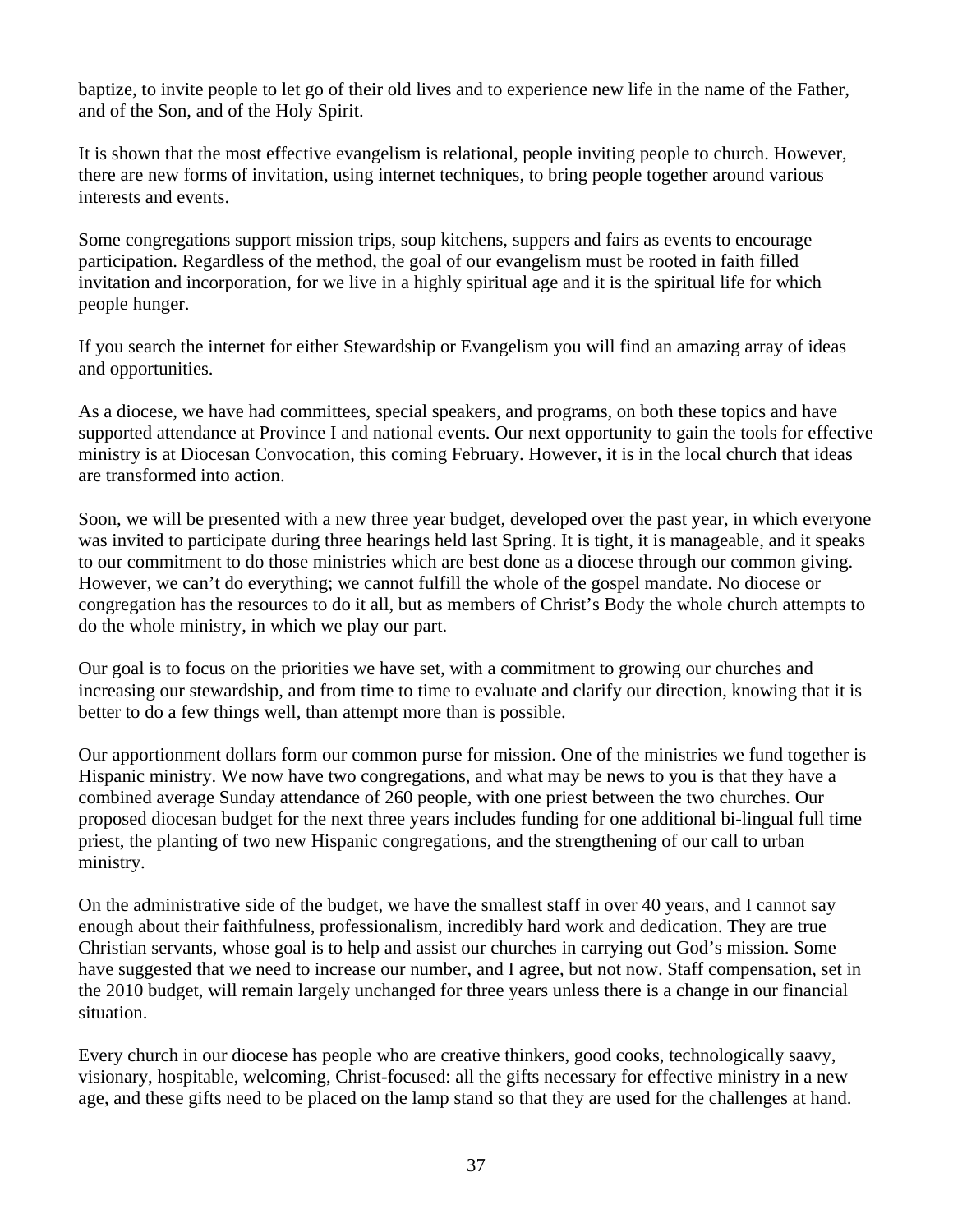baptize, to invite people to let go of their old lives and to experience new life in the name of the Father, and of the Son, and of the Holy Spirit.

It is shown that the most effective evangelism is relational, people inviting people to church. However, there are new forms of invitation, using internet techniques, to bring people together around various interests and events.

Some congregations support mission trips, soup kitchens, suppers and fairs as events to encourage participation. Regardless of the method, the goal of our evangelism must be rooted in faith filled invitation and incorporation, for we live in a highly spiritual age and it is the spiritual life for which people hunger.

If you search the internet for either Stewardship or Evangelism you will find an amazing array of ideas and opportunities.

As a diocese, we have had committees, special speakers, and programs, on both these topics and have supported attendance at Province I and national events. Our next opportunity to gain the tools for effective ministry is at Diocesan Convocation, this coming February. However, it is in the local church that ideas are transformed into action.

Soon, we will be presented with a new three year budget, developed over the past year, in which everyone was invited to participate during three hearings held last Spring. It is tight, it is manageable, and it speaks to our commitment to do those ministries which are best done as a diocese through our common giving. However, we can't do everything; we cannot fulfill the whole of the gospel mandate. No diocese or congregation has the resources to do it all, but as members of Christ's Body the whole church attempts to do the whole ministry, in which we play our part.

Our goal is to focus on the priorities we have set, with a commitment to growing our churches and increasing our stewardship, and from time to time to evaluate and clarify our direction, knowing that it is better to do a few things well, than attempt more than is possible.

Our apportionment dollars form our common purse for mission. One of the ministries we fund together is Hispanic ministry. We now have two congregations, and what may be news to you is that they have a combined average Sunday attendance of 260 people, with one priest between the two churches. Our proposed diocesan budget for the next three years includes funding for one additional bi-lingual full time priest, the planting of two new Hispanic congregations, and the strengthening of our call to urban ministry.

On the administrative side of the budget, we have the smallest staff in over 40 years, and I cannot say enough about their faithfulness, professionalism, incredibly hard work and dedication. They are true Christian servants, whose goal is to help and assist our churches in carrying out God's mission. Some have suggested that we need to increase our number, and I agree, but not now. Staff compensation, set in the 2010 budget, will remain largely unchanged for three years unless there is a change in our financial situation.

Every church in our diocese has people who are creative thinkers, good cooks, technologically saavy, visionary, hospitable, welcoming, Christ-focused: all the gifts necessary for effective ministry in a new age, and these gifts need to be placed on the lamp stand so that they are used for the challenges at hand.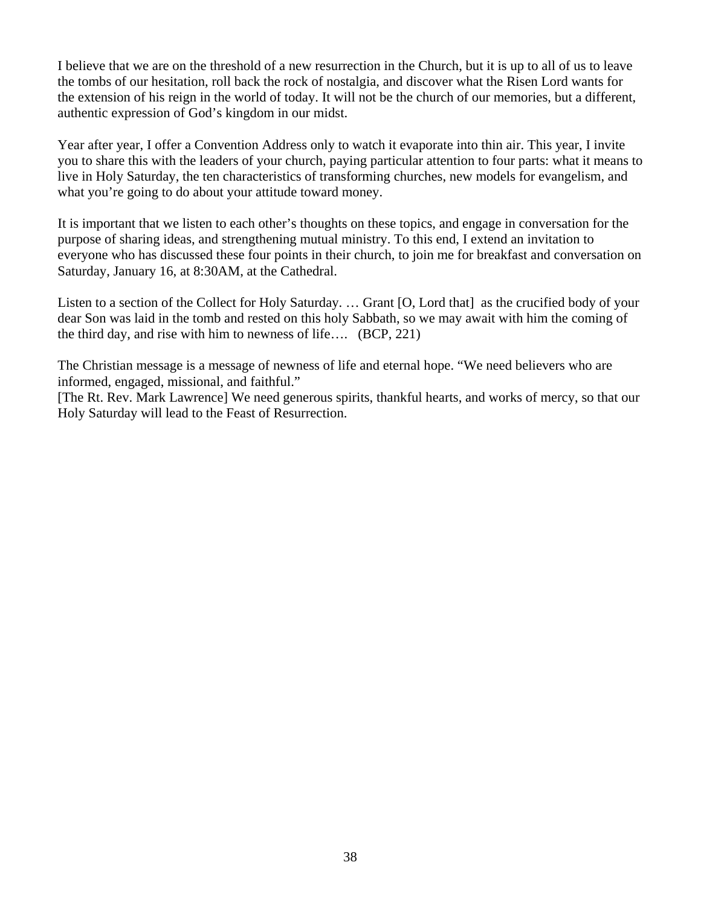I believe that we are on the threshold of a new resurrection in the Church, but it is up to all of us to leave the tombs of our hesitation, roll back the rock of nostalgia, and discover what the Risen Lord wants for the extension of his reign in the world of today. It will not be the church of our memories, but a different, authentic expression of God's kingdom in our midst.

Year after year, I offer a Convention Address only to watch it evaporate into thin air. This year, I invite you to share this with the leaders of your church, paying particular attention to four parts: what it means to live in Holy Saturday, the ten characteristics of transforming churches, new models for evangelism, and what you're going to do about your attitude toward money.

It is important that we listen to each other's thoughts on these topics, and engage in conversation for the purpose of sharing ideas, and strengthening mutual ministry. To this end, I extend an invitation to everyone who has discussed these four points in their church, to join me for breakfast and conversation on Saturday, January 16, at 8:30AM, at the Cathedral.

Listen to a section of the Collect for Holy Saturday. … Grant [O, Lord that] as the crucified body of your dear Son was laid in the tomb and rested on this holy Sabbath, so we may await with him the coming of the third day, and rise with him to newness of life…. (BCP, 221)

The Christian message is a message of newness of life and eternal hope. "We need believers who are informed, engaged, missional, and faithful."
[The Rt. Rev. Mark Lawrence] We need generous spirits, thankful hearts, and works of mercy, so that our Holy Saturday will lead to the Feast of Resurrection.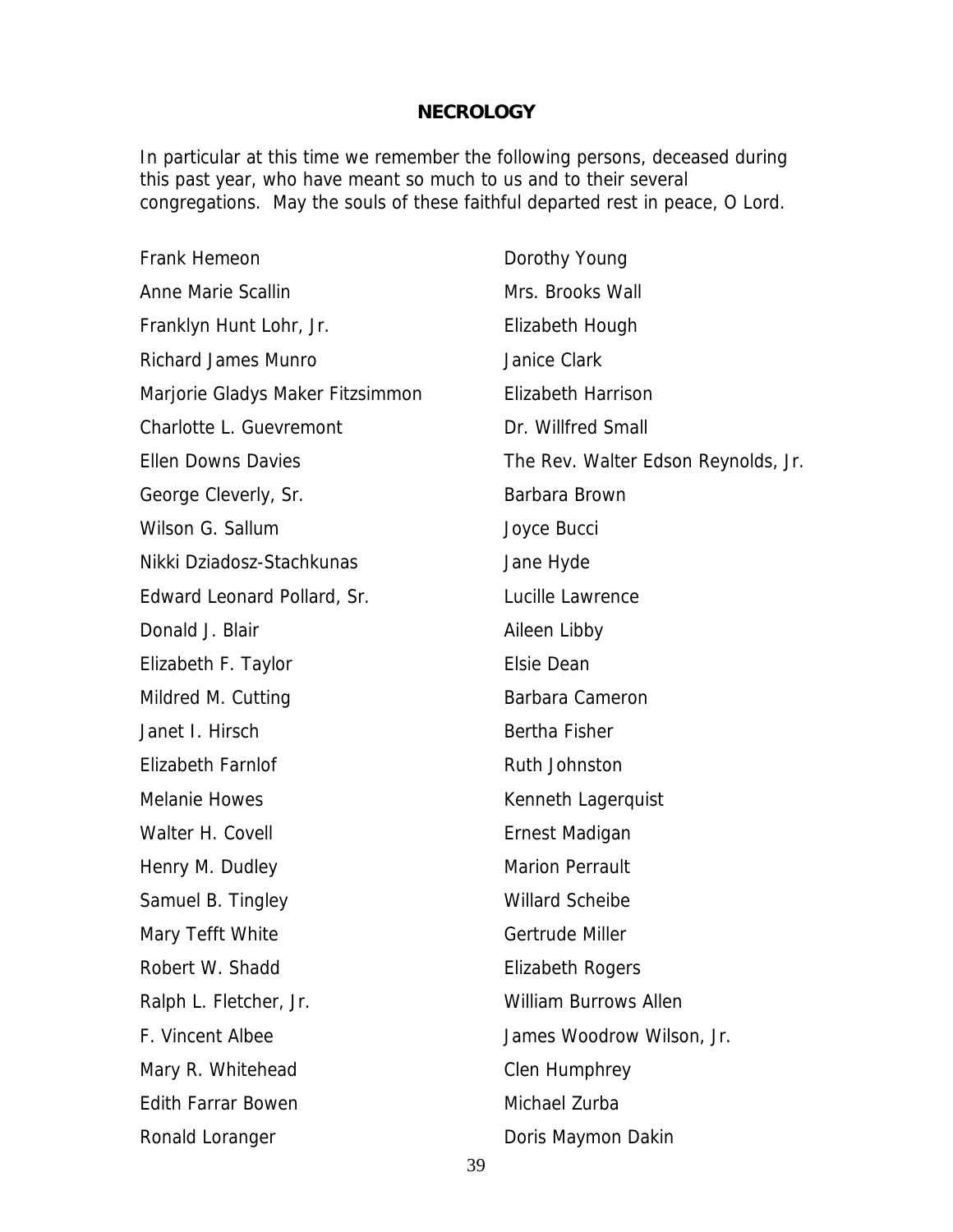## NECROLOGY

In particular at this time we remember the following persons, deceased during this past year, who have meant so much to us and to their several congregations. May the souls of these faithful departed rest in peace, O Lord.

Frank Hemeon
Anne Marie Scallin
Franklyn Hunt Lohr, Jr.
Richard James Munro
Marjorie Gladys Maker Fitzsimmon
Charlotte L. Guevremont
Ellen Downs Davies
George Cleverly, Sr.
Wilson G. Sallum
Nikki Dziadosz-Stachkunas
Edward Leonard Pollard, Sr.
Donald J. Blair
Elizabeth F. Taylor
Mildred M. Cutting
Janet I. Hirsch
Elizabeth Farnlof
Melanie Howes
Walter H. Covell
Henry M. Dudley
Samuel B. Tingley
Mary Tefft White
Robert W. Shadd
Ralph L. Fletcher, Jr.
F. Vincent Albee
Mary R. Whitehead
Edith Farrar Bowen
Ronald Loranger

Dorothy Young
Mrs. Brooks Wall
Elizabeth Hough
Janice Clark
Elizabeth Harrison
Dr. Willfred Small
The Rev. Walter Edson Reynolds, Jr.
Barbara Brown
Joyce Bucci
Jane Hyde
Lucille Lawrence
Aileen Libby
Elsie Dean
Barbara Cameron
Bertha Fisher
Ruth Johnston
Kenneth Lagerquist
Ernest Madigan
Marion Perrault
Willard Scheibe
Gertrude Miller
Elizabeth Rogers
William Burrows Allen
James Woodrow Wilson, Jr.
Clen Humphrey
Michael Zurba
Doris Maymon Dakin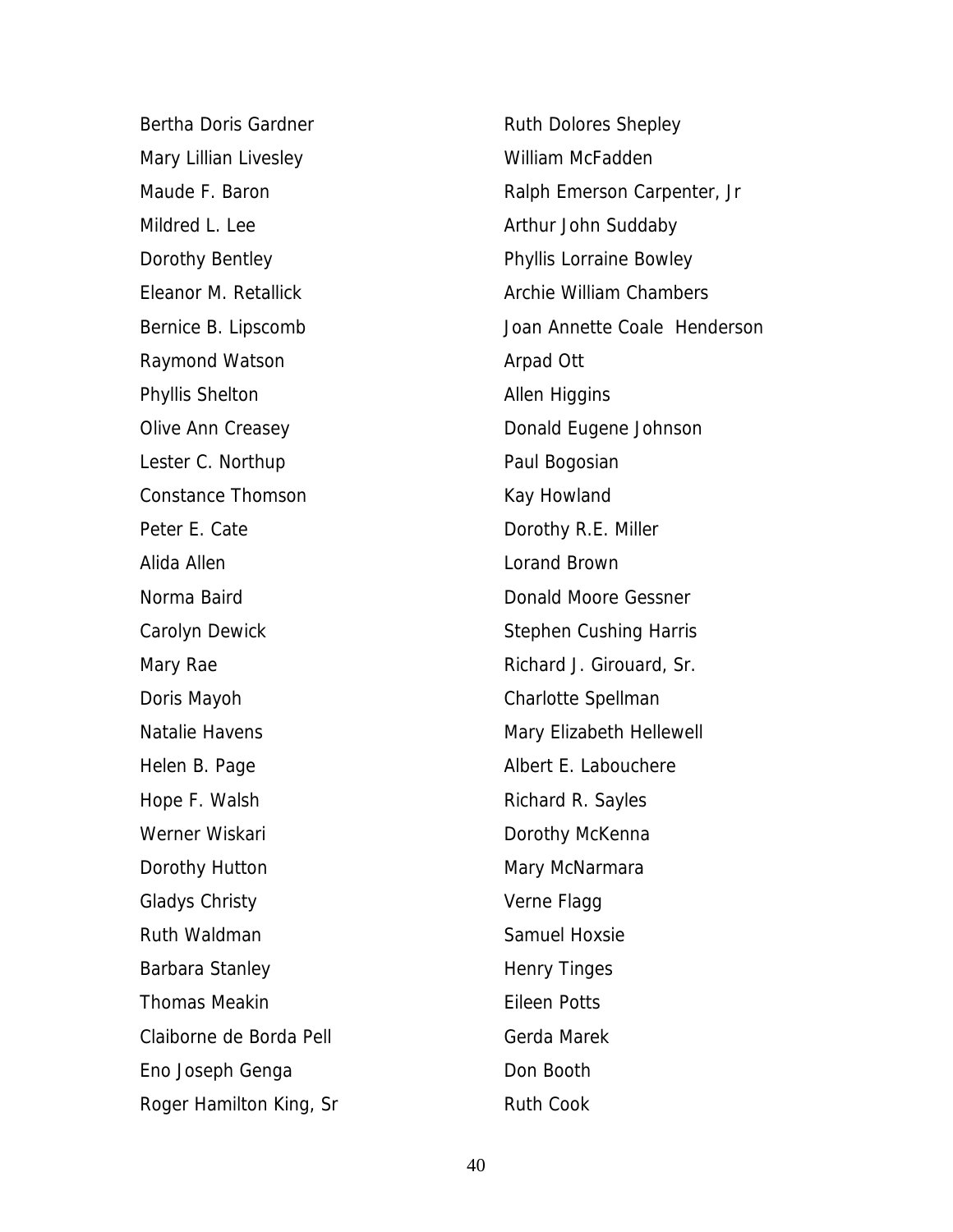Bertha Doris Gardner

Mary Lillian Livesley

Maude F. Baron

Mildred L. Lee

Dorothy Bentley

Eleanor M. Retallick

Bernice B. Lipscomb

Raymond Watson

Phyllis Shelton

Olive Ann Creasey

Lester C. Northup

Constance Thomson

Peter E. Cate

Alida Allen

Norma Baird

Carolyn Dewick

Mary Rae

Doris Mayoh

Natalie Havens

Helen B. Page

Hope F. Walsh

Werner Wiskari

Dorothy Hutton

Gladys Christy

Ruth Waldman

Barbara Stanley

Thomas Meakin

Claiborne de Borda Pell

Eno Joseph Genga

Roger Hamilton King, Sr

Ruth Dolores Shepley

William McFadden

Ralph Emerson Carpenter, Jr

Arthur John Suddaby

Phyllis Lorraine Bowley

Archie William Chambers

Joan Annette Coale Henderson

Arpad Ott

Allen Higgins

Donald Eugene Johnson

Paul Bogosian

Kay Howland

Dorothy R.E. Miller

Lorand Brown

Donald Moore Gessner

Stephen Cushing Harris

Richard J. Girouard, Sr.

Charlotte Spellman

Mary Elizabeth Hellewell

Albert E. Labouchere

Richard R. Sayles

Dorothy McKenna

Mary McNarmara

Verne Flagg

Samuel Hoxsie

Henry Tinges

Eileen Potts

Gerda Marek

Don Booth

Ruth Cook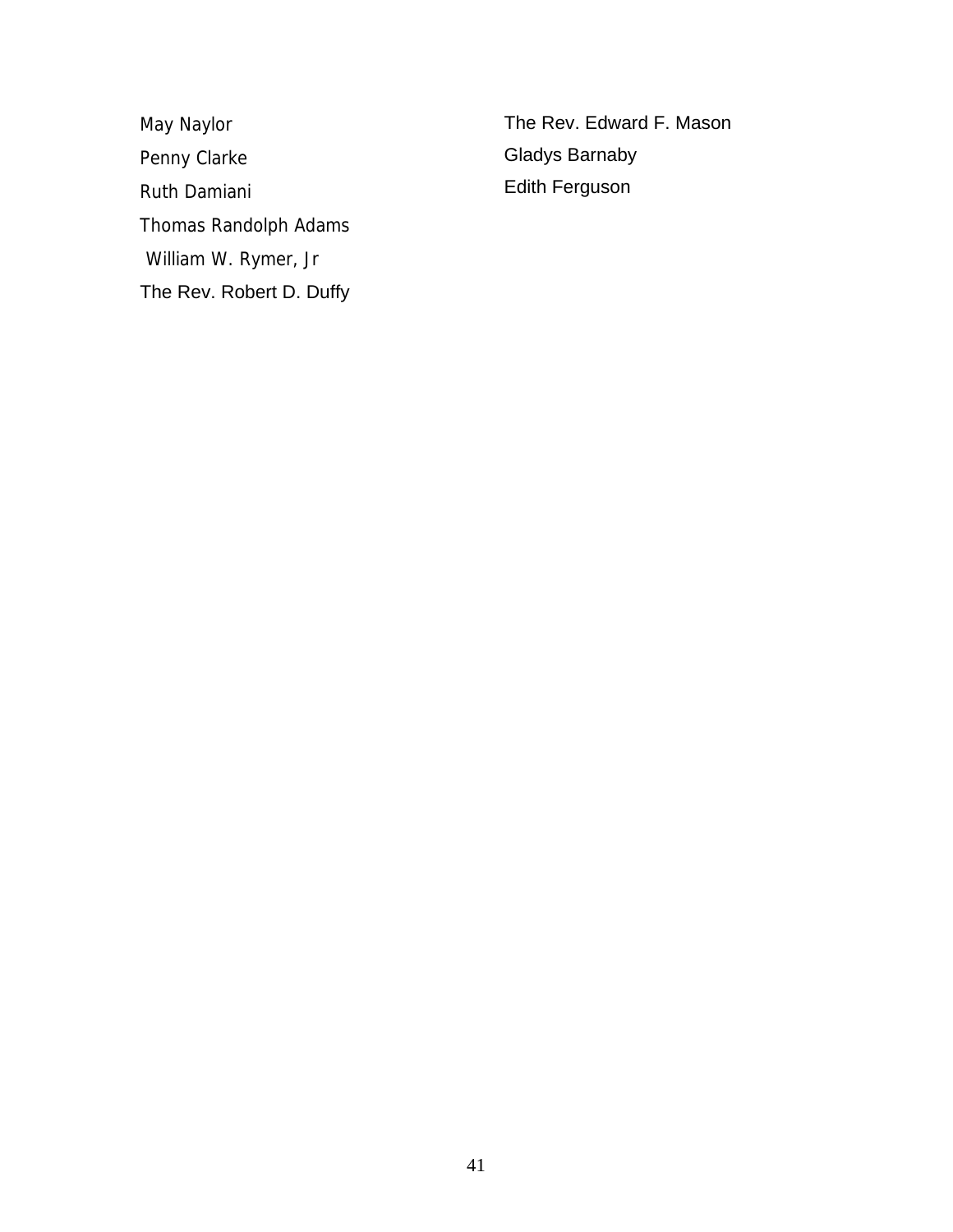May Naylor

Penny Clarke

Ruth Damiani

Thomas Randolph Adams

William W. Rymer, Jr

The Rev. Robert D. Duffy

The Rev. Edward F. Mason

Gladys Barnaby

Edith Ferguson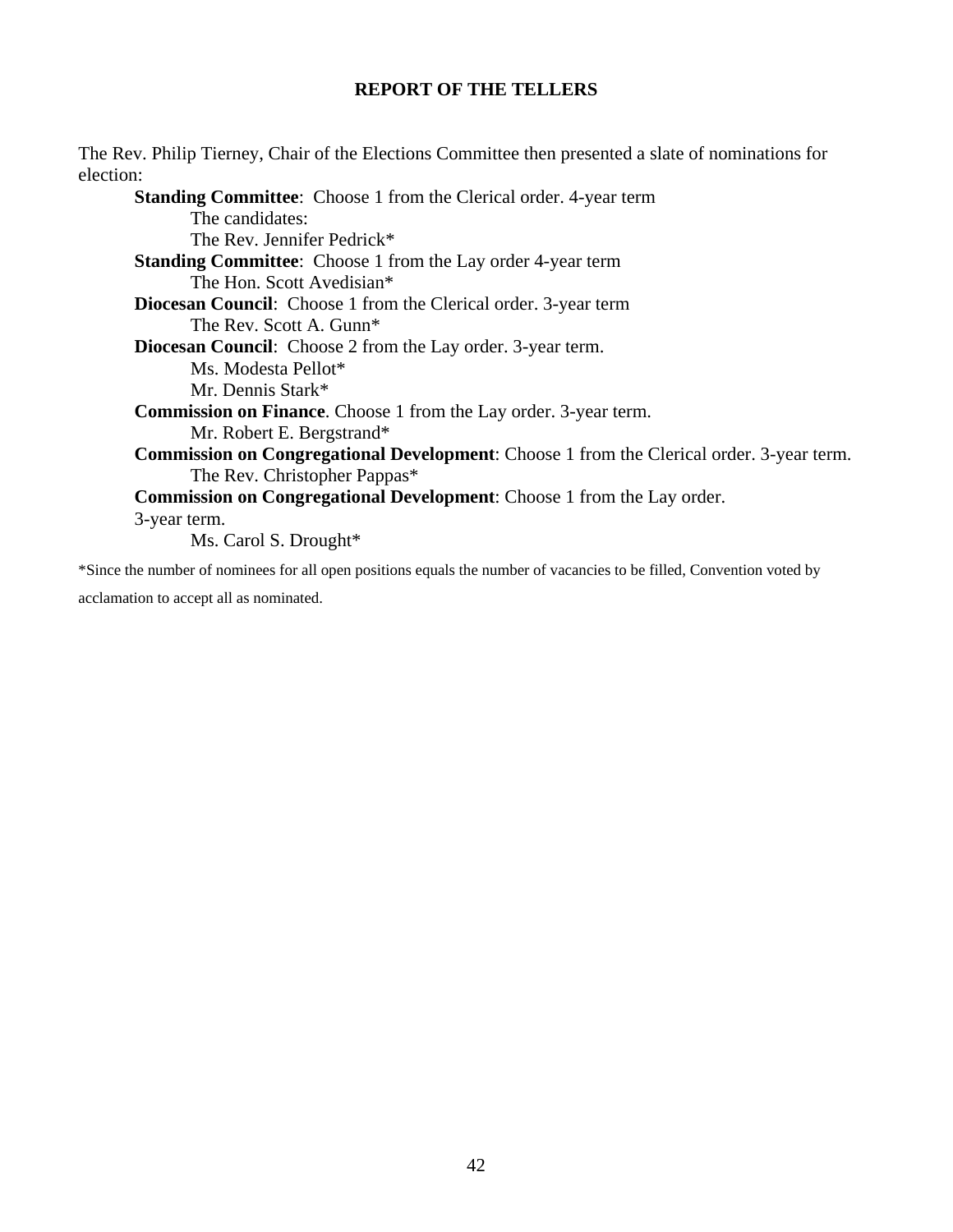## REPORT OF THE TELLERS

The Rev. Philip Tierney, Chair of the Elections Committee then presented a slate of nominations for election:

**Standing Committee**: Choose 1 from the Clerical order. 4-year term

The candidates:

The Rev. Jennifer Pedrick*

**Standing Committee**: Choose 1 from the Lay order 4-year term

The Hon. Scott Avedisian*

**Diocesan Council**: Choose 1 from the Clerical order. 3-year term

The Rev. Scott A. Gunn*

**Diocesan Council**: Choose 2 from the Lay order. 3-year term.

Ms. Modesta Pellot*

Mr. Dennis Stark*

**Commission on Finance**. Choose 1 from the Lay order. 3-year term.

Mr. Robert E. Bergstrand*

**Commission on Congregational Development**: Choose 1 from the Clerical order. 3-year term.

The Rev. Christopher Pappas*

**Commission on Congregational Development**: Choose 1 from the Lay order. 3-year term.

Ms. Carol S. Drought*

*Since the number of nominees for all open positions equals the number of vacancies to be filled, Convention voted by acclamation to accept all as nominated.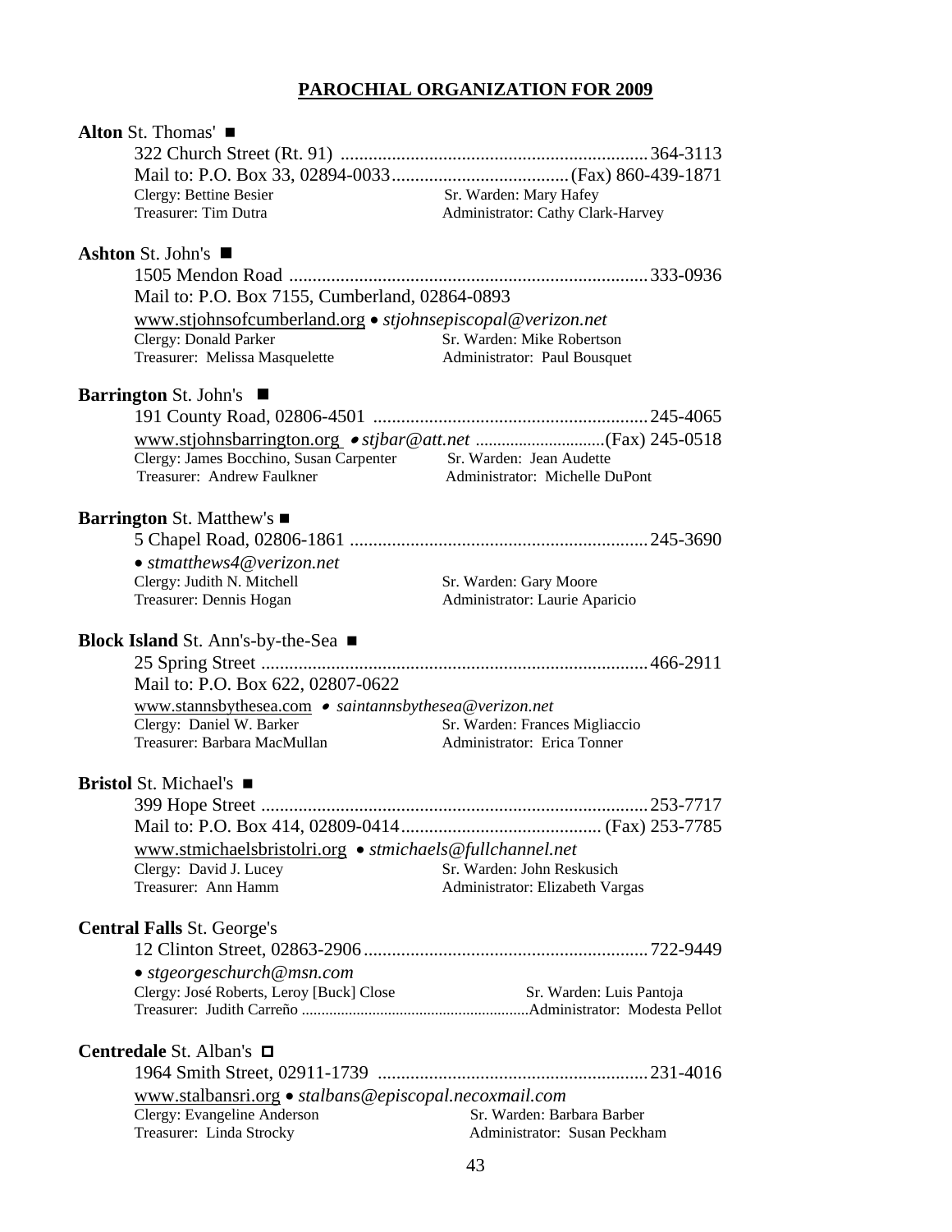## PAROCHIAL ORGANIZATION FOR 2009

**Alton** St. Thomas' ■

322 Church Street (Rt. 91) ........................................................ 364-3113
Mail to: P.O. Box 33, 02894-0033 ...................................... (Fax) 860-439-1871
Clergy: Bettine Besier — Sr. Warden: Mary Hafey
Treasurer: Tim Dutra — Administrator: Cathy Clark-Harvey

**Ashton** St. John's ■

1505 Mendon Road ........................................................ 333-0936
Mail to: P.O. Box 7155, Cumberland, 02864-0893
www.stjohnsofcumberland.org • *stjohnsepiscopal@verizon.net*
Clergy: Donald Parker — Sr. Warden: Mike Robertson
Treasurer: Melissa Masquelette — Administrator: Paul Bousquet

**Barrington** St. John's ■

191 County Road, 02806-4501 ........................................................ 245-4065
www.stjohnsbarrington.org • *stjbar@att.net* ........................................ (Fax) 245-0518
Clergy: James Bocchino, Susan Carpenter — Sr. Warden: Jean Audette
Treasurer: Andrew Faulkner — Administrator: Michelle DuPont

**Barrington** St. Matthew's ■

5 Chapel Road, 02806-1861 ........................................................ 245-3690
• *stmatthews4@verizon.net*
Clergy: Judith N. Mitchell — Sr. Warden: Gary Moore
Treasurer: Dennis Hogan — Administrator: Laurie Aparicio

**Block Island** St. Ann's-by-the-Sea ■

25 Spring Street ........................................................ 466-2911
Mail to: P.O. Box 622, 02807-0622
www.stannsbythesea.com • *saintannsbythesea@verizon.net*
Clergy: Daniel W. Barker — Sr. Warden: Frances Migliaccio
Treasurer: Barbara MacMullan — Administrator: Erica Tonner

**Bristol** St. Michael's ■

399 Hope Street ........................................................ 253-7717
Mail to: P.O. Box 414, 02809-0414 ........................................ (Fax) 253-7785
www.stmichaelsbristolri.org • *stmichaels@fullchannel.net*
Clergy: David J. Lucey — Sr. Warden: John Reskusich
Treasurer: Ann Hamm — Administrator: Elizabeth Vargas

**Central Falls** St. George's

12 Clinton Street, 02863-2906 ........................................................ 722-9449
• *stgeorgeschurch@msn.com*
Clergy: José Roberts, Leroy [Buck] Close — Sr. Warden: Luis Pantoja
Treasurer: Judith Carreño ........................................ Administrator: Modesta Pellot

**Centredale** St. Alban's ◘

1964 Smith Street, 02911-1739 ........................................................ 231-4016
www.stalbansri.org • *stalbans@episcopal.necoxmail.com*
Clergy: Evangeline Anderson — Sr. Warden: Barbara Barber
Treasurer: Linda Strocky — Administrator: Susan Peckham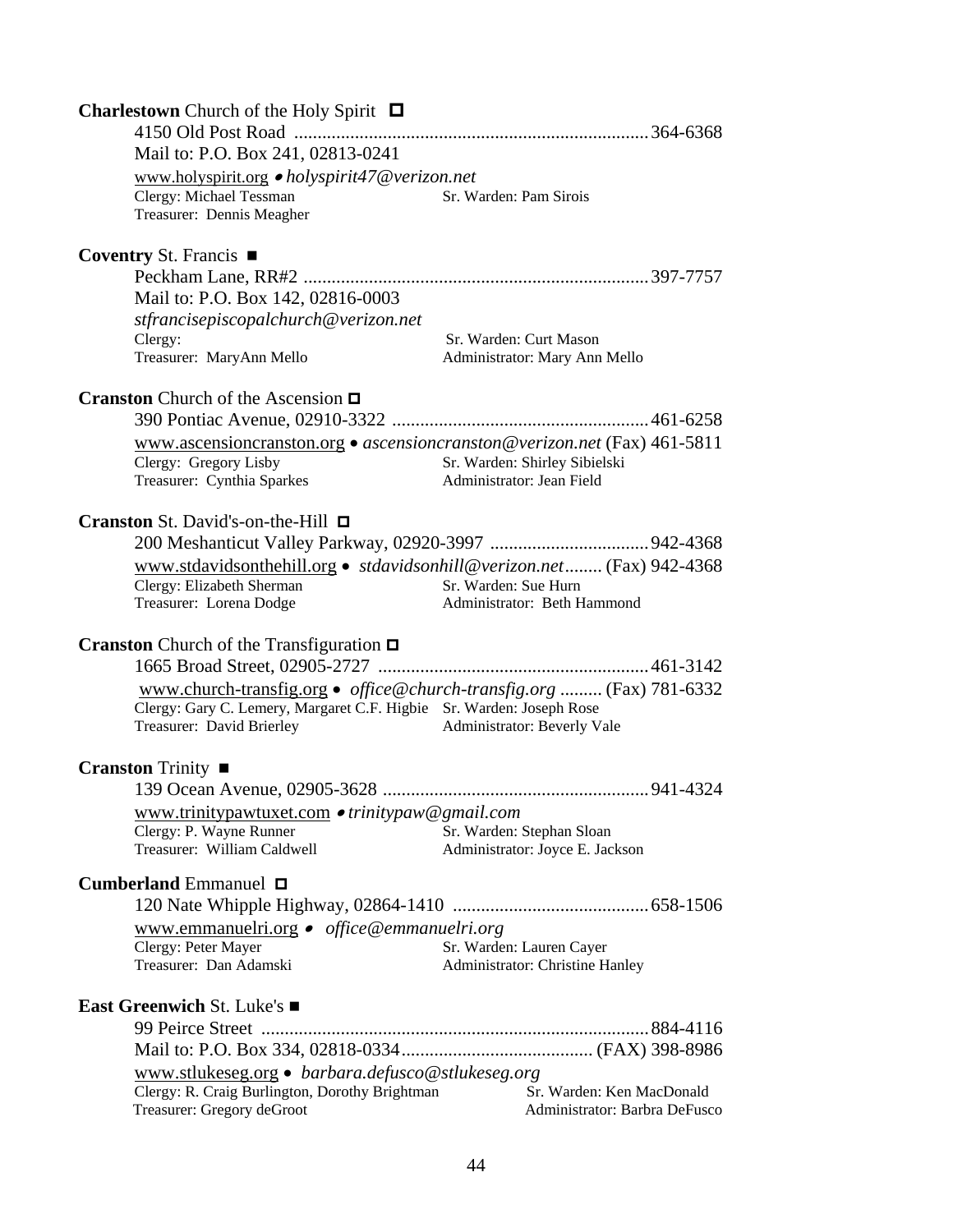**Charlestown** Church of the Holy Spirit ◻

4150 Old Post Road ........................................................................... 364-6368
Mail to: P.O. Box 241, 02813-0241
www.holyspirit.org • *holyspirit47@verizon.net*
Clergy: Michael Tessman — Sr. Warden: Pam Sirois
Treasurer: Dennis Meagher

**Coventry** St. Francis ■

Peckham Lane, RR#2 ......................................................................... 397-7757
Mail to: P.O. Box 142, 02816-0003
*stfrancisepiscopalchurch@verizon.net*
Clergy: — Sr. Warden: Curt Mason
Treasurer: MaryAnn Mello — Administrator: Mary Ann Mello

**Cranston** Church of the Ascension ◻

390 Pontiac Avenue, 02910-3322 ...................................................... 461-6258
www.ascensioncranston.org • *ascensioncranston@verizon.net* (Fax) 461-5811
Clergy: Gregory Lisby — Sr. Warden: Shirley Sibielski
Treasurer: Cynthia Sparkes — Administrator: Jean Field

**Cranston** St. David's-on-the-Hill ◻

200 Meshanticut Valley Parkway, 02920-3997 ................................. 942-4368
www.stdavidsonthehill.org • *stdavidsonhill@verizon.net*........ (Fax) 942-4368
Clergy: Elizabeth Sherman — Sr. Warden: Sue Hurn
Treasurer: Lorena Dodge — Administrator: Beth Hammond

**Cranston** Church of the Transfiguration ◻

1665 Broad Street, 02905-2727 .......................................................... 461-3142
www.church-transfig.org • *office@church-transfig.org* ......... (Fax) 781-6332
Clergy: Gary C. Lemery, Margaret C.F. Higbie — Sr. Warden: Joseph Rose
Treasurer: David Brierley — Administrator: Beverly Vale

**Cranston** Trinity ■

139 Ocean Avenue, 02905-3628 ......................................................... 941-4324
www.trinitypawtuxet.com • *trinitypaw@gmail.com*
Clergy: P. Wayne Runner — Sr. Warden: Stephan Sloan
Treasurer: William Caldwell — Administrator: Joyce E. Jackson

**Cumberland** Emmanuel ◻

120 Nate Whipple Highway, 02864-1410 .......................................... 658-1506
www.emmanuelri.org • *office@emmanuelri.org*
Clergy: Peter Mayer — Sr. Warden: Lauren Cayer
Treasurer: Dan Adamski — Administrator: Christine Hanley

**East Greenwich** St. Luke's ■

99 Peirce Street .................................................................................. 884-4116
Mail to: P.O. Box 334, 02818-0334......................................... (FAX) 398-8986
www.stlukeseg.org • *barbara.defusco@stlukeseg.org*
Clergy: R. Craig Burlington, Dorothy Brightman — Sr. Warden: Ken MacDonald
Treasurer: Gregory deGroot — Administrator: Barbra DeFusco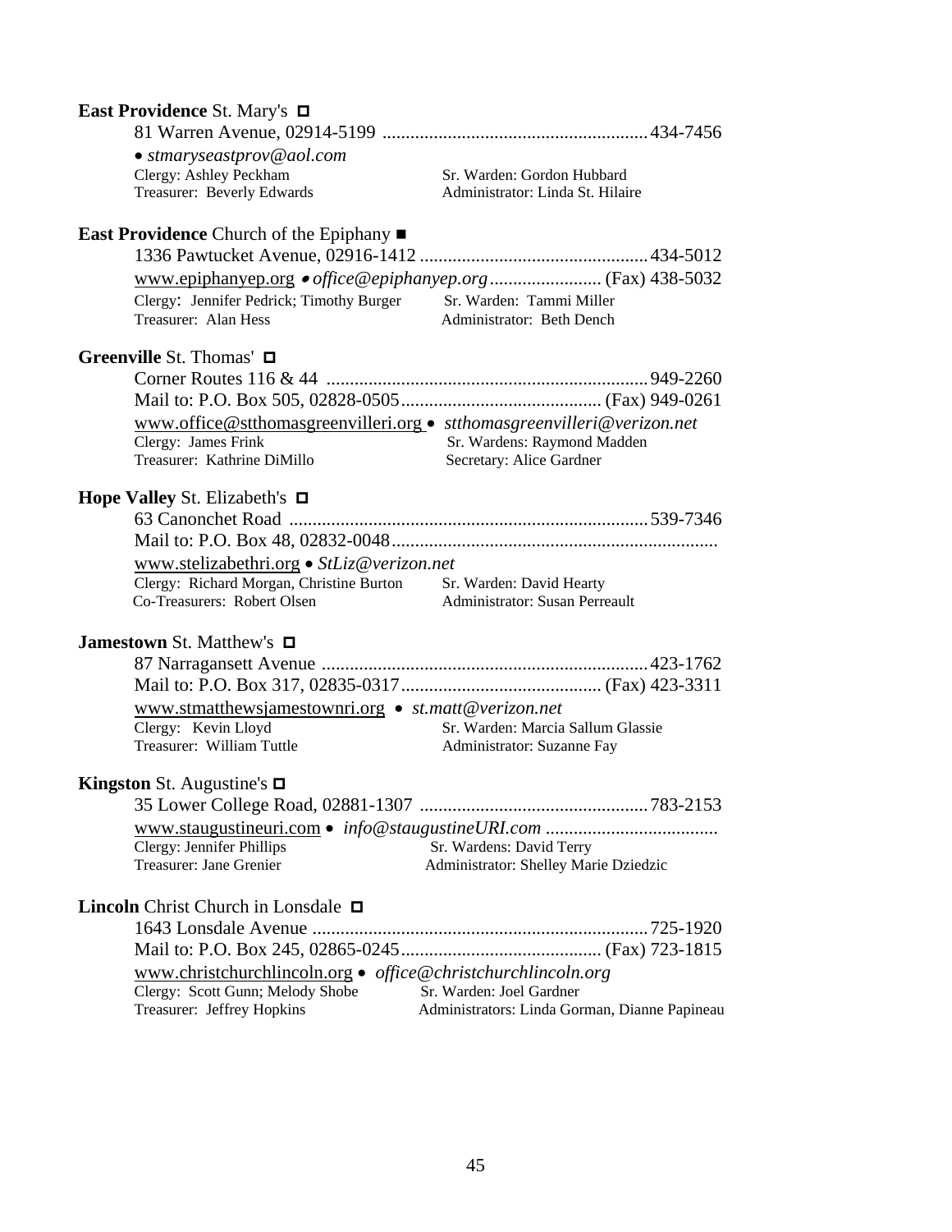**East Providence** St. Mary's ◻

81 Warren Avenue, 02914-5199 ........................................................ 434-7456

• *stmaryseastprov@aol.com*

Clergy: Ashley Peckham — Sr. Warden: Gordon Hubbard
Treasurer: Beverly Edwards — Administrator: Linda St. Hilaire

**East Providence** Church of the Epiphany ■

1336 Pawtucket Avenue, 02916-1412 ................................................ 434-5012

www.epiphanyep.org • *office@epiphanyep.org* ........................ (Fax) 438-5032

Clergy: Jennifer Pedrick; Timothy Burger — Sr. Warden: Tammi Miller
Treasurer: Alan Hess — Administrator: Beth Dench

**Greenville** St. Thomas' ◻

Corner Routes 116 & 44 .................................................................... 949-2260

Mail to: P.O. Box 505, 02828-0505 .......................................... (Fax) 949-0261

www.office@stthomasgreenvilleri.org • *stthomasgreenvilleri@verizon.net*

Clergy: James Frink — Sr. Wardens: Raymond Madden
Treasurer: Kathrine DiMillo — Secretary: Alice Gardner

**Hope Valley** St. Elizabeth's ◻

63 Canonchet Road ............................................................................ 539-7346

Mail to: P.O. Box 48, 02832-0048 ......................................................................

www.stelizabethri.org • *StLiz@verizon.net*

Clergy: Richard Morgan, Christine Burton — Sr. Warden: David Hearty
Co-Treasurers: Robert Olsen — Administrator: Susan Perreault

**Jamestown** St. Matthew's ◻

87 Narragansett Avenue ..................................................................... 423-1762

Mail to: P.O. Box 317, 02835-0317 .......................................... (Fax) 423-3311

www.stmatthewsjamestownri.org • *st.matt@verizon.net*

Clergy: Kevin Lloyd — Sr. Warden: Marcia Sallum Glassie
Treasurer: William Tuttle — Administrator: Suzanne Fay

**Kingston** St. Augustine's ◻

35 Lower College Road, 02881-1307 ................................................ 783-2153

www.staugustineuri.com • *info@staugustineURI.com* .....................................

Clergy: Jennifer Phillips — Sr. Wardens: David Terry
Treasurer: Jane Grenier — Administrator: Shelley Marie Dziedzic

**Lincoln** Christ Church in Lonsdale ◻

1643 Lonsdale Avenue ....................................................................... 725-1920

Mail to: P.O. Box 245, 02865-0245 .......................................... (Fax) 723-1815

www.christchurchlincoln.org • *office@christchurchlincoln.org*

Clergy: Scott Gunn; Melody Shobe — Sr. Warden: Joel Gardner
Treasurer: Jeffrey Hopkins — Administrators: Linda Gorman, Dianne Papineau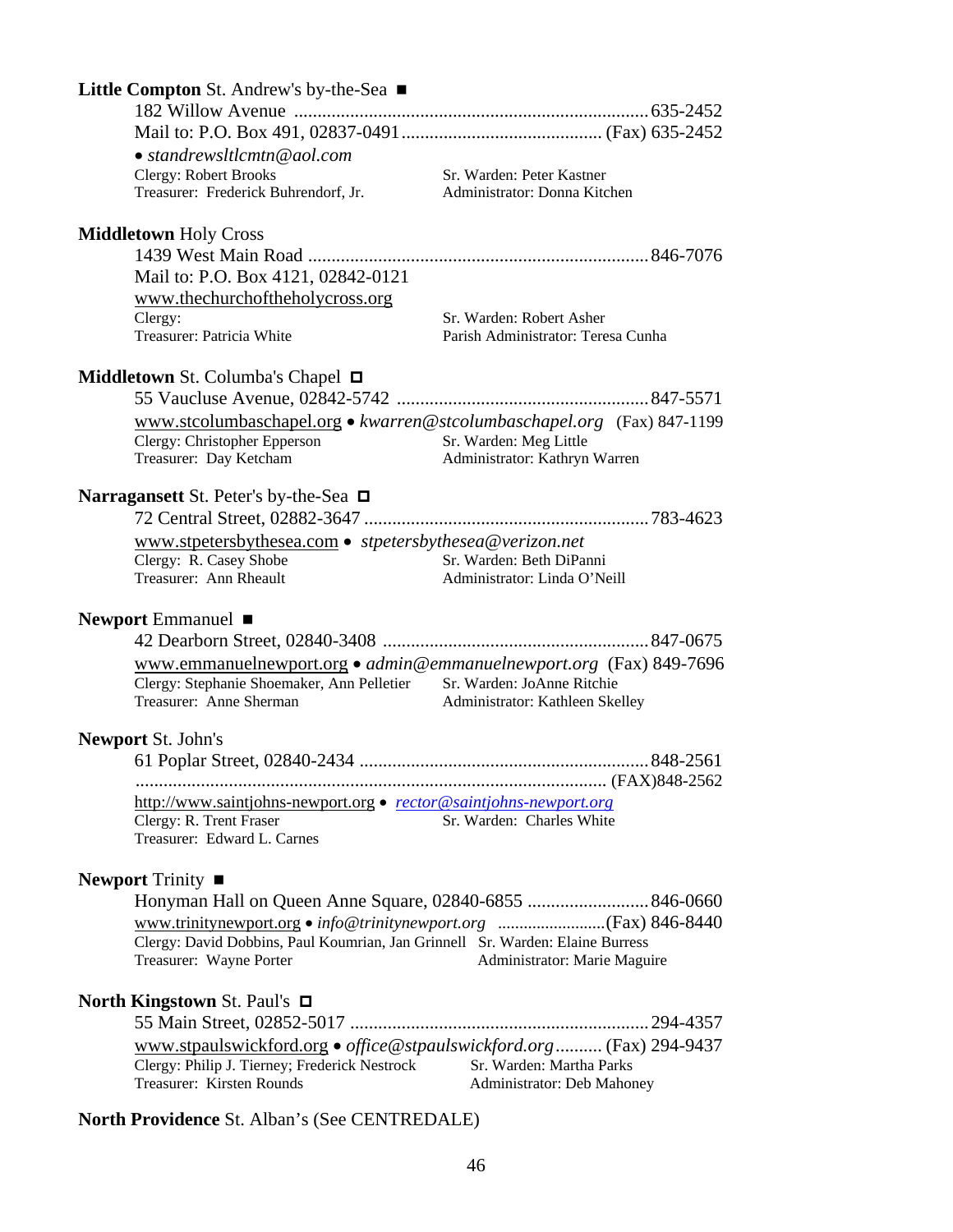**Little Compton** St. Andrew's by-the-Sea ■

182 Willow Avenue ........................................................................... 635-2452
Mail to: P.O. Box 491, 02837-0491 .......................................... (Fax) 635-2452
• *standrewsltlcmtn@aol.com*
Clergy: Robert Brooks — Sr. Warden: Peter Kastner
Treasurer: Frederick Buhrendorf, Jr. — Administrator: Donna Kitchen

**Middletown** Holy Cross

1439 West Main Road ........................................................................ 846-7076
Mail to: P.O. Box 4121, 02842-0121
www.thechurchoftheholycross.org
Clergy: — Sr. Warden: Robert Asher
Treasurer: Patricia White — Parish Administrator: Teresa Cunha

**Middletown** St. Columba's Chapel □

55 Vaucluse Avenue, 02842-5742 ..................................................... 847-5571
www.stcolumbaschapel.org • *kwarren@stcolumbaschapel.org* (Fax) 847-1199
Clergy: Christopher Epperson — Sr. Warden: Meg Little
Treasurer: Day Ketcham — Administrator: Kathryn Warren

**Narragansett** St. Peter's by-the-Sea □

72 Central Street, 02882-3647 ............................................................ 783-4623
www.stpetersbythesea.com • *stpetersbythesea@verizon.net*
Clergy: R. Casey Shobe — Sr. Warden: Beth DiPanni
Treasurer: Ann Rheault — Administrator: Linda O'Neill

**Newport** Emmanuel ■

42 Dearborn Street, 02840-3408 ........................................................ 847-0675
www.emmanuelnewport.org • *admin@emmanuelnewport.org* (Fax) 849-7696
Clergy: Stephanie Shoemaker, Ann Pelletier — Sr. Warden: JoAnne Ritchie
Treasurer: Anne Sherman — Administrator: Kathleen Skelley

**Newport** St. John's

61 Poplar Street, 02840-2434 ............................................................. 848-2561
.................................................................................................... (FAX)848-2562
http://www.saintjohns-newport.org • *rector@saintjohns-newport.org*
Clergy: R. Trent Fraser — Sr. Warden: Charles White
Treasurer: Edward L. Carnes

**Newport** Trinity ■

Honyman Hall on Queen Anne Square, 02840-6855 .......................... 846-0660
www.trinitynewport.org • *info@trinitynewport.org* .........................(Fax) 846-8440
Clergy: David Dobbins, Paul Koumrian, Jan Grinnell — Sr. Warden: Elaine Burress
Treasurer: Wayne Porter — Administrator: Marie Maguire

**North Kingstown** St. Paul's □

55 Main Street, 02852-5017 ............................................................... 294-4357
www.stpaulswickford.org • *office@stpaulswickford.org* .......... (Fax) 294-9437
Clergy: Philip J. Tierney; Frederick Nestrock — Sr. Warden: Martha Parks
Treasurer: Kirsten Rounds — Administrator: Deb Mahoney

**North Providence** St. Alban's (See CENTREDALE)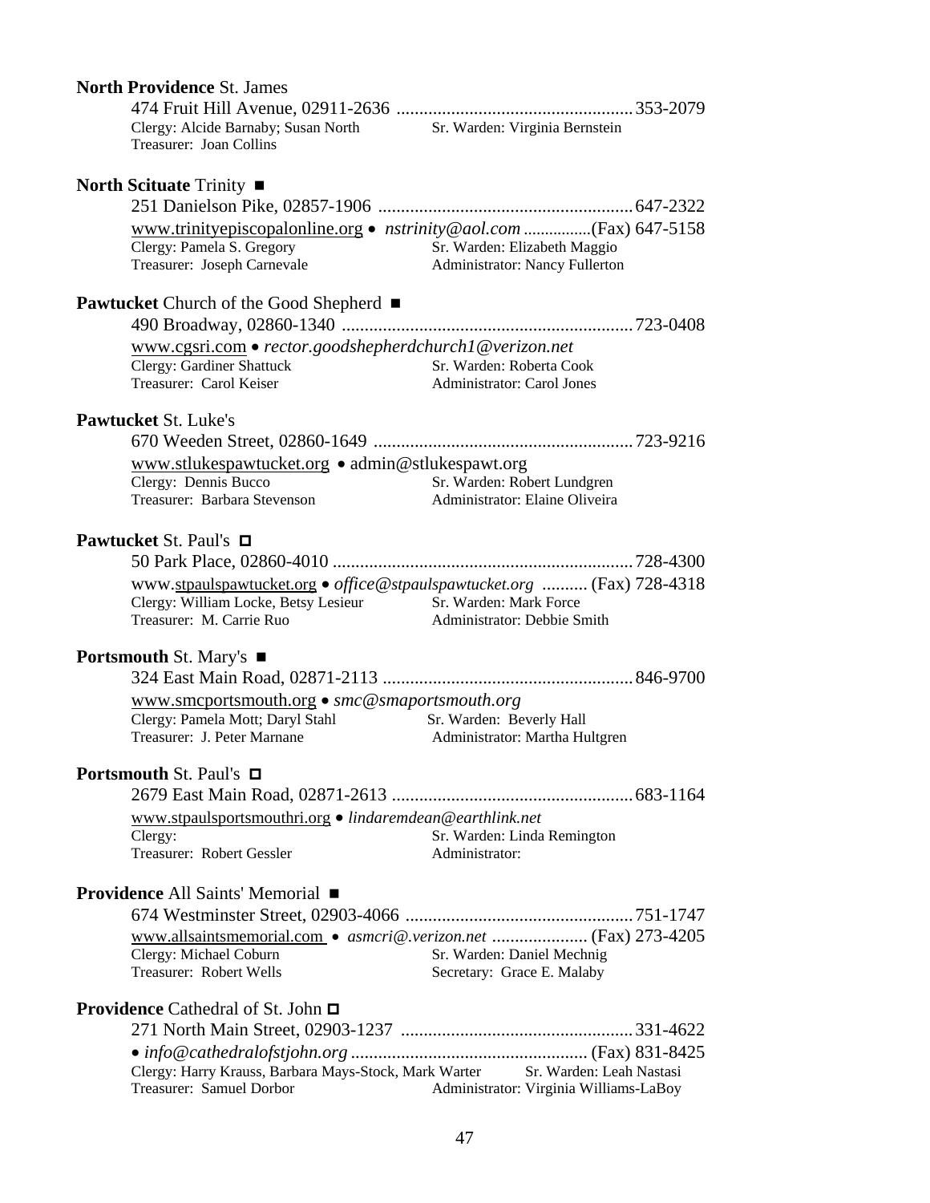**North Providence** St. James

474 Fruit Hill Avenue, 02911-2636 .................................................... 353-2079

Clergy: Alcide Barnaby; Susan North — Sr. Warden: Virginia Bernstein

Treasurer: Joan Collins

**North Scituate** Trinity ■

251 Danielson Pike, 02857-1906 ........................................................ 647-2322

www.trinityepiscopalonline.org • *nstrinity@aol.com* ................(Fax) 647-5158

Clergy: Pamela S. Gregory — Sr. Warden: Elizabeth Maggio

Treasurer: Joseph Carnevale — Administrator: Nancy Fullerton

**Pawtucket** Church of the Good Shepherd ■

490 Broadway, 02860-1340 ............................................................... 723-0408

www.cgsri.com • *rector.goodshepherdchurch1@verizon.net*

Clergy: Gardiner Shattuck — Sr. Warden: Roberta Cook

Treasurer: Carol Keiser — Administrator: Carol Jones

**Pawtucket** St. Luke's

670 Weeden Street, 02860-1649 ......................................................... 723-9216

www.stlukespawtucket.org • admin@stlukespawt.org

Clergy: Dennis Bucco — Sr. Warden: Robert Lundgren

Treasurer: Barbara Stevenson — Administrator: Elaine Oliveira

**Pawtucket** St. Paul's □

50 Park Place, 02860-4010 .................................................................. 728-4300

www.stpaulspawtucket.org • *office@stpaulspawtucket.org* .......... (Fax) 728-4318

Clergy: William Locke, Betsy Lesieur — Sr. Warden: Mark Force

Treasurer: M. Carrie Ruo — Administrator: Debbie Smith

**Portsmouth** St. Mary's ■

324 East Main Road, 02871-2113 ....................................................... 846-9700

www.smcportsmouth.org • *smc@smaportsmouth.org*

Clergy: Pamela Mott; Daryl Stahl — Sr. Warden: Beverly Hall

Treasurer: J. Peter Marnane — Administrator: Martha Hultgren

**Portsmouth** St. Paul's □

2679 East Main Road, 02871-2613 .................................................... 683-1164

www.stpaulsportsmouthri.org • *lindaremdean@earthlink.net*

Clergy: — Sr. Warden: Linda Remington

Treasurer: Robert Gessler — Administrator:

**Providence** All Saints' Memorial ■

674 Westminster Street, 02903-4066 ................................................. 751-1747

www.allsaintsmemorial.com • *asmcri@.verizon.net* ..................... (Fax) 273-4205

Clergy: Michael Coburn — Sr. Warden: Daniel Mechnig

Treasurer: Robert Wells — Secretary: Grace E. Malaby

**Providence** Cathedral of St. John □

271 North Main Street, 02903-1237 ................................................... 331-4622

• *info@cathedralofstjohn.org* .................................................... (Fax) 831-8425

Clergy: Harry Krauss, Barbara Mays-Stock, Mark Warter — Sr. Warden: Leah Nastasi

Treasurer: Samuel Dorbor — Administrator: Virginia Williams-LaBoy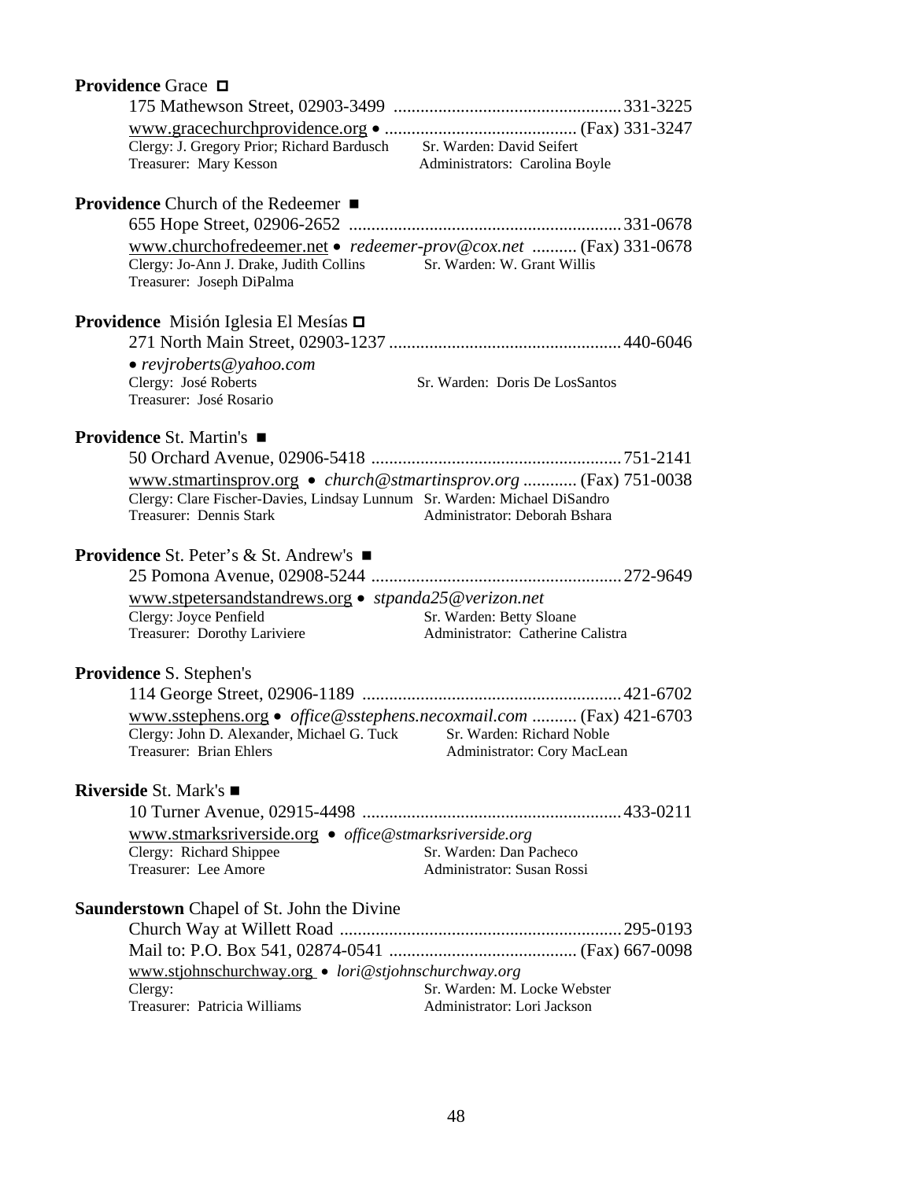**Providence** Grace □

175 Mathewson Street, 02903-3499 .................................................. 331-3225
www.gracechurchprovidence.org • ........................................... (Fax) 331-3247
Clergy: J. Gregory Prior; Richard Bardusch  Sr. Warden: David Seifert
Treasurer: Mary Kesson  Administrators: Carolina Boyle

**Providence** Church of the Redeemer ■

655 Hope Street, 02906-2652 ............................................................ 331-0678
www.churchofredeemer.net • *redeemer-prov@cox.net* .......... (Fax) 331-0678
Clergy: Jo-Ann J. Drake, Judith Collins  Sr. Warden: W. Grant Willis
Treasurer: Joseph DiPalma

**Providence** Misión Iglesia El Mesías □

271 North Main Street, 02903-1237 .................................................. 440-6046
• *revjroberts@yahoo.com*
Clergy: José Roberts  Sr. Warden: Doris De LosSantos
Treasurer: José Rosario

**Providence** St. Martin's ■

50 Orchard Avenue, 02906-5418 ........................................................ 751-2141
www.stmartinsprov.org • *church@stmartinsprov.org* ............ (Fax) 751-0038
Clergy: Clare Fischer-Davies, Lindsay Lunnum  Sr. Warden: Michael DiSandro
Treasurer: Dennis Stark  Administrator: Deborah Bshara

**Providence** St. Peter's & St. Andrew's ■

25 Pomona Avenue, 02908-5244 ....................................................... 272-9649
www.stpetersandstandrews.org • *stpanda25@verizon.net*
Clergy: Joyce Penfield  Sr. Warden: Betty Sloane
Treasurer: Dorothy Lariviere  Administrator: Catherine Calistra

**Providence** S. Stephen's

114 George Street, 02906-1189 ......................................................... 421-6702
www.sstephens.org • *office@sstephens.necoxmail.com* .......... (Fax) 421-6703
Clergy: John D. Alexander, Michael G. Tuck  Sr. Warden: Richard Noble
Treasurer: Brian Ehlers  Administrator: Cory MacLean

**Riverside** St. Mark's ■

10 Turner Avenue, 02915-4498 ......................................................... 433-0211
www.stmarksriverside.org • *office@stmarksriverside.org*
Clergy: Richard Shippee  Sr. Warden: Dan Pacheco
Treasurer: Lee Amore  Administrator: Susan Rossi

**Saunderstown** Chapel of St. John the Divine

Church Way at Willett Road .............................................................. 295-0193
Mail to: P.O. Box 541, 02874-0541 ......................................... (Fax) 667-0098
www.stjohnschurchway.org • *lori@stjohnschurchway.org*
Clergy:  Sr. Warden: M. Locke Webster
Treasurer: Patricia Williams  Administrator: Lori Jackson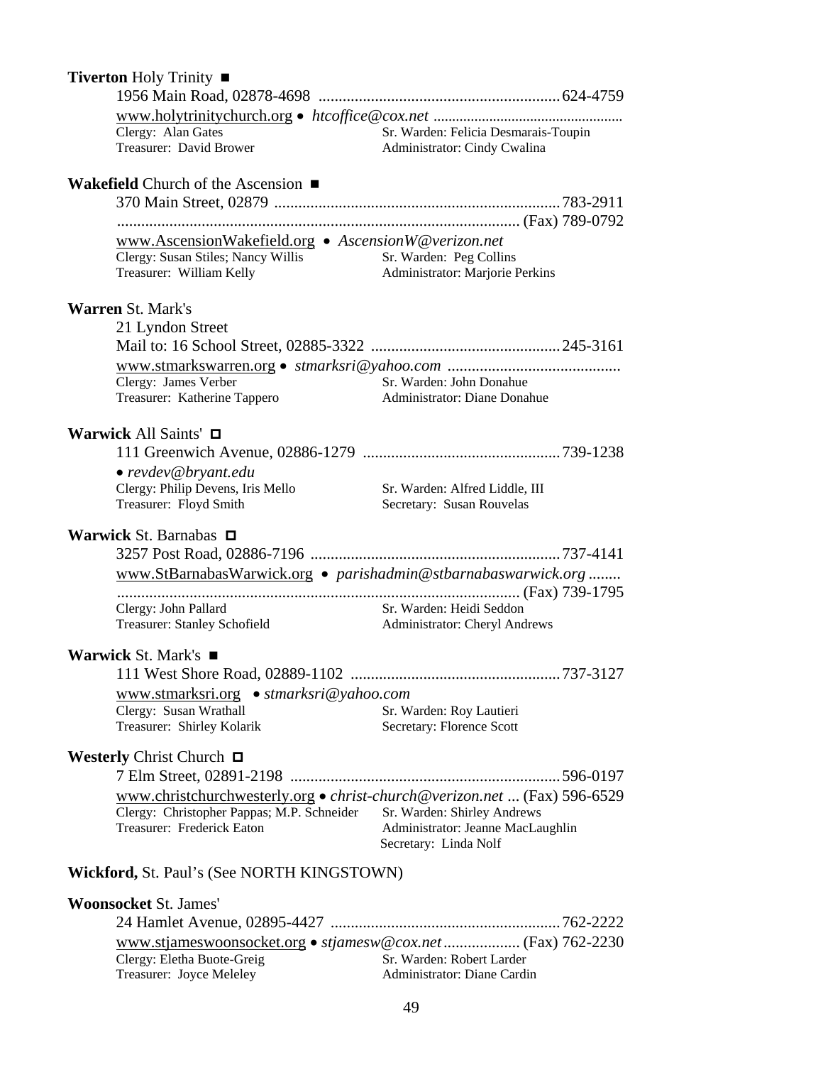**Tiverton** Holy Trinity ■

1956 Main Road, 02878-4698 ............................................................ 624-4759

www.holytrinitychurch.org • *htcoffice@cox.net* ..................................................

Clergy: Alan Gates  
Sr. Warden: Felicia Desmarais-Toupin  
Treasurer: David Brower  
Administrator: Cindy Cwalina

**Wakefield** Church of the Ascension ■

370 Main Street, 02879 ...................................................................... 783-2911

.................................................................................................... (Fax) 789-0792

www.AscensionWakefield.org • *AscensionW@verizon.net*

Clergy: Susan Stiles; Nancy Willis  
Sr. Warden: Peg Collins  
Treasurer: William Kelly  
Administrator: Marjorie Perkins

**Warren** St. Mark's

21 Lyndon Street

Mail to: 16 School Street, 02885-3322 ............................................... 245-3161

www.stmarkswarren.org • *stmarksri@yahoo.com* ..........................................

Clergy: James Verber  
Sr. Warden: John Donahue  
Treasurer: Katherine Tappero  
Administrator: Diane Donahue

**Warwick** All Saints' □

111 Greenwich Avenue, 02886-1279 ................................................. 739-1238

• *revdev@bryant.edu*

Clergy: Philip Devens, Iris Mello  
Sr. Warden: Alfred Liddle, III  
Treasurer: Floyd Smith  
Secretary: Susan Rouvelas

**Warwick** St. Barnabas □

3257 Post Road, 02886-7196 .............................................................. 737-4141

www.StBarnabasWarwick.org • *parishadmin@stbarnabaswarwick.org* ........

.................................................................................................... (Fax) 739-1795

Clergy: John Pallard  
Sr. Warden: Heidi Seddon  
Treasurer: Stanley Schofield  
Administrator: Cheryl Andrews

**Warwick** St. Mark's ■

111 West Shore Road, 02889-1102 .................................................... 737-3127

www.stmarksri.org • *stmarksri@yahoo.com*

Clergy: Susan Wrathall  
Sr. Warden: Roy Lautieri  
Treasurer: Shirley Kolarik  
Secretary: Florence Scott

**Westerly** Christ Church □

7 Elm Street, 02891-2198 .................................................................. 596-0197

www.christchurchwesterly.org • *christ-church@verizon.net* ... (Fax) 596-6529

Clergy: Christopher Pappas; M.P. Schneider  
Sr. Warden: Shirley Andrews  
Treasurer: Frederick Eaton  
Administrator: Jeanne MacLaughlin  
Secretary: Linda Nolf

**Wickford,** St. Paul's (See NORTH KINGSTOWN)

**Woonsocket** St. James'

24 Hamlet Avenue, 02895-4427 ......................................................... 762-2222

www.stjameswoonsocket.org • *stjamesw@cox.net* ................... (Fax) 762-2230

Clergy: Eletha Buote-Greig  
Sr. Warden: Robert Larder  
Treasurer: Joyce Meleley  
Administrator: Diane Cardin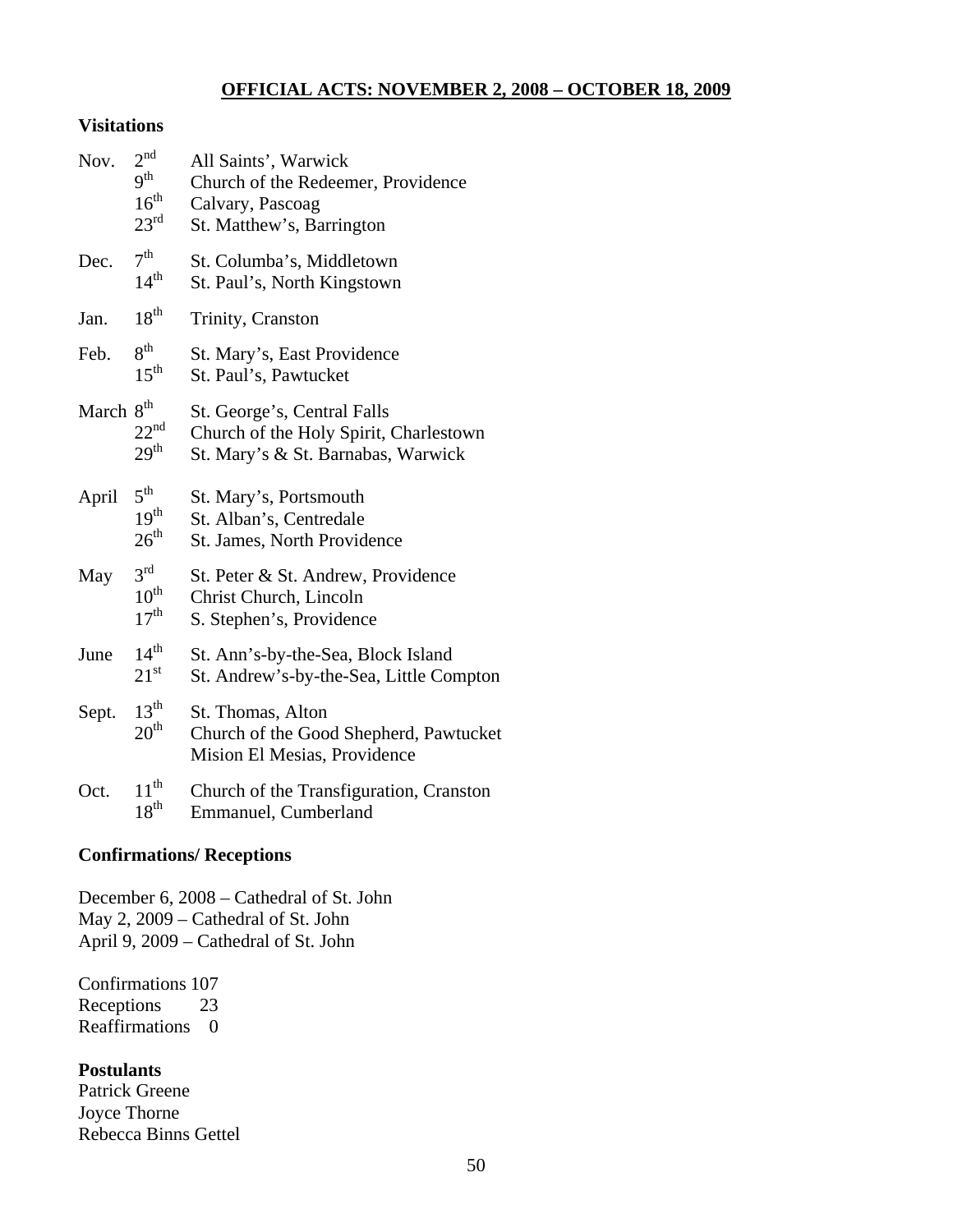## OFFICIAL ACTS: NOVEMBER 2, 2008 – OCTOBER 18, 2009

### Visitations

| Month | Date | Location |
|---|---|---|
| Nov. | 2nd | All Saints', Warwick |
| | 9th | Church of the Redeemer, Providence |
| | 16th | Calvary, Pascoag |
| | 23rd | St. Matthew's, Barrington |
| Dec. | 7th | St. Columba's, Middletown |
| | 14th | St. Paul's, North Kingstown |
| Jan. | 18th | Trinity, Cranston |
| Feb. | 8th | St. Mary's, East Providence |
| | 15th | St. Paul's, Pawtucket |
| March | 8th | St. George's, Central Falls |
| | 22nd | Church of the Holy Spirit, Charlestown |
| | 29th | St. Mary's & St. Barnabas, Warwick |
| April | 5th | St. Mary's, Portsmouth |
| | 19th | St. Alban's, Centredale |
| | 26th | St. James, North Providence |
| May | 3rd | St. Peter & St. Andrew, Providence |
| | 10th | Christ Church, Lincoln |
| | 17th | S. Stephen's, Providence |
| June | 14th | St. Ann's-by-the-Sea, Block Island |
| | 21st | St. Andrew's-by-the-Sea, Little Compton |
| Sept. | 13th | St. Thomas, Alton |
| | 20th | Church of the Good Shepherd, Pawtucket |
| | | Mision El Mesias, Providence |
| Oct. | 11th | Church of the Transfiguration, Cranston |
| | 18th | Emmanuel, Cumberland |

### Confirmations/ Receptions

December 6, 2008 – Cathedral of St. John
May 2, 2009 – Cathedral of St. John
April 9, 2009 – Cathedral of St. John

Confirmations 107
Receptions 23
Reaffirmations 0

### Postulants

Patrick Greene
Joyce Thorne
Rebecca Binns Gettel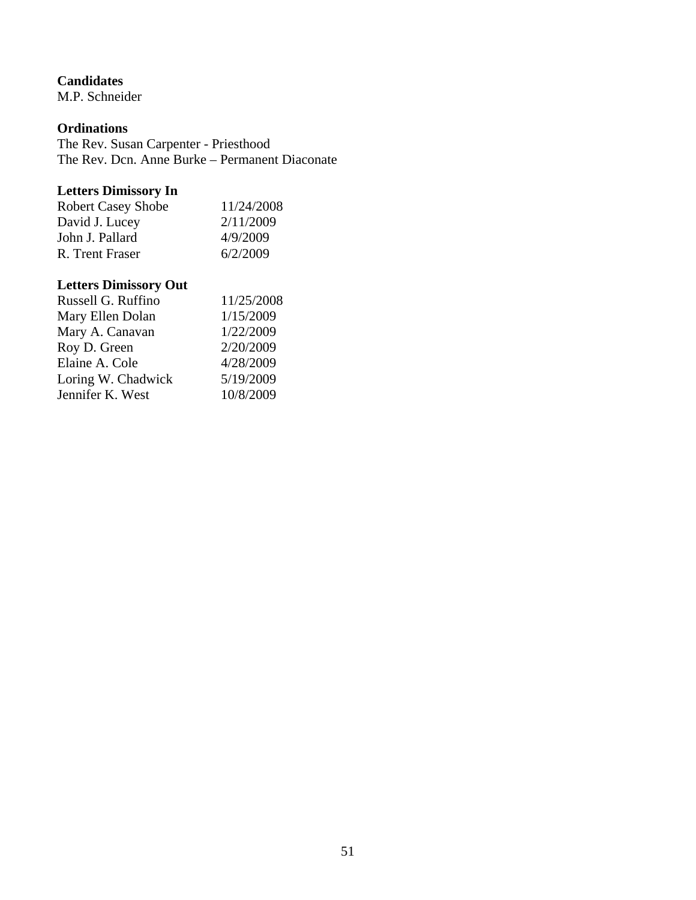**Candidates**

M.P. Schneider

**Ordinations**

The Rev. Susan Carpenter - Priesthood
The Rev. Dcn. Anne Burke – Permanent Diaconate

**Letters Dimissory In**

| | |
|---|---|
| Robert Casey Shobe | 11/24/2008 |
| David J. Lucey | 2/11/2009 |
| John J. Pallard | 4/9/2009 |
| R. Trent Fraser | 6/2/2009 |

**Letters Dimissory Out**

| | |
|---|---|
| Russell G. Ruffino | 11/25/2008 |
| Mary Ellen Dolan | 1/15/2009 |
| Mary A. Canavan | 1/22/2009 |
| Roy D. Green | 2/20/2009 |
| Elaine A. Cole | 4/28/2009 |
| Loring W. Chadwick | 5/19/2009 |
| Jennifer K. West | 10/8/2009 |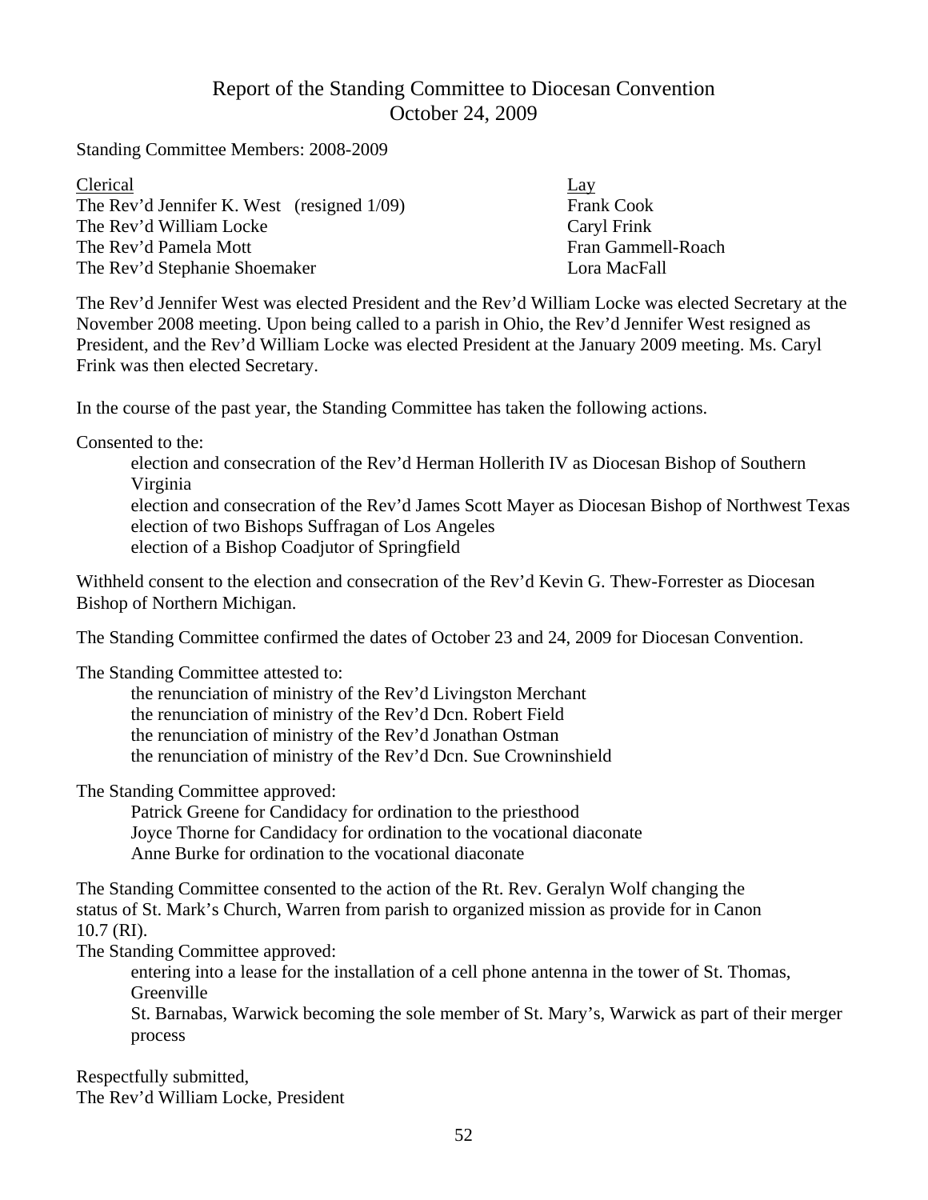# Report of the Standing Committee to Diocesan Convention
## October 24, 2009

Standing Committee Members: 2008-2009

| Clerical | Lay |
|---|---|
| The Rev'd Jennifer K. West (resigned 1/09) | Frank Cook |
| The Rev'd William Locke | Caryl Frink |
| The Rev'd Pamela Mott | Fran Gammell-Roach |
| The Rev'd Stephanie Shoemaker | Lora MacFall |

The Rev'd Jennifer West was elected President and the Rev'd William Locke was elected Secretary at the November 2008 meeting. Upon being called to a parish in Ohio, the Rev'd Jennifer West resigned as President, and the Rev'd William Locke was elected President at the January 2009 meeting. Ms. Caryl Frink was then elected Secretary.

In the course of the past year, the Standing Committee has taken the following actions.

Consented to the:

- election and consecration of the Rev'd Herman Hollerith IV as Diocesan Bishop of Southern Virginia
- election and consecration of the Rev'd James Scott Mayer as Diocesan Bishop of Northwest Texas
- election of two Bishops Suffragan of Los Angeles
- election of a Bishop Coadjutor of Springfield

Withheld consent to the election and consecration of the Rev'd Kevin G. Thew-Forrester as Diocesan Bishop of Northern Michigan.

The Standing Committee confirmed the dates of October 23 and 24, 2009 for Diocesan Convention.

The Standing Committee attested to:

- the renunciation of ministry of the Rev'd Livingston Merchant
- the renunciation of ministry of the Rev'd Dcn. Robert Field
- the renunciation of ministry of the Rev'd Jonathan Ostman
- the renunciation of ministry of the Rev'd Dcn. Sue Crowninshield

The Standing Committee approved:

- Patrick Greene for Candidacy for ordination to the priesthood
- Joyce Thorne for Candidacy for ordination to the vocational diaconate
- Anne Burke for ordination to the vocational diaconate

The Standing Committee consented to the action of the Rt. Rev. Geralyn Wolf changing the status of St. Mark's Church, Warren from parish to organized mission as provide for in Canon 10.7 (RI).

The Standing Committee approved:

- entering into a lease for the installation of a cell phone antenna in the tower of St. Thomas, Greenville
- St. Barnabas, Warwick becoming the sole member of St. Mary's, Warwick as part of their merger process

Respectfully submitted,
The Rev'd William Locke, President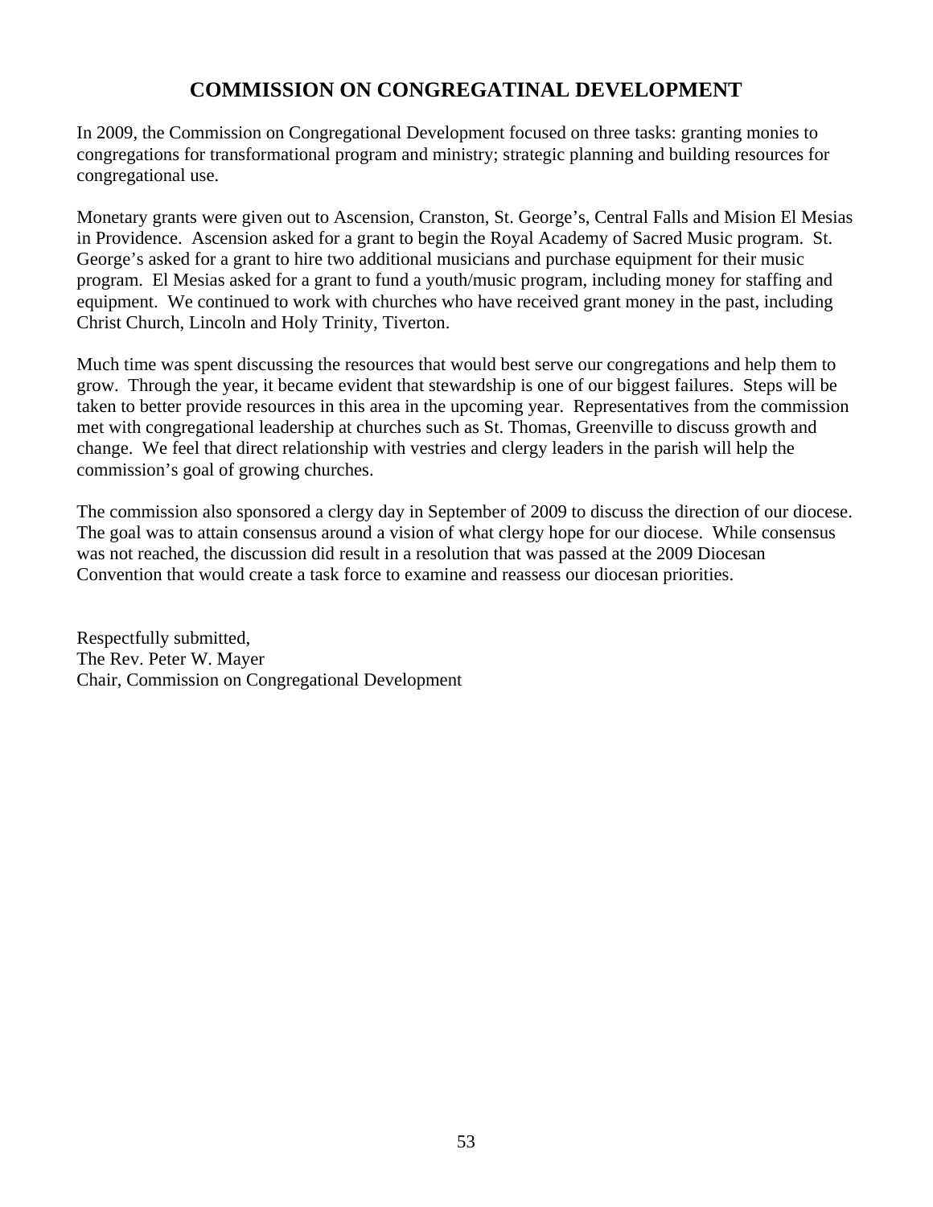# COMMISSION ON CONGREGATINAL DEVELOPMENT

In 2009, the Commission on Congregational Development focused on three tasks: granting monies to congregations for transformational program and ministry; strategic planning and building resources for congregational use.

Monetary grants were given out to Ascension, Cranston, St. George's, Central Falls and Mision El Mesias in Providence. Ascension asked for a grant to begin the Royal Academy of Sacred Music program. St. George's asked for a grant to hire two additional musicians and purchase equipment for their music program. El Mesias asked for a grant to fund a youth/music program, including money for staffing and equipment. We continued to work with churches who have received grant money in the past, including Christ Church, Lincoln and Holy Trinity, Tiverton.

Much time was spent discussing the resources that would best serve our congregations and help them to grow. Through the year, it became evident that stewardship is one of our biggest failures. Steps will be taken to better provide resources in this area in the upcoming year. Representatives from the commission met with congregational leadership at churches such as St. Thomas, Greenville to discuss growth and change. We feel that direct relationship with vestries and clergy leaders in the parish will help the commission's goal of growing churches.

The commission also sponsored a clergy day in September of 2009 to discuss the direction of our diocese. The goal was to attain consensus around a vision of what clergy hope for our diocese. While consensus was not reached, the discussion did result in a resolution that was passed at the 2009 Diocesan Convention that would create a task force to examine and reassess our diocesan priorities.

Respectfully submitted,
The Rev. Peter W. Mayer
Chair, Commission on Congregational Development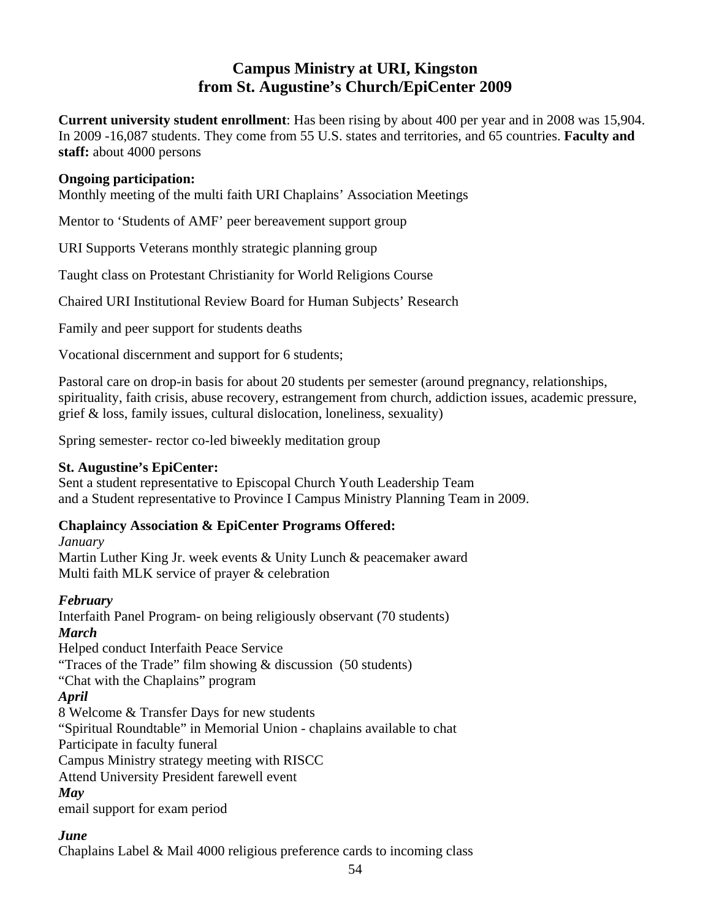## Campus Ministry at URI, Kingston
## from St. Augustine's Church/EpiCenter 2009

**Current university student enrollment**: Has been rising by about 400 per year and in 2008 was 15,904. In 2009 -16,087 students. They come from 55 U.S. states and territories, and 65 countries. **Faculty and staff:** about 4000 persons

**Ongoing participation:**
Monthly meeting of the multi faith URI Chaplains' Association Meetings

Mentor to 'Students of AMF' peer bereavement support group

URI Supports Veterans monthly strategic planning group

Taught class on Protestant Christianity for World Religions Course

Chaired URI Institutional Review Board for Human Subjects' Research

Family and peer support for students deaths

Vocational discernment and support for 6 students;

Pastoral care on drop-in basis for about 20 students per semester (around pregnancy, relationships, spirituality, faith crisis, abuse recovery, estrangement from church, addiction issues, academic pressure, grief & loss, family issues, cultural dislocation, loneliness, sexuality)

Spring semester- rector co-led biweekly meditation group

**St. Augustine's EpiCenter:**
Sent a student representative to Episcopal Church Youth Leadership Team
and a Student representative to Province I Campus Ministry Planning Team in 2009.

**Chaplaincy Association & EpiCenter Programs Offered:**

*January*
Martin Luther King Jr. week events & Unity Lunch & peacemaker award
Multi faith MLK service of prayer & celebration

***February***
Interfaith Panel Program- on being religiously observant (70 students)

***March***
Helped conduct Interfaith Peace Service
"Traces of the Trade" film showing & discussion (50 students)
"Chat with the Chaplains" program

***April***
8 Welcome & Transfer Days for new students
"Spiritual Roundtable" in Memorial Union - chaplains available to chat
Participate in faculty funeral
Campus Ministry strategy meeting with RISCC
Attend University President farewell event

***May***
email support for exam period

***June***
Chaplains Label & Mail 4000 religious preference cards to incoming class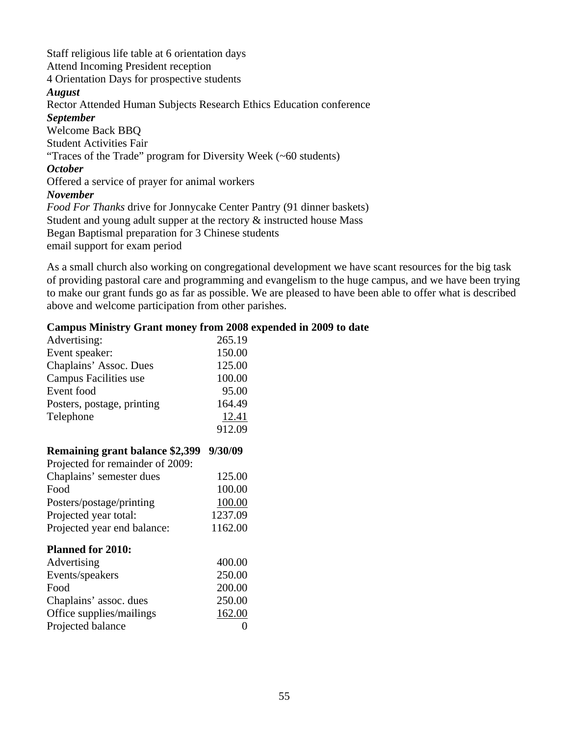Staff religious life table at 6 orientation days
Attend Incoming President reception
4 Orientation Days for prospective students

***August***

Rector Attended Human Subjects Research Ethics Education conference

***September***

Welcome Back BBQ
Student Activities Fair
"Traces of the Trade" program for Diversity Week (~60 students)

***October***

Offered a service of prayer for animal workers

***November***

*Food For Thanks* drive for Jonnycake Center Pantry (91 dinner baskets)
Student and young adult supper at the rectory & instructed house Mass
Began Baptismal preparation for 3 Chinese students
email support for exam period

As a small church also working on congregational development we have scant resources for the big task of providing pastoral care and programming and evangelism to the huge campus, and we have been trying to make our grant funds go as far as possible. We are pleased to have been able to offer what is described above and welcome participation from other parishes.

**Campus Ministry Grant money from 2008 expended in 2009 to date**

| | |
|---|---|
| Advertising: | 265.19 |
| Event speaker: | 150.00 |
| Chaplains' Assoc. Dues | 125.00 |
| Campus Facilities use | 100.00 |
| Event food | 95.00 |
| Posters, postage, printing | 164.49 |
| Telephone | 12.41 |
| | 912.09 |

**Remaining grant balance $2,399 9/30/09**

| | |
|---|---|
| Projected for remainder of 2009: | |
| Chaplains' semester dues | 125.00 |
| Food | 100.00 |
| Posters/postage/printing | 100.00 |
| Projected year total: | 1237.09 |
| Projected year end balance: | 1162.00 |

**Planned for 2010:**

| | |
|---|---|
| Advertising | 400.00 |
| Events/speakers | 250.00 |
| Food | 200.00 |
| Chaplains' assoc. dues | 250.00 |
| Office supplies/mailings | 162.00 |
| Projected balance | 0 |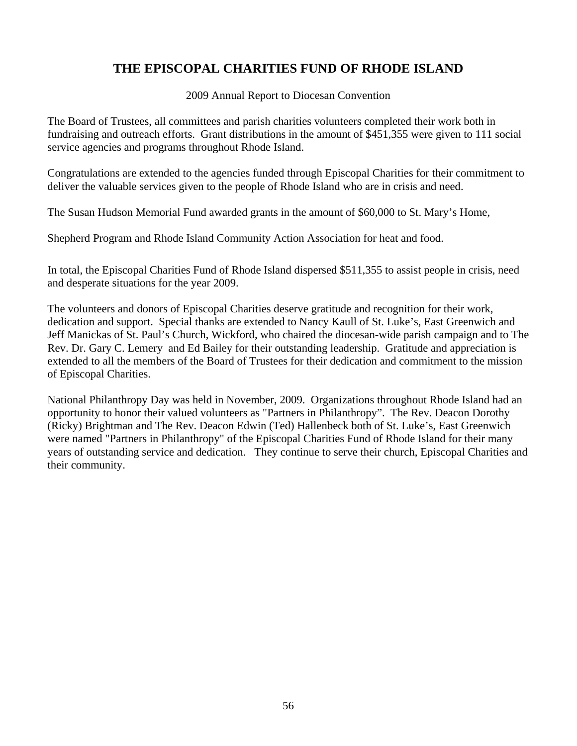# THE EPISCOPAL CHARITIES FUND OF RHODE ISLAND

2009 Annual Report to Diocesan Convention

The Board of Trustees, all committees and parish charities volunteers completed their work both in fundraising and outreach efforts. Grant distributions in the amount of $451,355 were given to 111 social service agencies and programs throughout Rhode Island.

Congratulations are extended to the agencies funded through Episcopal Charities for their commitment to deliver the valuable services given to the people of Rhode Island who are in crisis and need.

The Susan Hudson Memorial Fund awarded grants in the amount of $60,000 to St. Mary's Home,

Shepherd Program and Rhode Island Community Action Association for heat and food.

In total, the Episcopal Charities Fund of Rhode Island dispersed $511,355 to assist people in crisis, need and desperate situations for the year 2009.

The volunteers and donors of Episcopal Charities deserve gratitude and recognition for their work, dedication and support. Special thanks are extended to Nancy Kaull of St. Luke's, East Greenwich and Jeff Manickas of St. Paul's Church, Wickford, who chaired the diocesan-wide parish campaign and to The Rev. Dr. Gary C. Lemery and Ed Bailey for their outstanding leadership. Gratitude and appreciation is extended to all the members of the Board of Trustees for their dedication and commitment to the mission of Episcopal Charities.

National Philanthropy Day was held in November, 2009. Organizations throughout Rhode Island had an opportunity to honor their valued volunteers as "Partners in Philanthropy". The Rev. Deacon Dorothy (Ricky) Brightman and The Rev. Deacon Edwin (Ted) Hallenbeck both of St. Luke's, East Greenwich were named "Partners in Philanthropy" of the Episcopal Charities Fund of Rhode Island for their many years of outstanding service and dedication. They continue to serve their church, Episcopal Charities and their community.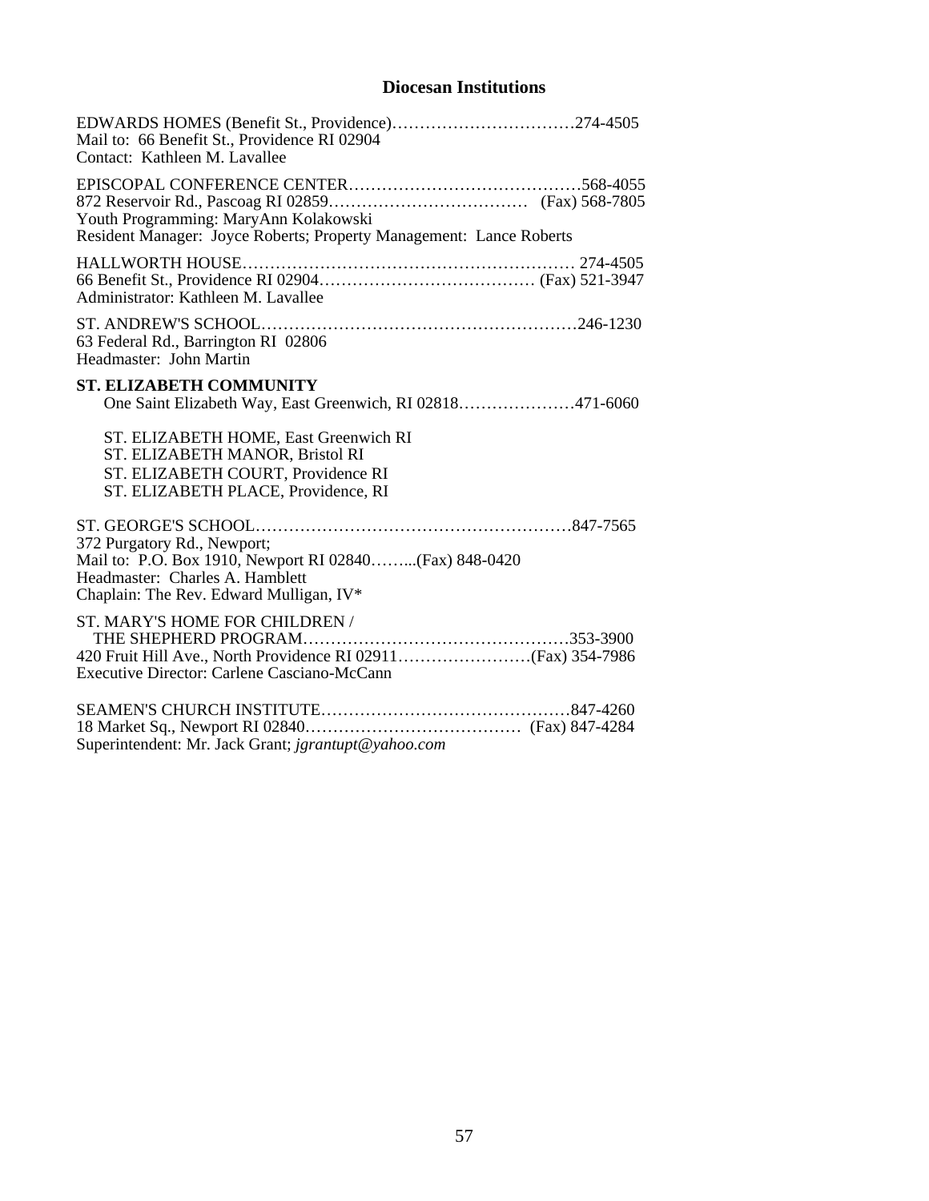# Diocesan Institutions

EDWARDS HOMES (Benefit St., Providence)……………………………274-4505
Mail to: 66 Benefit St., Providence RI 02904
Contact: Kathleen M. Lavallee

EPISCOPAL CONFERENCE CENTER……………………………………568-4055
872 Reservoir Rd., Pascoag RI 02859……………………………… (Fax) 568-7805
Youth Programming: MaryAnn Kolakowski
Resident Manager: Joyce Roberts; Property Management: Lance Roberts

HALLWORTH HOUSE…………………………………………………… 274-4505
66 Benefit St., Providence RI 02904………………………………… (Fax) 521-3947
Administrator: Kathleen M. Lavallee

ST. ANDREW'S SCHOOL…………………………………………………246-1230
63 Federal Rd., Barrington RI 02806
Headmaster: John Martin

**ST. ELIZABETH COMMUNITY**
One Saint Elizabeth Way, East Greenwich, RI 02818…………………471-6060

ST. ELIZABETH HOME, East Greenwich RI
ST. ELIZABETH MANOR, Bristol RI
ST. ELIZABETH COURT, Providence RI
ST. ELIZABETH PLACE, Providence, RI

ST. GEORGE'S SCHOOL…………………………………………………847-7565
372 Purgatory Rd., Newport;
Mail to: P.O. Box 1910, Newport RI 02840……...(Fax) 848-0420
Headmaster: Charles A. Hamblett
Chaplain: The Rev. Edward Mulligan, IV*

ST. MARY'S HOME FOR CHILDREN /
THE SHEPHERD PROGRAM…………………………………………353-3900
420 Fruit Hill Ave., North Providence RI 02911……………………(Fax) 354-7986
Executive Director: Carlene Casciano-McCann

SEAMEN'S CHURCH INSTITUTE………………………………………847-4260
18 Market Sq., Newport RI 02840………………………………… (Fax) 847-4284
Superintendent: Mr. Jack Grant; *jgrantupt@yahoo.com*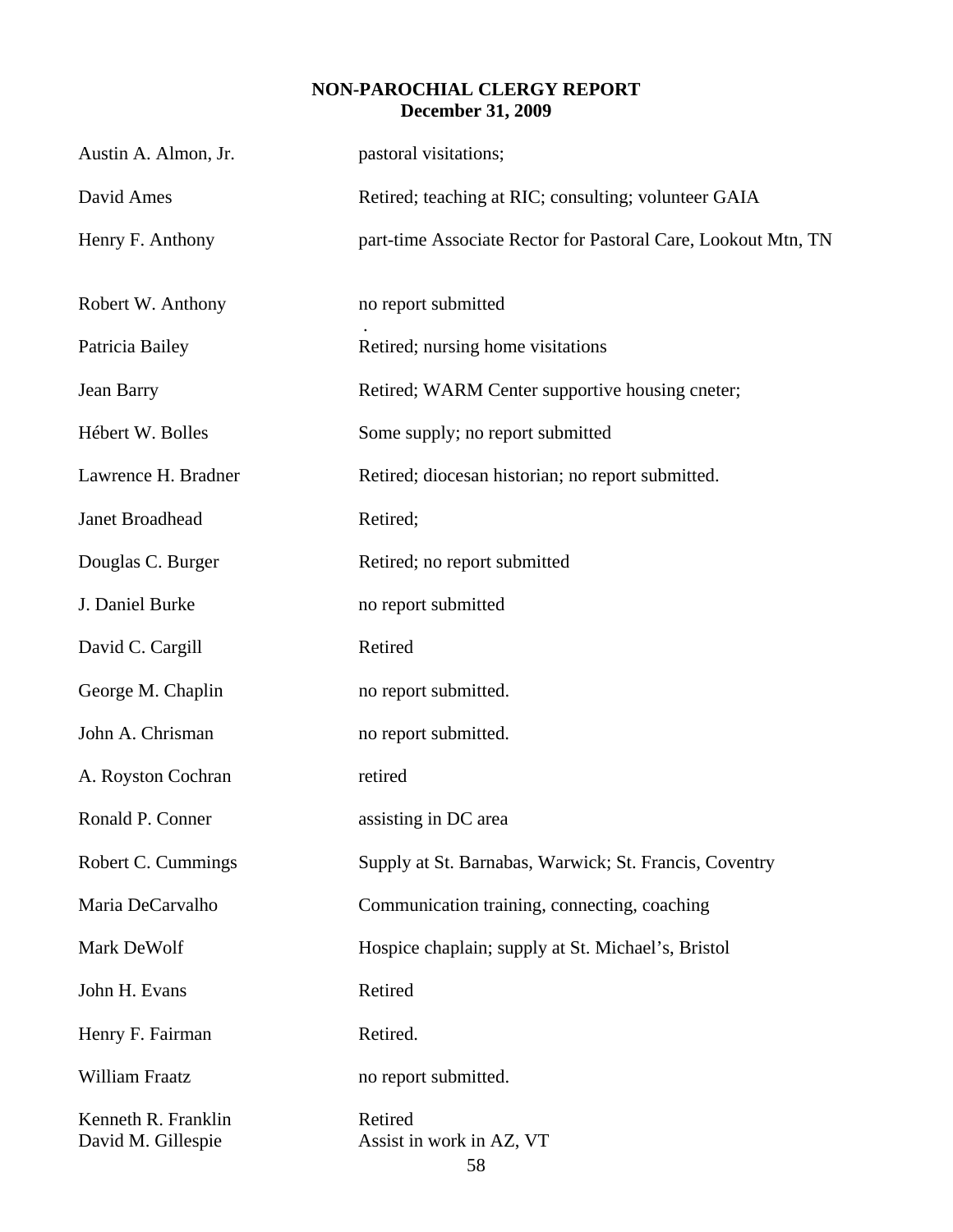# NON-PAROCHIAL CLERGY REPORT
## December 31, 2009

| | |
|---|---|
| Austin A. Almon, Jr. | pastoral visitations; |
| David Ames | Retired; teaching at RIC; consulting; volunteer GAIA |
| Henry F. Anthony | part-time Associate Rector for Pastoral Care, Lookout Mtn, TN |
| Robert W. Anthony | no report submitted |
| Patricia Bailey | Retired; nursing home visitations |
| Jean Barry | Retired; WARM Center supportive housing cneter; |
| Hébert W. Bolles | Some supply; no report submitted |
| Lawrence H. Bradner | Retired; diocesan historian; no report submitted. |
| Janet Broadhead | Retired; |
| Douglas C. Burger | Retired; no report submitted |
| J. Daniel Burke | no report submitted |
| David C. Cargill | Retired |
| George M. Chaplin | no report submitted. |
| John A. Chrisman | no report submitted. |
| A. Royston Cochran | retired |
| Ronald P. Conner | assisting in DC area |
| Robert C. Cummings | Supply at St. Barnabas, Warwick; St. Francis, Coventry |
| Maria DeCarvalho | Communication training, connecting, coaching |
| Mark DeWolf | Hospice chaplain; supply at St. Michael's, Bristol |
| John H. Evans | Retired |
| Henry F. Fairman | Retired. |
| William Fraatz | no report submitted. |
| Kenneth R. Franklin | Retired |
| David M. Gillespie | Assist in work in AZ, VT |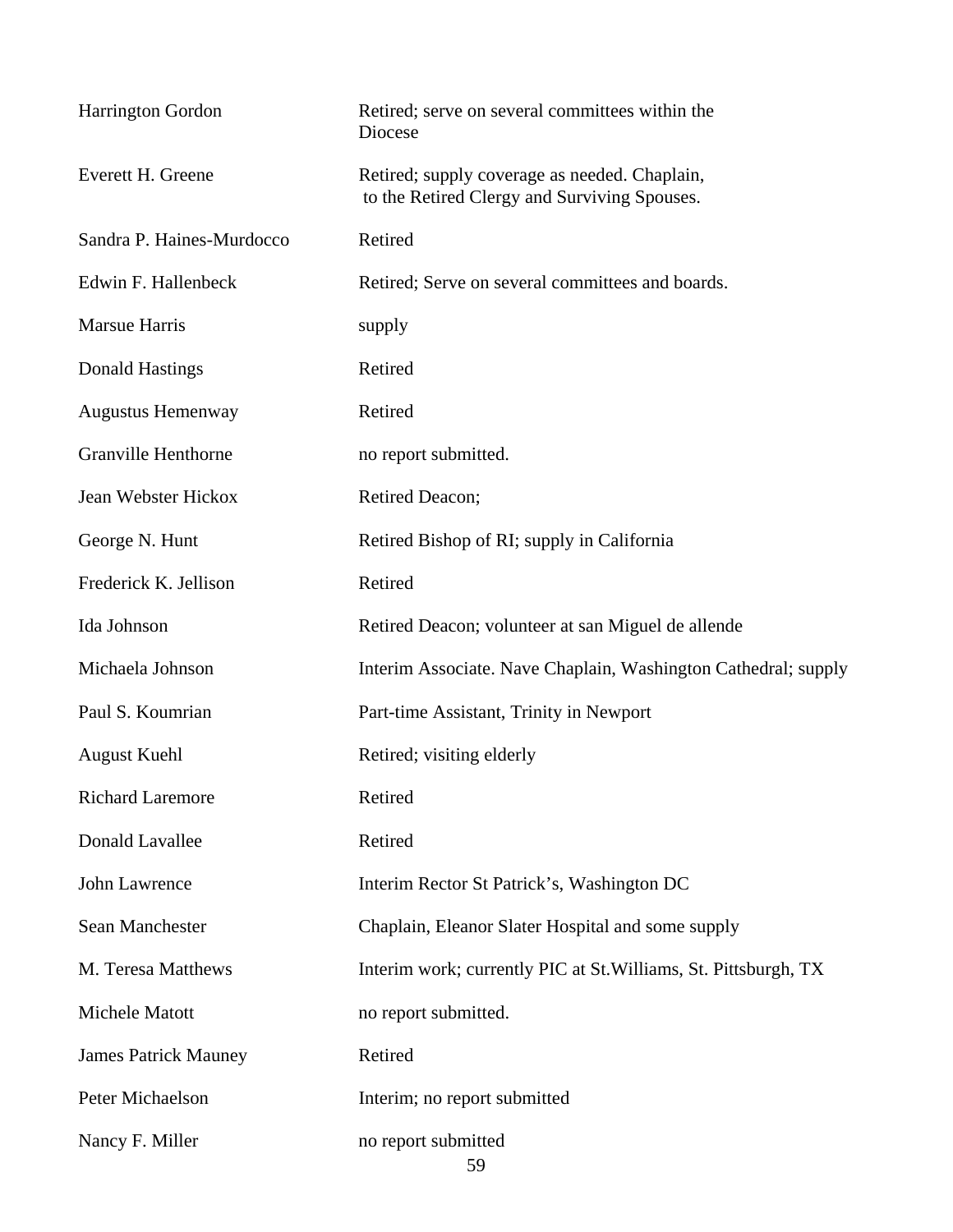| | |
|---|---|
| Harrington Gordon | Retired; serve on several committees within the Diocese |
| Everett H. Greene | Retired; supply coverage as needed. Chaplain, to the Retired Clergy and Surviving Spouses. |
| Sandra P. Haines-Murdocco | Retired |
| Edwin F. Hallenbeck | Retired; Serve on several committees and boards. |
| Marsue Harris | supply |
| Donald Hastings | Retired |
| Augustus Hemenway | Retired |
| Granville Henthorne | no report submitted. |
| Jean Webster Hickox | Retired Deacon; |
| George N. Hunt | Retired Bishop of RI; supply in California |
| Frederick K. Jellison | Retired |
| Ida Johnson | Retired Deacon; volunteer at san Miguel de allende |
| Michaela Johnson | Interim Associate. Nave Chaplain, Washington Cathedral; supply |
| Paul S. Koumrian | Part-time Assistant, Trinity in Newport |
| August Kuehl | Retired; visiting elderly |
| Richard Laremore | Retired |
| Donald Lavallee | Retired |
| John Lawrence | Interim Rector St Patrick's, Washington DC |
| Sean Manchester | Chaplain, Eleanor Slater Hospital and some supply |
| M. Teresa Matthews | Interim work; currently PIC at St.Williams, St. Pittsburgh, TX |
| Michele Matott | no report submitted. |
| James Patrick Mauney | Retired |
| Peter Michaelson | Interim; no report submitted |
| Nancy F. Miller | no report submitted |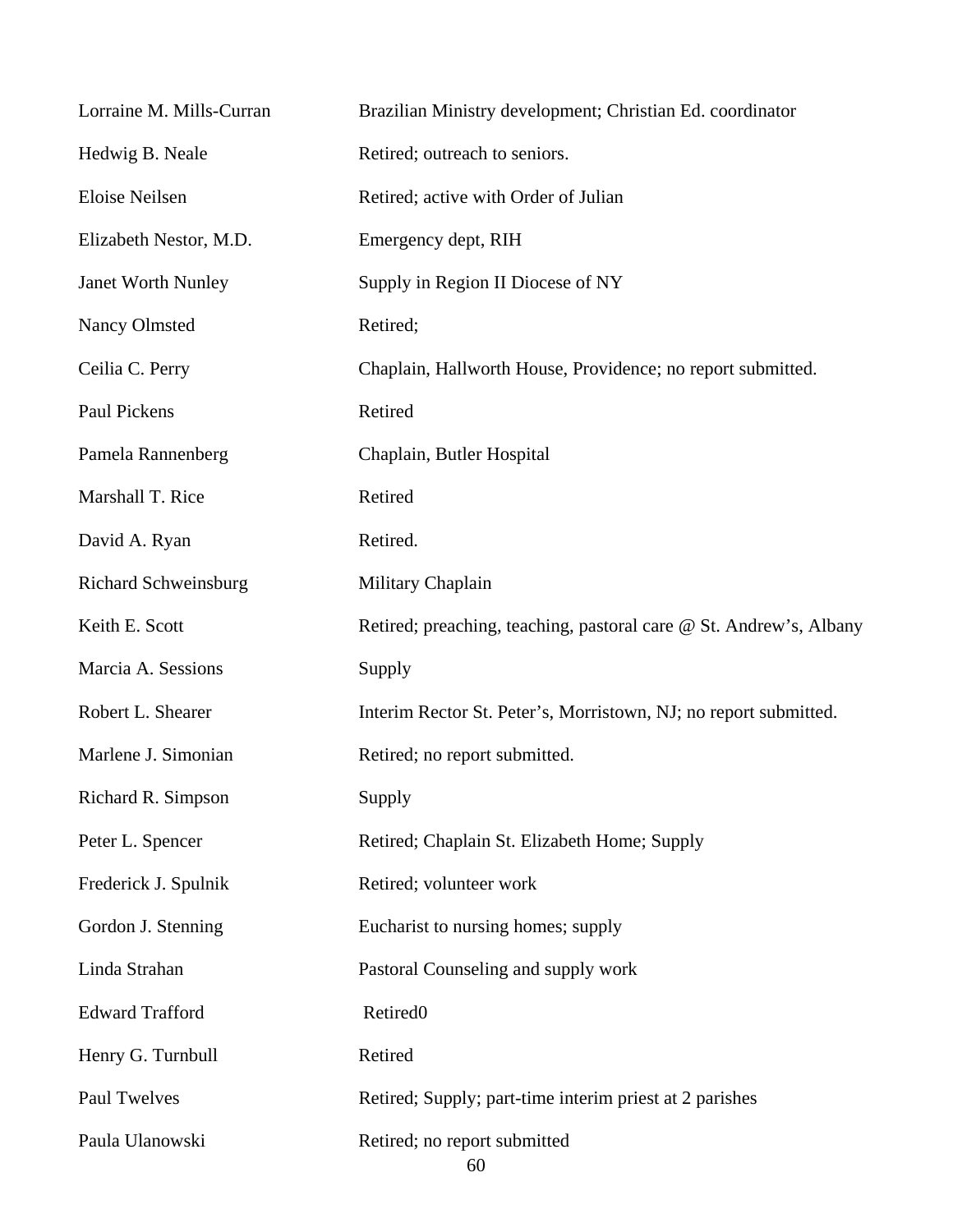| | |
|---|---|
| Lorraine M. Mills-Curran | Brazilian Ministry development; Christian Ed. coordinator |
| Hedwig B. Neale | Retired; outreach to seniors. |
| Eloise Neilsen | Retired; active with Order of Julian |
| Elizabeth Nestor, M.D. | Emergency dept, RIH |
| Janet Worth Nunley | Supply in Region II Diocese of NY |
| Nancy Olmsted | Retired; |
| Ceilia C. Perry | Chaplain, Hallworth House, Providence; no report submitted. |
| Paul Pickens | Retired |
| Pamela Rannenberg | Chaplain, Butler Hospital |
| Marshall T. Rice | Retired |
| David A. Ryan | Retired. |
| Richard Schweinsburg | Military Chaplain |
| Keith E. Scott | Retired; preaching, teaching, pastoral care @ St. Andrew's, Albany |
| Marcia A. Sessions | Supply |
| Robert L. Shearer | Interim Rector St. Peter's, Morristown, NJ; no report submitted. |
| Marlene J. Simonian | Retired; no report submitted. |
| Richard R. Simpson | Supply |
| Peter L. Spencer | Retired; Chaplain St. Elizabeth Home; Supply |
| Frederick J. Spulnik | Retired; volunteer work |
| Gordon J. Stenning | Eucharist to nursing homes; supply |
| Linda Strahan | Pastoral Counseling and supply work |
| Edward Trafford | Retired0 |
| Henry G. Turnbull | Retired |
| Paul Twelves | Retired; Supply; part-time interim priest at 2 parishes |
| Paula Ulanowski | Retired; no report submitted |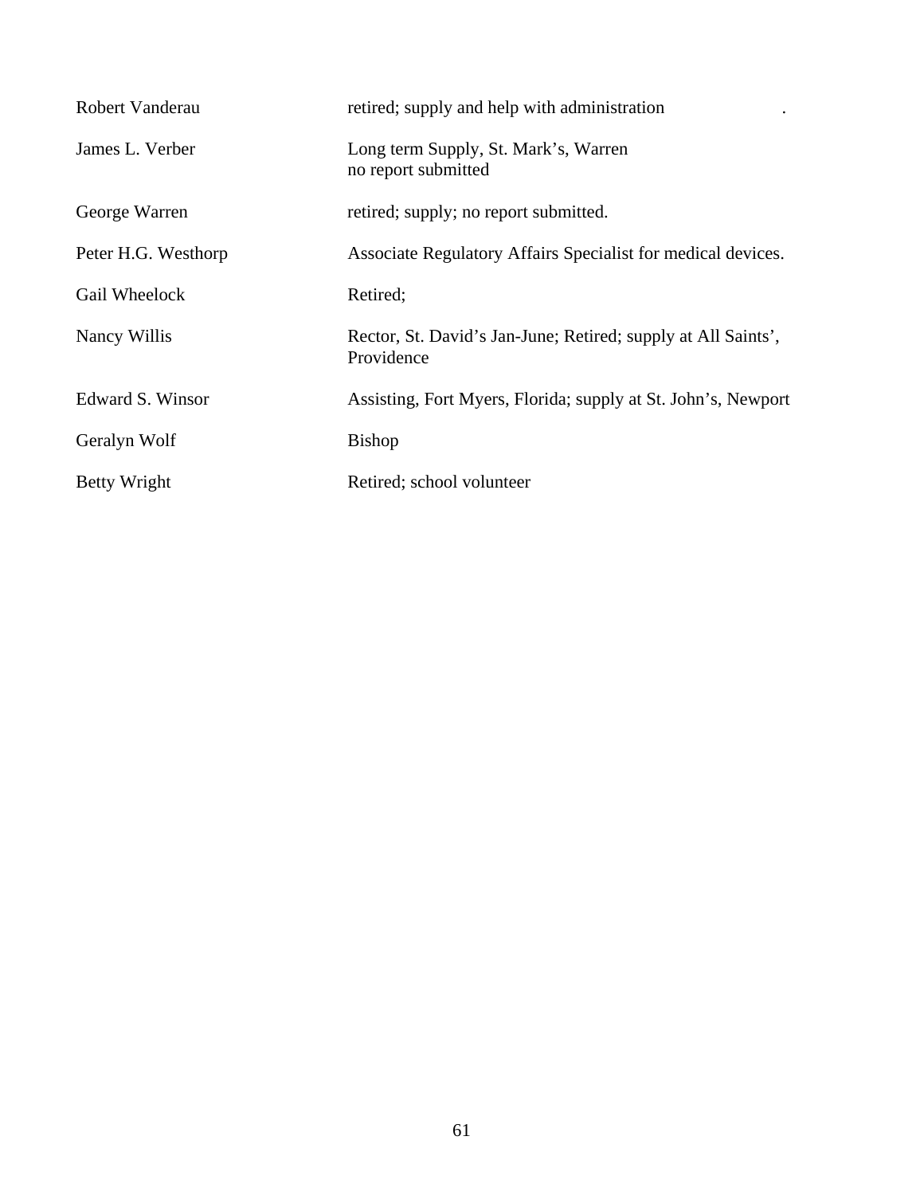| | |
|---|---|
| Robert Vanderau | retired; supply and help with administration . |
| James L. Verber | Long term Supply, St. Mark’s, Warren<br>no report submitted |
| George Warren | retired; supply; no report submitted. |
| Peter H.G. Westhorp | Associate Regulatory Affairs Specialist for medical devices. |
| Gail Wheelock | Retired; |
| Nancy Willis | Rector, St. David’s Jan-June; Retired; supply at All Saints’, Providence |
| Edward S. Winsor | Assisting, Fort Myers, Florida; supply at St. John’s, Newport |
| Geralyn Wolf | Bishop |
| Betty Wright | Retired; school volunteer |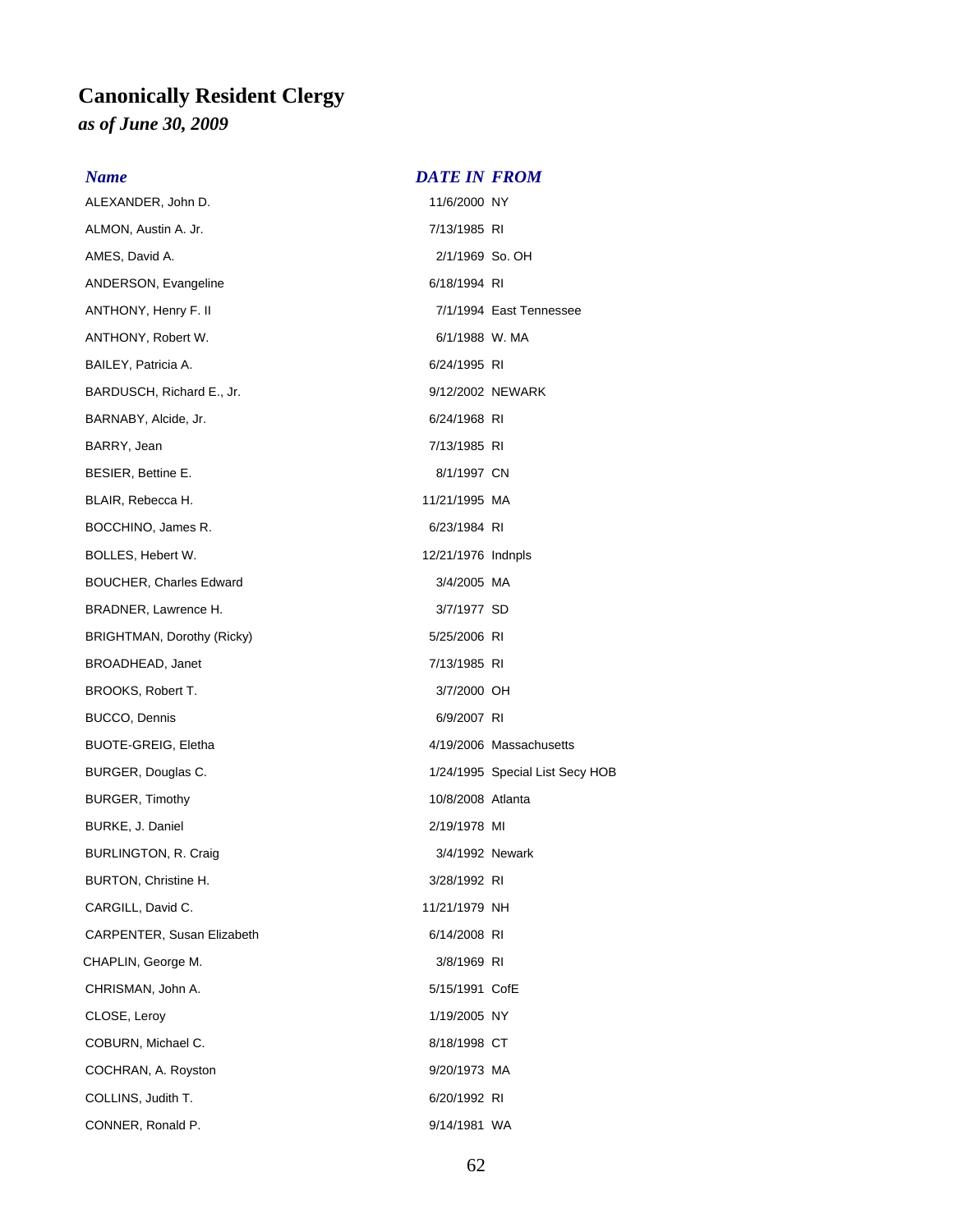# Canonically Resident Clergy

## *as of June 30, 2009*

| *Name* | *DATE IN* | *FROM* |
|---|---|---|
| ALEXANDER, John D. | 11/6/2000 | NY |
| ALMON, Austin A. Jr. | 7/13/1985 | RI |
| AMES, David A. | 2/1/1969 | So. OH |
| ANDERSON, Evangeline | 6/18/1994 | RI |
| ANTHONY, Henry F. II | 7/1/1994 | East Tennessee |
| ANTHONY, Robert W. | 6/1/1988 | W. MA |
| BAILEY, Patricia A. | 6/24/1995 | RI |
| BARDUSCH, Richard E., Jr. | 9/12/2002 | NEWARK |
| BARNABY, Alcide, Jr. | 6/24/1968 | RI |
| BARRY, Jean | 7/13/1985 | RI |
| BESIER, Bettine E. | 8/1/1997 | CN |
| BLAIR, Rebecca H. | 11/21/1995 | MA |
| BOCCHINO, James R. | 6/23/1984 | RI |
| BOLLES, Hebert W. | 12/21/1976 | Indnpls |
| BOUCHER, Charles Edward | 3/4/2005 | MA |
| BRADNER, Lawrence H. | 3/7/1977 | SD |
| BRIGHTMAN, Dorothy (Ricky) | 5/25/2006 | RI |
| BROADHEAD, Janet | 7/13/1985 | RI |
| BROOKS, Robert T. | 3/7/2000 | OH |
| BUCCO, Dennis | 6/9/2007 | RI |
| BUOTE-GREIG, Eletha | 4/19/2006 | Massachusetts |
| BURGER, Douglas C. | 1/24/1995 | Special List Secy HOB |
| BURGER, Timothy | 10/8/2008 | Atlanta |
| BURKE, J. Daniel | 2/19/1978 | MI |
| BURLINGTON, R. Craig | 3/4/1992 | Newark |
| BURTON, Christine H. | 3/28/1992 | RI |
| CARGILL, David C. | 11/21/1979 | NH |
| CARPENTER, Susan Elizabeth | 6/14/2008 | RI |
| CHAPLIN, George M. | 3/8/1969 | RI |
| CHRISMAN, John A. | 5/15/1991 | CofE |
| CLOSE, Leroy | 1/19/2005 | NY |
| COBURN, Michael C. | 8/18/1998 | CT |
| COCHRAN, A. Royston | 9/20/1973 | MA |
| COLLINS, Judith T. | 6/20/1992 | RI |
| CONNER, Ronald P. | 9/14/1981 | WA |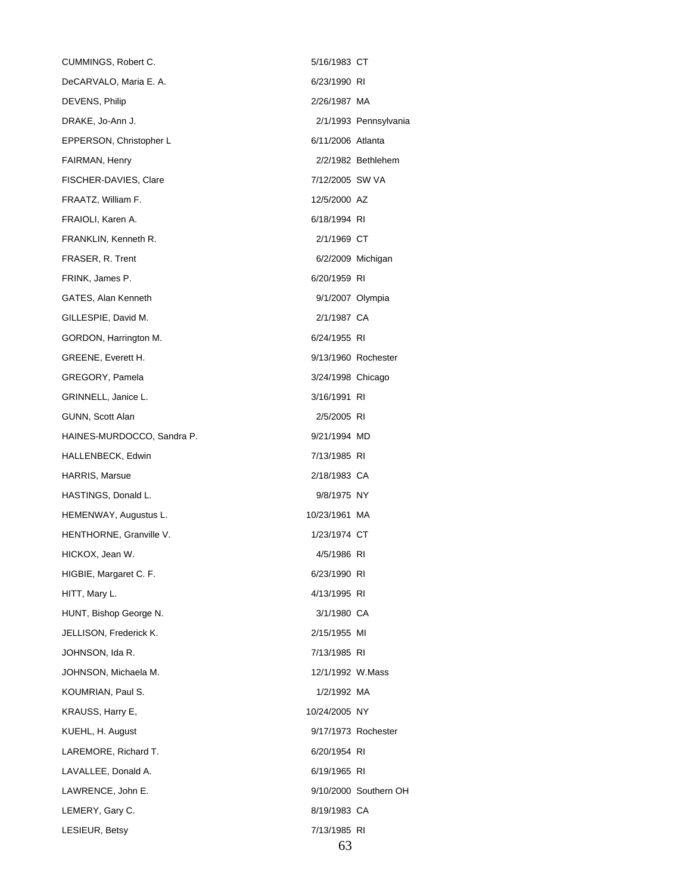| | | |
|---|---|---|
| CUMMINGS, Robert C. | 5/16/1983 | CT |
| DeCARVALO, Maria E. A. | 6/23/1990 | RI |
| DEVENS, Philip | 2/26/1987 | MA |
| DRAKE, Jo-Ann J. | 2/1/1993 | Pennsylvania |
| EPPERSON, Christopher L | 6/11/2006 | Atlanta |
| FAIRMAN, Henry | 2/2/1982 | Bethlehem |
| FISCHER-DAVIES, Clare | 7/12/2005 | SW VA |
| FRAATZ, William F. | 12/5/2000 | AZ |
| FRAIOLI, Karen A. | 6/18/1994 | RI |
| FRANKLIN, Kenneth R. | 2/1/1969 | CT |
| FRASER, R. Trent | 6/2/2009 | Michigan |
| FRINK, James P. | 6/20/1959 | RI |
| GATES, Alan Kenneth | 9/1/2007 | Olympia |
| GILLESPIE, David M. | 2/1/1987 | CA |
| GORDON, Harrington M. | 6/24/1955 | RI |
| GREENE, Everett H. | 9/13/1960 | Rochester |
| GREGORY, Pamela | 3/24/1998 | Chicago |
| GRINNELL, Janice L. | 3/16/1991 | RI |
| GUNN, Scott Alan | 2/5/2005 | RI |
| HAINES-MURDOCCO, Sandra P. | 9/21/1994 | MD |
| HALLENBECK, Edwin | 7/13/1985 | RI |
| HARRIS, Marsue | 2/18/1983 | CA |
| HASTINGS, Donald L. | 9/8/1975 | NY |
| HEMENWAY, Augustus L. | 10/23/1961 | MA |
| HENTHORNE, Granville V. | 1/23/1974 | CT |
| HICKOX, Jean W. | 4/5/1986 | RI |
| HIGBIE, Margaret C. F. | 6/23/1990 | RI |
| HITT, Mary L. | 4/13/1995 | RI |
| HUNT, Bishop George N. | 3/1/1980 | CA |
| JELLISON, Frederick K. | 2/15/1955 | MI |
| JOHNSON, Ida R. | 7/13/1985 | RI |
| JOHNSON, Michaela M. | 12/1/1992 | W.Mass |
| KOUMRIAN, Paul S. | 1/2/1992 | MA |
| KRAUSS, Harry E, | 10/24/2005 | NY |
| KUEHL, H. August | 9/17/1973 | Rochester |
| LAREMORE, Richard T. | 6/20/1954 | RI |
| LAVALLEE, Donald A. | 6/19/1965 | RI |
| LAWRENCE, John E. | 9/10/2000 | Southern OH |
| LEMERY, Gary C. | 8/19/1983 | CA |
| LESIEUR, Betsy | 7/13/1985 | RI |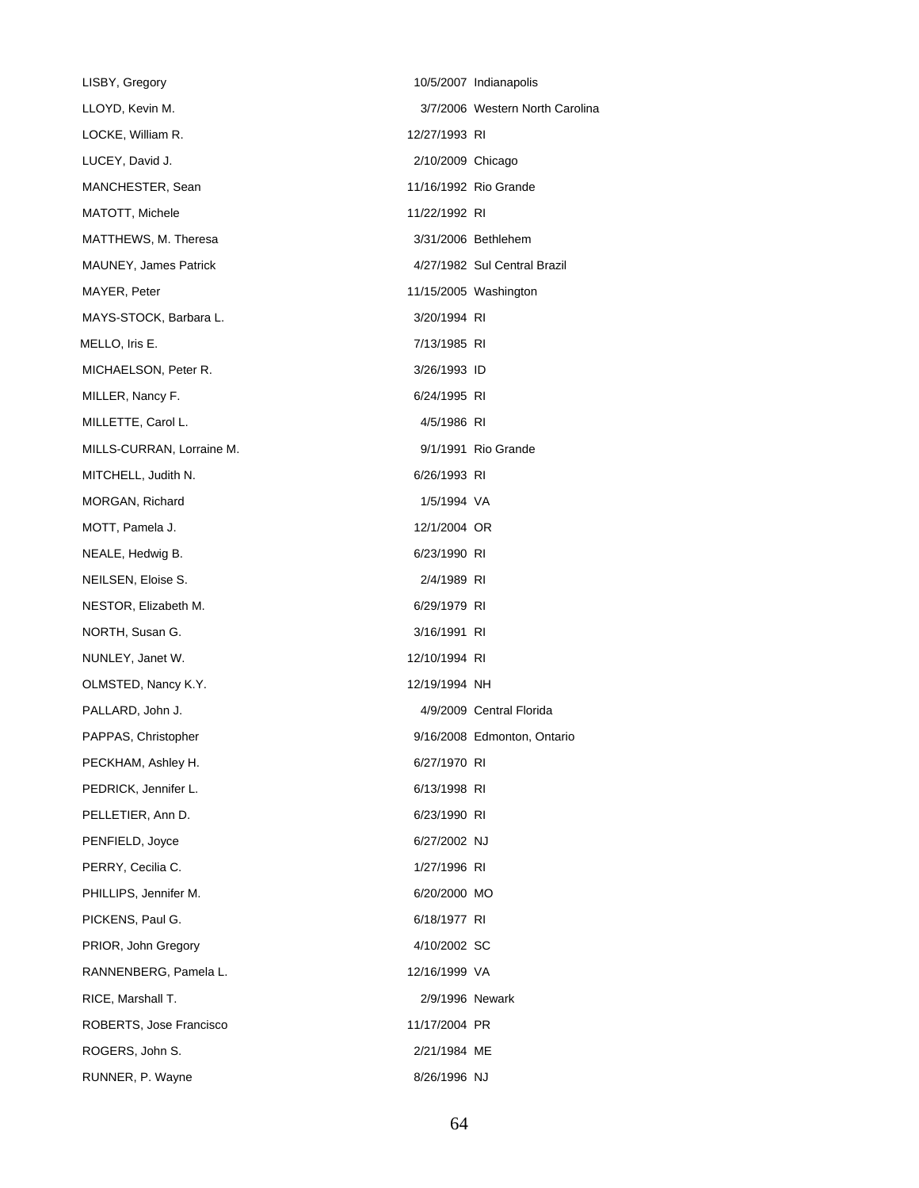| | | |
|---|---|---|
| LISBY, Gregory | 10/5/2007 | Indianapolis |
| LLOYD, Kevin M. | 3/7/2006 | Western North Carolina |
| LOCKE, William R. | 12/27/1993 | RI |
| LUCEY, David J. | 2/10/2009 | Chicago |
| MANCHESTER, Sean | 11/16/1992 | Rio Grande |
| MATOTT, Michele | 11/22/1992 | RI |
| MATTHEWS, M. Theresa | 3/31/2006 | Bethlehem |
| MAUNEY, James Patrick | 4/27/1982 | Sul Central Brazil |
| MAYER, Peter | 11/15/2005 | Washington |
| MAYS-STOCK, Barbara L. | 3/20/1994 | RI |
| MELLO, Iris E. | 7/13/1985 | RI |
| MICHAELSON, Peter R. | 3/26/1993 | ID |
| MILLER, Nancy F. | 6/24/1995 | RI |
| MILLETTE, Carol L. | 4/5/1986 | RI |
| MILLS-CURRAN, Lorraine M. | 9/1/1991 | Rio Grande |
| MITCHELL, Judith N. | 6/26/1993 | RI |
| MORGAN, Richard | 1/5/1994 | VA |
| MOTT, Pamela J. | 12/1/2004 | OR |
| NEALE, Hedwig B. | 6/23/1990 | RI |
| NEILSEN, Eloise S. | 2/4/1989 | RI |
| NESTOR, Elizabeth M. | 6/29/1979 | RI |
| NORTH, Susan G. | 3/16/1991 | RI |
| NUNLEY, Janet W. | 12/10/1994 | RI |
| OLMSTED, Nancy K.Y. | 12/19/1994 | NH |
| PALLARD, John J. | 4/9/2009 | Central Florida |
| PAPPAS, Christopher | 9/16/2008 | Edmonton, Ontario |
| PECKHAM, Ashley H. | 6/27/1970 | RI |
| PEDRICK, Jennifer L. | 6/13/1998 | RI |
| PELLETIER, Ann D. | 6/23/1990 | RI |
| PENFIELD, Joyce | 6/27/2002 | NJ |
| PERRY, Cecilia C. | 1/27/1996 | RI |
| PHILLIPS, Jennifer M. | 6/20/2000 | MO |
| PICKENS, Paul G. | 6/18/1977 | RI |
| PRIOR, John Gregory | 4/10/2002 | SC |
| RANNENBERG, Pamela L. | 12/16/1999 | VA |
| RICE, Marshall T. | 2/9/1996 | Newark |
| ROBERTS, Jose Francisco | 11/17/2004 | PR |
| ROGERS, John S. | 2/21/1984 | ME |
| RUNNER, P. Wayne | 8/26/1996 | NJ |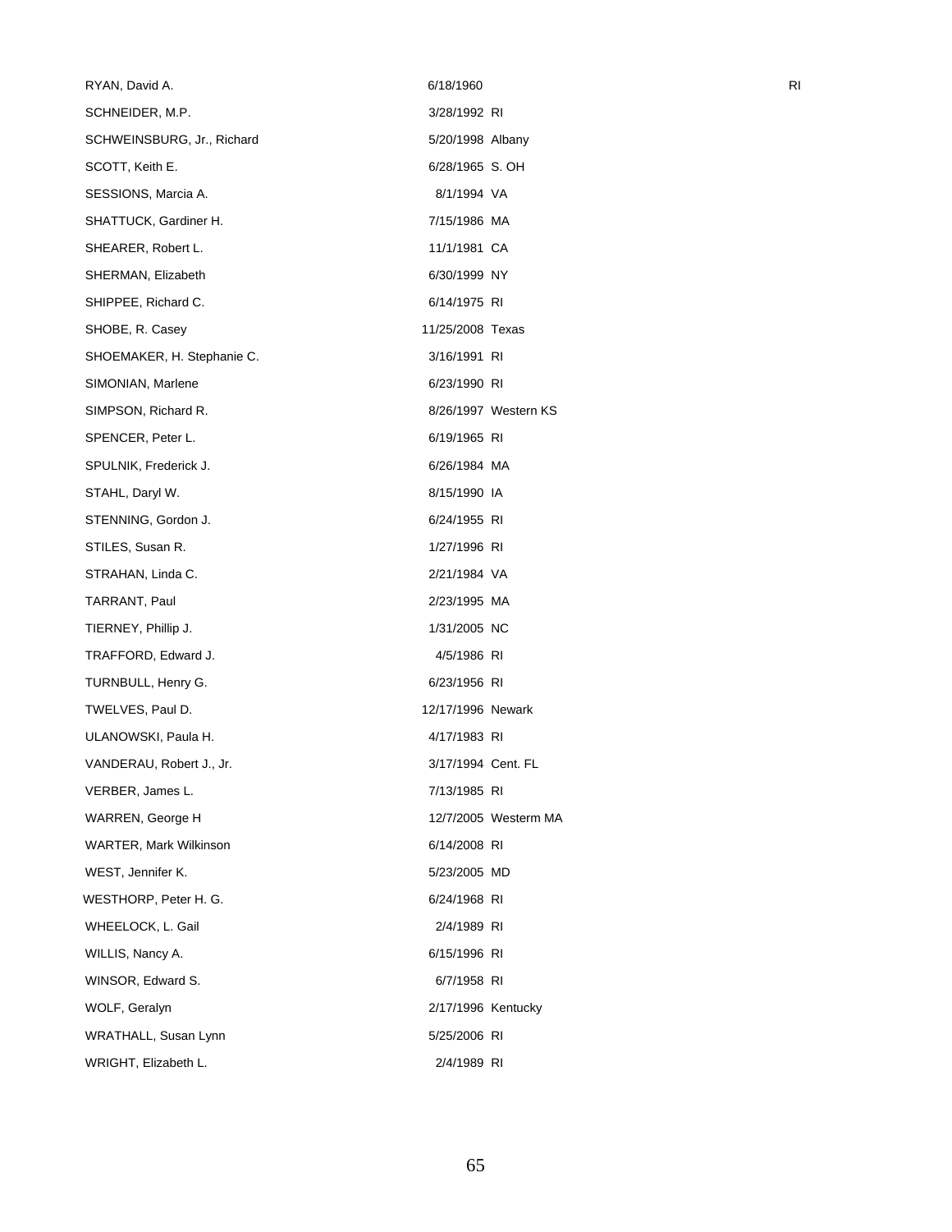| | | |
|---|---|---|
| RYAN, David A. | 6/18/1960 | RI |
| SCHNEIDER, M.P. | 3/28/1992 | RI |
| SCHWEINSBURG, Jr., Richard | 5/20/1998 | Albany |
| SCOTT, Keith E. | 6/28/1965 | S. OH |
| SESSIONS, Marcia A. | 8/1/1994 | VA |
| SHATTUCK, Gardiner H. | 7/15/1986 | MA |
| SHEARER, Robert L. | 11/1/1981 | CA |
| SHERMAN, Elizabeth | 6/30/1999 | NY |
| SHIPPEE, Richard C. | 6/14/1975 | RI |
| SHOBE, R. Casey | 11/25/2008 | Texas |
| SHOEMAKER, H. Stephanie C. | 3/16/1991 | RI |
| SIMONIAN, Marlene | 6/23/1990 | RI |
| SIMPSON, Richard R. | 8/26/1997 | Western KS |
| SPENCER, Peter L. | 6/19/1965 | RI |
| SPULNIK, Frederick J. | 6/26/1984 | MA |
| STAHL, Daryl W. | 8/15/1990 | IA |
| STENNING, Gordon J. | 6/24/1955 | RI |
| STILES, Susan R. | 1/27/1996 | RI |
| STRAHAN, Linda C. | 2/21/1984 | VA |
| TARRANT, Paul | 2/23/1995 | MA |
| TIERNEY, Phillip J. | 1/31/2005 | NC |
| TRAFFORD, Edward J. | 4/5/1986 | RI |
| TURNBULL, Henry G. | 6/23/1956 | RI |
| TWELVES, Paul D. | 12/17/1996 | Newark |
| ULANOWSKI, Paula H. | 4/17/1983 | RI |
| VANDERAU, Robert J., Jr. | 3/17/1994 | Cent. FL |
| VERBER, James L. | 7/13/1985 | RI |
| WARREN, George H | 12/7/2005 | Westerm MA |
| WARTER, Mark Wilkinson | 6/14/2008 | RI |
| WEST, Jennifer K. | 5/23/2005 | MD |
| WESTHORP, Peter H. G. | 6/24/1968 | RI |
| WHEELOCK, L. Gail | 2/4/1989 | RI |
| WILLIS, Nancy A. | 6/15/1996 | RI |
| WINSOR, Edward S. | 6/7/1958 | RI |
| WOLF, Geralyn | 2/17/1996 | Kentucky |
| WRATHALL, Susan Lynn | 5/25/2006 | RI |
| WRIGHT, Elizabeth L. | 2/4/1989 | RI |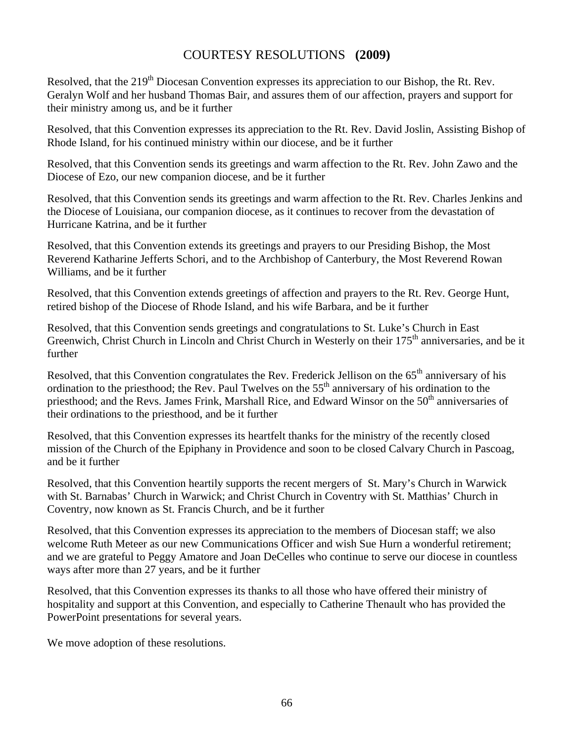# COURTESY RESOLUTIONS **(2009)**

Resolved, that the 219th Diocesan Convention expresses its appreciation to our Bishop, the Rt. Rev. Geralyn Wolf and her husband Thomas Bair, and assures them of our affection, prayers and support for their ministry among us, and be it further

Resolved, that this Convention expresses its appreciation to the Rt. Rev. David Joslin, Assisting Bishop of Rhode Island, for his continued ministry within our diocese, and be it further

Resolved, that this Convention sends its greetings and warm affection to the Rt. Rev. John Zawo and the Diocese of Ezo, our new companion diocese, and be it further

Resolved, that this Convention sends its greetings and warm affection to the Rt. Rev. Charles Jenkins and the Diocese of Louisiana, our companion diocese, as it continues to recover from the devastation of Hurricane Katrina, and be it further

Resolved, that this Convention extends its greetings and prayers to our Presiding Bishop, the Most Reverend Katharine Jefferts Schori, and to the Archbishop of Canterbury, the Most Reverend Rowan Williams, and be it further

Resolved, that this Convention extends greetings of affection and prayers to the Rt. Rev. George Hunt, retired bishop of the Diocese of Rhode Island, and his wife Barbara, and be it further

Resolved, that this Convention sends greetings and congratulations to St. Luke's Church in East Greenwich, Christ Church in Lincoln and Christ Church in Westerly on their 175th anniversaries, and be it further

Resolved, that this Convention congratulates the Rev. Frederick Jellison on the 65th anniversary of his ordination to the priesthood; the Rev. Paul Twelves on the 55th anniversary of his ordination to the priesthood; and the Revs. James Frink, Marshall Rice, and Edward Winsor on the 50th anniversaries of their ordinations to the priesthood, and be it further

Resolved, that this Convention expresses its heartfelt thanks for the ministry of the recently closed mission of the Church of the Epiphany in Providence and soon to be closed Calvary Church in Pascoag, and be it further

Resolved, that this Convention heartily supports the recent mergers of St. Mary's Church in Warwick with St. Barnabas' Church in Warwick; and Christ Church in Coventry with St. Matthias' Church in Coventry, now known as St. Francis Church, and be it further

Resolved, that this Convention expresses its appreciation to the members of Diocesan staff; we also welcome Ruth Meteer as our new Communications Officer and wish Sue Hurn a wonderful retirement; and we are grateful to Peggy Amatore and Joan DeCelles who continue to serve our diocese in countless ways after more than 27 years, and be it further

Resolved, that this Convention expresses its thanks to all those who have offered their ministry of hospitality and support at this Convention, and especially to Catherine Thenault who has provided the PowerPoint presentations for several years.

We move adoption of these resolutions.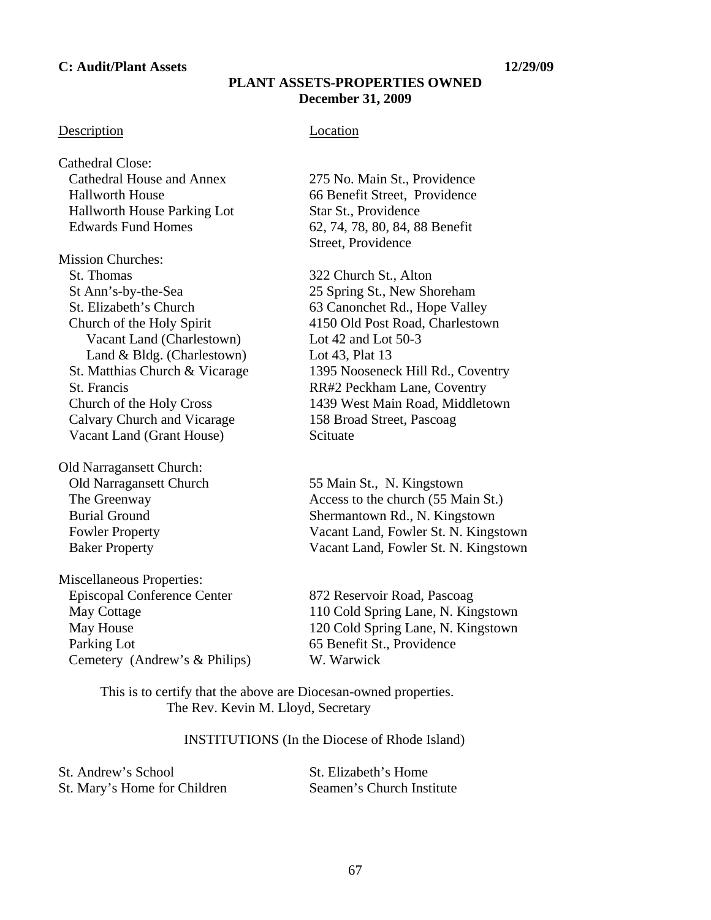**C: Audit/Plant Assets** **12/29/09**

## PLANT ASSETS-PROPERTIES OWNED
### December 31, 2009

| Description | Location |
|---|---|
| Cathedral Close: | |
| Cathedral House and Annex | 275 No. Main St., Providence |
| Hallworth House | 66 Benefit Street, Providence |
| Hallworth House Parking Lot | Star St., Providence |
| Edwards Fund Homes | 62, 74, 78, 80, 84, 88 Benefit Street, Providence |
| Mission Churches: | |
| St. Thomas | 322 Church St., Alton |
| St Ann's-by-the-Sea | 25 Spring St., New Shoreham |
| St. Elizabeth's Church | 63 Canonchet Rd., Hope Valley |
| Church of the Holy Spirit | 4150 Old Post Road, Charlestown |
| Vacant Land (Charlestown) | Lot 42 and Lot 50-3 |
| Land & Bldg. (Charlestown) | Lot 43, Plat 13 |
| St. Matthias Church & Vicarage | 1395 Nooseneck Hill Rd., Coventry |
| St. Francis | RR#2 Peckham Lane, Coventry |
| Church of the Holy Cross | 1439 West Main Road, Middletown |
| Calvary Church and Vicarage | 158 Broad Street, Pascoag |
| Vacant Land (Grant House) | Scituate |
| Old Narragansett Church: | |
| Old Narragansett Church | 55 Main St., N. Kingstown |
| The Greenway | Access to the church (55 Main St.) |
| Burial Ground | Shermantown Rd., N. Kingstown |
| Fowler Property | Vacant Land, Fowler St. N. Kingstown |
| Baker Property | Vacant Land, Fowler St. N. Kingstown |
| Miscellaneous Properties: | |
| Episcopal Conference Center | 872 Reservoir Road, Pascoag |
| May Cottage | 110 Cold Spring Lane, N. Kingstown |
| May House | 120 Cold Spring Lane, N. Kingstown |
| Parking Lot | 65 Benefit St., Providence |
| Cemetery (Andrew's & Philips) | W. Warwick |

This is to certify that the above are Diocesan-owned properties.
The Rev. Kevin M. Lloyd, Secretary

INSTITUTIONS (In the Diocese of Rhode Island)

| | |
|---|---|
| St. Andrew's School | St. Elizabeth's Home |
| St. Mary's Home for Children | Seamen's Church Institute |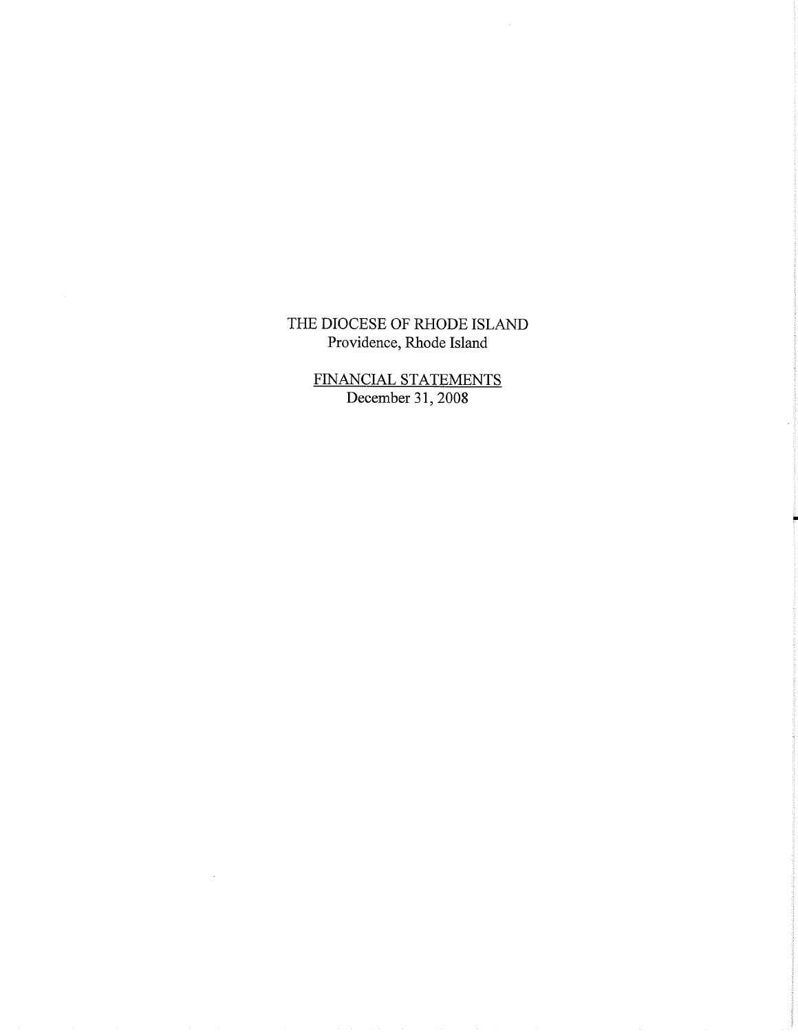THE DIOCESE OF RHODE ISLAND
Providence, Rhode Island

FINANCIAL STATEMENTS
December 31, 2008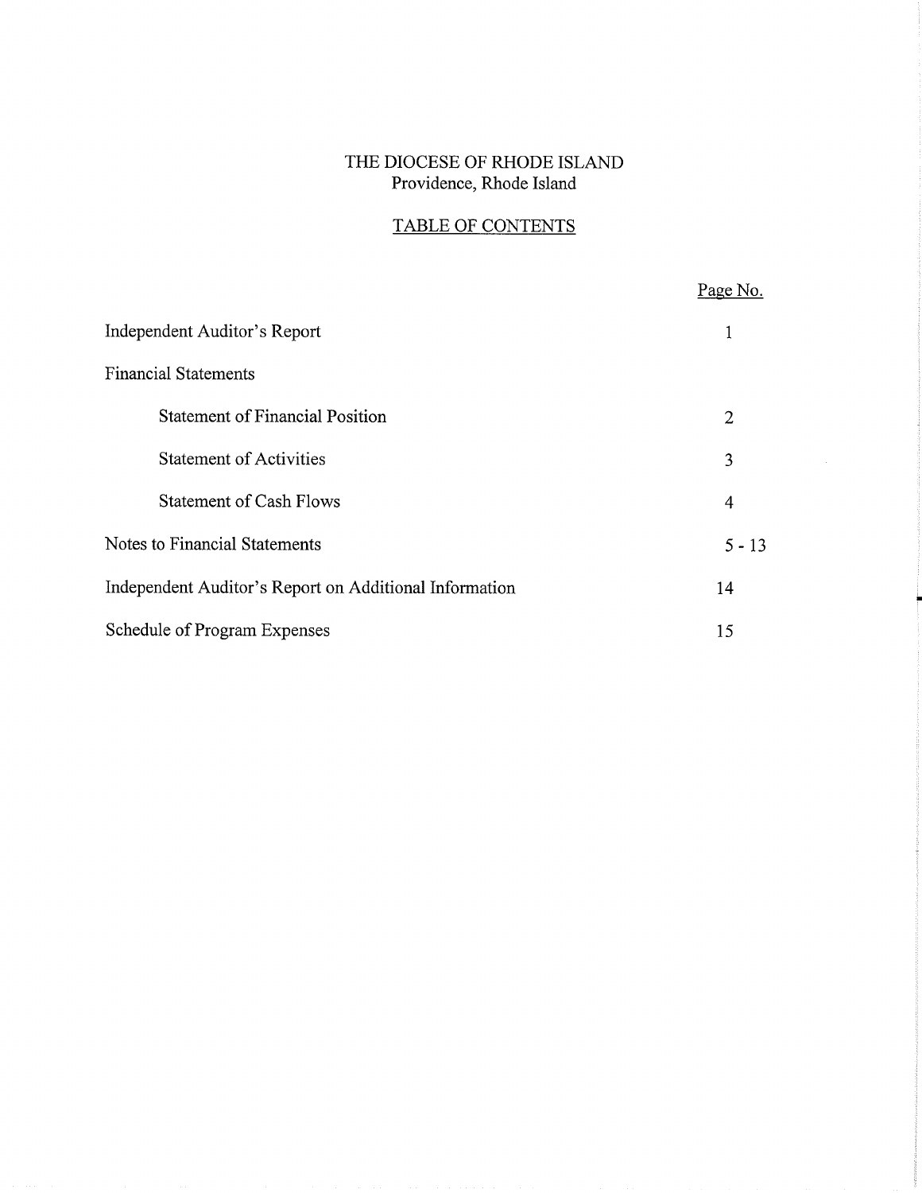# THE DIOCESE OF RHODE ISLAND
Providence, Rhode Island

## TABLE OF CONTENTS

| | Page No. |
|---|---|
| Independent Auditor's Report | 1 |
| Financial Statements | |
| Statement of Financial Position | 2 |
| Statement of Activities | 3 |
| Statement of Cash Flows | 4 |
| Notes to Financial Statements | 5 - 13 |
| Independent Auditor's Report on Additional Information | 14 |
| Schedule of Program Expenses | 15 |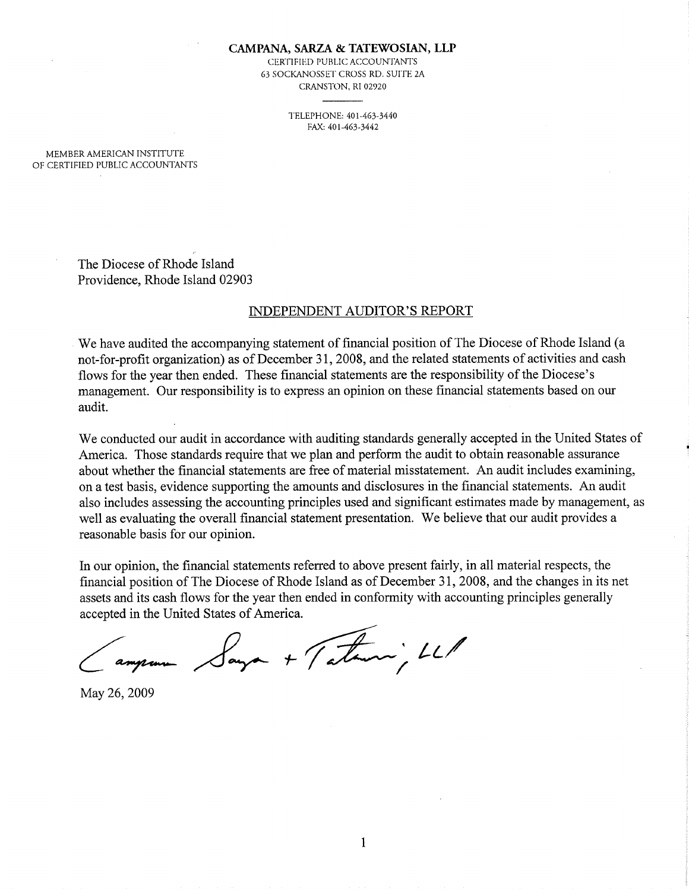**CAMPANA, SARZA & TATEWOSIAN, LLP**
CERTIFIED PUBLIC ACCOUNTANTS
63 SOCKANOSSET CROSS RD. SUITE 2A
CRANSTON, RI 02920

TELEPHONE: 401-463-3440
FAX: 401-463-3442

MEMBER AMERICAN INSTITUTE
OF CERTIFIED PUBLIC ACCOUNTANTS

The Diocese of Rhode Island
Providence, Rhode Island 02903

## INDEPENDENT AUDITOR'S REPORT

We have audited the accompanying statement of financial position of The Diocese of Rhode Island (a not-for-profit organization) as of December 31, 2008, and the related statements of activities and cash flows for the year then ended. These financial statements are the responsibility of the Diocese's management. Our responsibility is to express an opinion on these financial statements based on our audit.

We conducted our audit in accordance with auditing standards generally accepted in the United States of America. Those standards require that we plan and perform the audit to obtain reasonable assurance about whether the financial statements are free of material misstatement. An audit includes examining, on a test basis, evidence supporting the amounts and disclosures in the financial statements. An audit also includes assessing the accounting principles used and significant estimates made by management, as well as evaluating the overall financial statement presentation. We believe that our audit provides a reasonable basis for our opinion.

In our opinion, the financial statements referred to above present fairly, in all material respects, the financial position of The Diocese of Rhode Island as of December 31, 2008, and the changes in its net assets and its cash flows for the year then ended in conformity with accounting principles generally accepted in the United States of America.

Campana Sarza + Tatewosian, LLP

May 26, 2009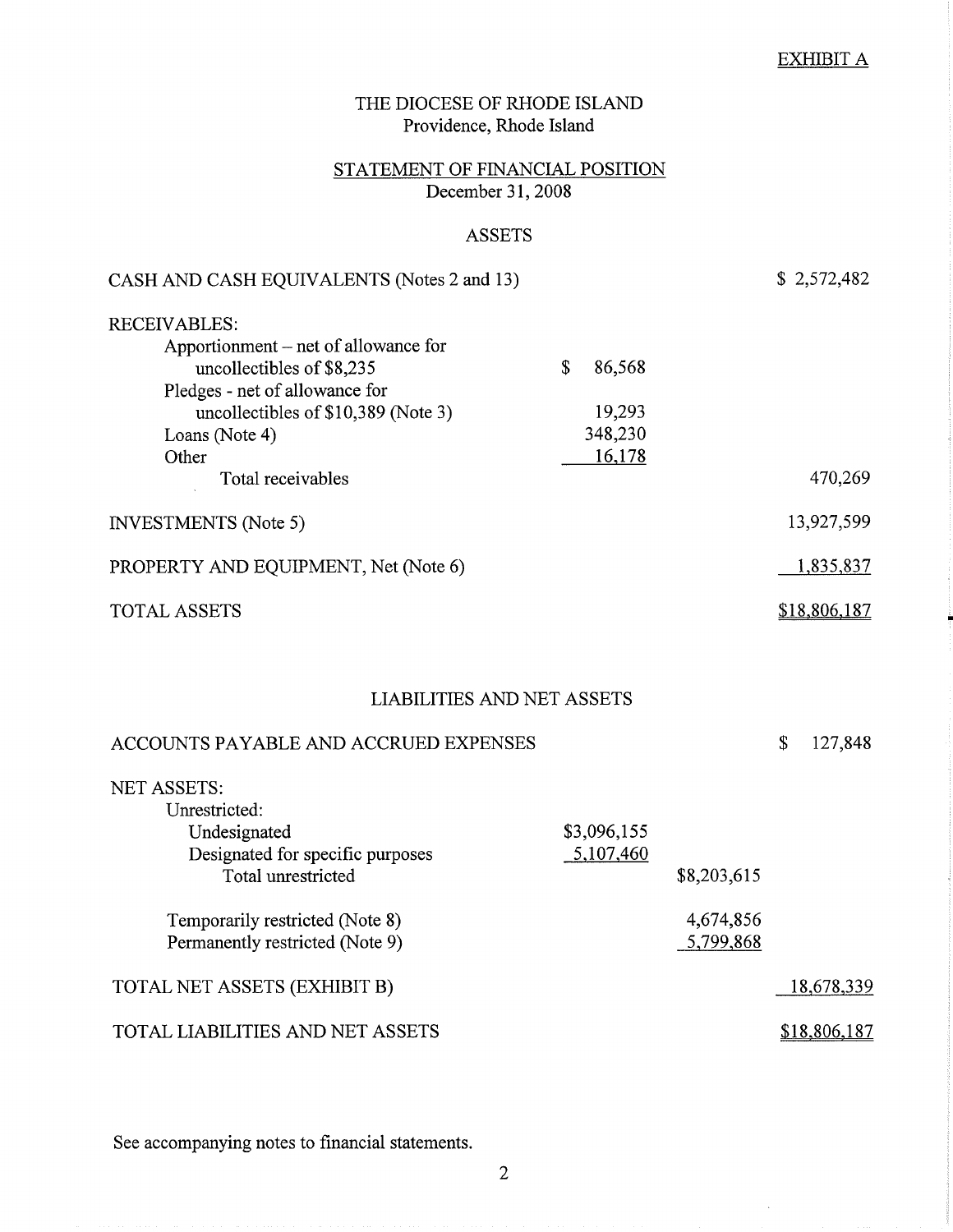EXHIBIT A

# THE DIOCESE OF RHODE ISLAND
Providence, Rhode Island

## STATEMENT OF FINANCIAL POSITION
December 31, 2008

### ASSETS

| | | | |
|---|---|---|---|
| CASH AND CASH EQUIVALENTS (Notes 2 and 13) | | | $ 2,572,482 |
| RECEIVABLES: | | | |
| Apportionment – net of allowance for uncollectibles of $8,235 | $ 86,568 | | |
| Pledges - net of allowance for uncollectibles of $10,389 (Note 3) | 19,293 | | |
| Loans (Note 4) | 348,230 | | |
| Other | 16,178 | | |
| Total receivables | | | 470,269 |
| INVESTMENTS (Note 5) | | | 13,927,599 |
| PROPERTY AND EQUIPMENT, Net (Note 6) | | | 1,835,837 |
| TOTAL ASSETS | | | $18,806,187 |

### LIABILITIES AND NET ASSETS

| | | | |
|---|---|---|---|
| ACCOUNTS PAYABLE AND ACCRUED EXPENSES | | | $ 127,848 |
| NET ASSETS: | | | |
| Unrestricted: | | | |
| Undesignated | $3,096,155 | | |
| Designated for specific purposes | 5,107,460 | | |
| Total unrestricted | | $8,203,615 | |
| Temporarily restricted (Note 8) | | 4,674,856 | |
| Permanently restricted (Note 9) | | 5,799,868 | |
| TOTAL NET ASSETS (EXHIBIT B) | | | 18,678,339 |
| TOTAL LIABILITIES AND NET ASSETS | | | $18,806,187 |

See accompanying notes to financial statements.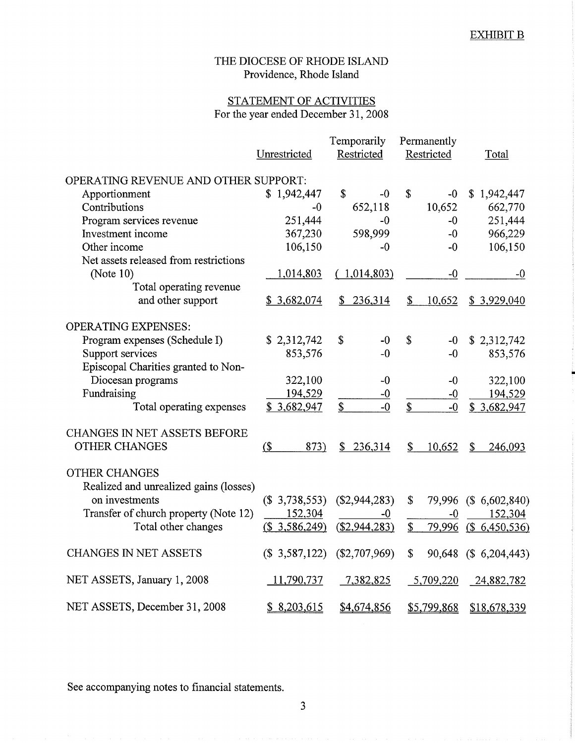EXHIBIT B

# THE DIOCESE OF RHODE ISLAND
Providence, Rhode Island

## STATEMENT OF ACTIVITIES
For the year ended December 31, 2008

| | Unrestricted | Temporarily Restricted | Permanently Restricted | Total |
|---|---|---|---|---|
| OPERATING REVENUE AND OTHER SUPPORT: | | | | |
| Apportionment | $ 1,942,447 | $ -0 | $ -0 | $ 1,942,447 |
| Contributions | -0 | 652,118 | 10,652 | 662,770 |
| Program services revenue | 251,444 | -0 | -0 | 251,444 |
| Investment income | 367,230 | 598,999 | -0 | 966,229 |
| Other income | 106,150 | -0 | -0 | 106,150 |
| Net assets released from restrictions (Note 10) | 1,014,803 | ( 1,014,803) | -0 | -0 |
| Total operating revenue and other support | $ 3,682,074 | $ 236,314 | $ 10,652 | $ 3,929,040 |
| OPERATING EXPENSES: | | | | |
| Program expenses (Schedule I) | $ 2,312,742 | $ -0 | $ -0 | $ 2,312,742 |
| Support services | 853,576 | -0 | -0 | 853,576 |
| Episcopal Charities granted to Non-Diocesan programs | 322,100 | -0 | -0 | 322,100 |
| Fundraising | 194,529 | -0 | -0 | 194,529 |
| Total operating expenses | $ 3,682,947 | $ -0 | $ -0 | $ 3,682,947 |
| CHANGES IN NET ASSETS BEFORE OTHER CHANGES | ($ 873) | $ 236,314 | $ 10,652 | $ 246,093 |
| OTHER CHANGES | | | | |
| Realized and unrealized gains (losses) on investments | ($ 3,738,553) | ($2,944,283) | $ 79,996 | ($ 6,602,840) |
| Transfer of church property (Note 12) | 152,304 | -0 | -0 | 152,304 |
| Total other changes | ($ 3,586,249) | ($2,944,283) | $ 79,996 | ($ 6,450,536) |
| CHANGES IN NET ASSETS | ($ 3,587,122) | ($2,707,969) | $ 90,648 | ($ 6,204,443) |
| NET ASSETS, January 1, 2008 | 11,790,737 | 7,382,825 | 5,709,220 | 24,882,782 |
| NET ASSETS, December 31, 2008 | $ 8,203,615 | $4,674,856 | $5,799,868 | $18,678,339 |

See accompanying notes to financial statements.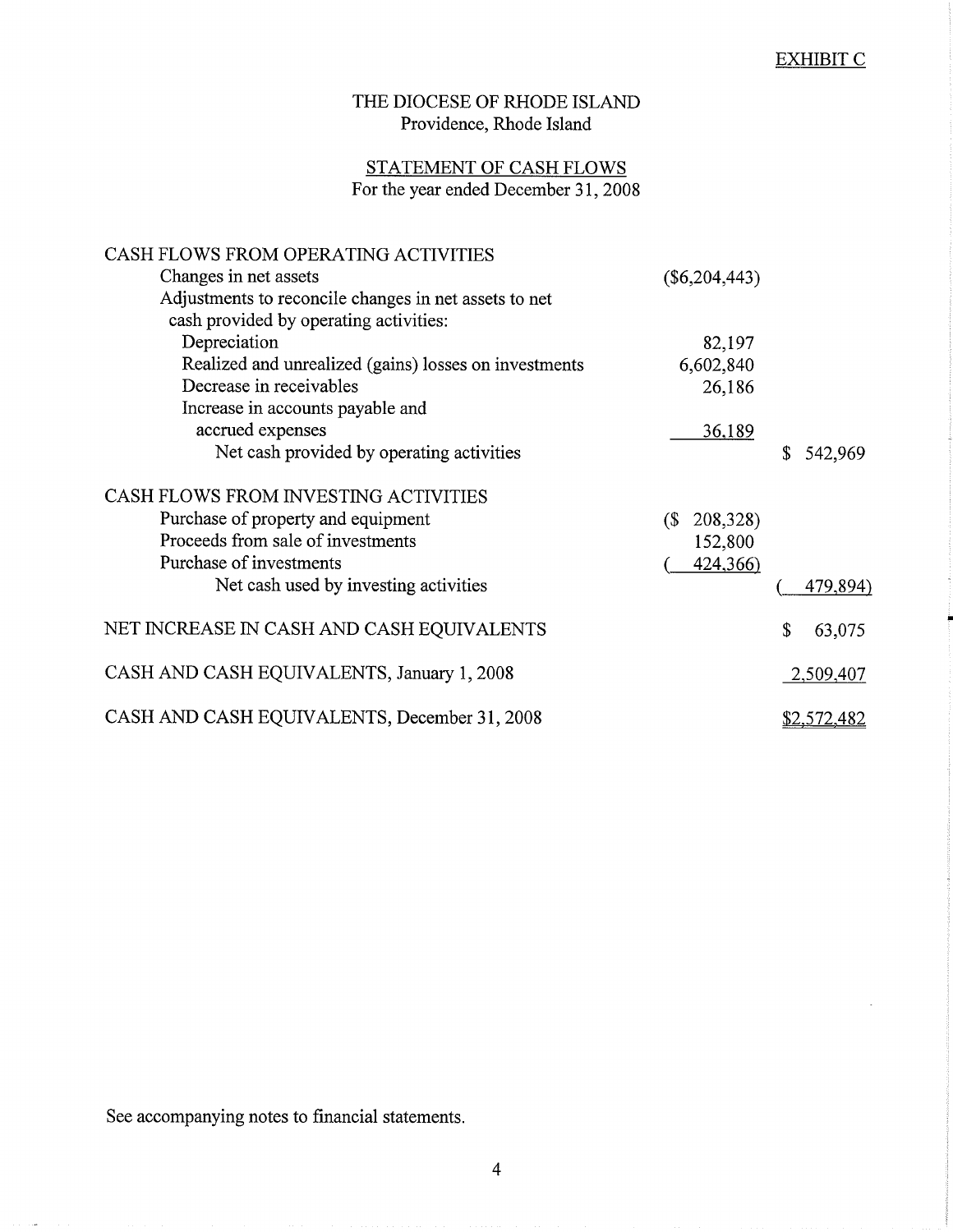EXHIBIT C

# THE DIOCESE OF RHODE ISLAND
Providence, Rhode Island

## STATEMENT OF CASH FLOWS
For the year ended December 31, 2008

| | | |
|---|---|---|
| **CASH FLOWS FROM OPERATING ACTIVITIES** | | |
| Changes in net assets | ($6,204,443) | |
| Adjustments to reconcile changes in net assets to net cash provided by operating activities: | | |
| Depreciation | 82,197 | |
| Realized and unrealized (gains) losses on investments | 6,602,840 | |
| Decrease in receivables | 26,186 | |
| Increase in accounts payable and accrued expenses | 36,189 | |
| Net cash provided by operating activities | | $ 542,969 |
| **CASH FLOWS FROM INVESTING ACTIVITIES** | | |
| Purchase of property and equipment | ($ 208,328) | |
| Proceeds from sale of investments | 152,800 | |
| Purchase of investments | ( 424,366) | |
| Net cash used by investing activities | | ( 479,894) |
| NET INCREASE IN CASH AND CASH EQUIVALENTS | | $ 63,075 |
| CASH AND CASH EQUIVALENTS, January 1, 2008 | | 2,509,407 |
| CASH AND CASH EQUIVALENTS, December 31, 2008 | | $2,572,482 |

See accompanying notes to financial statements.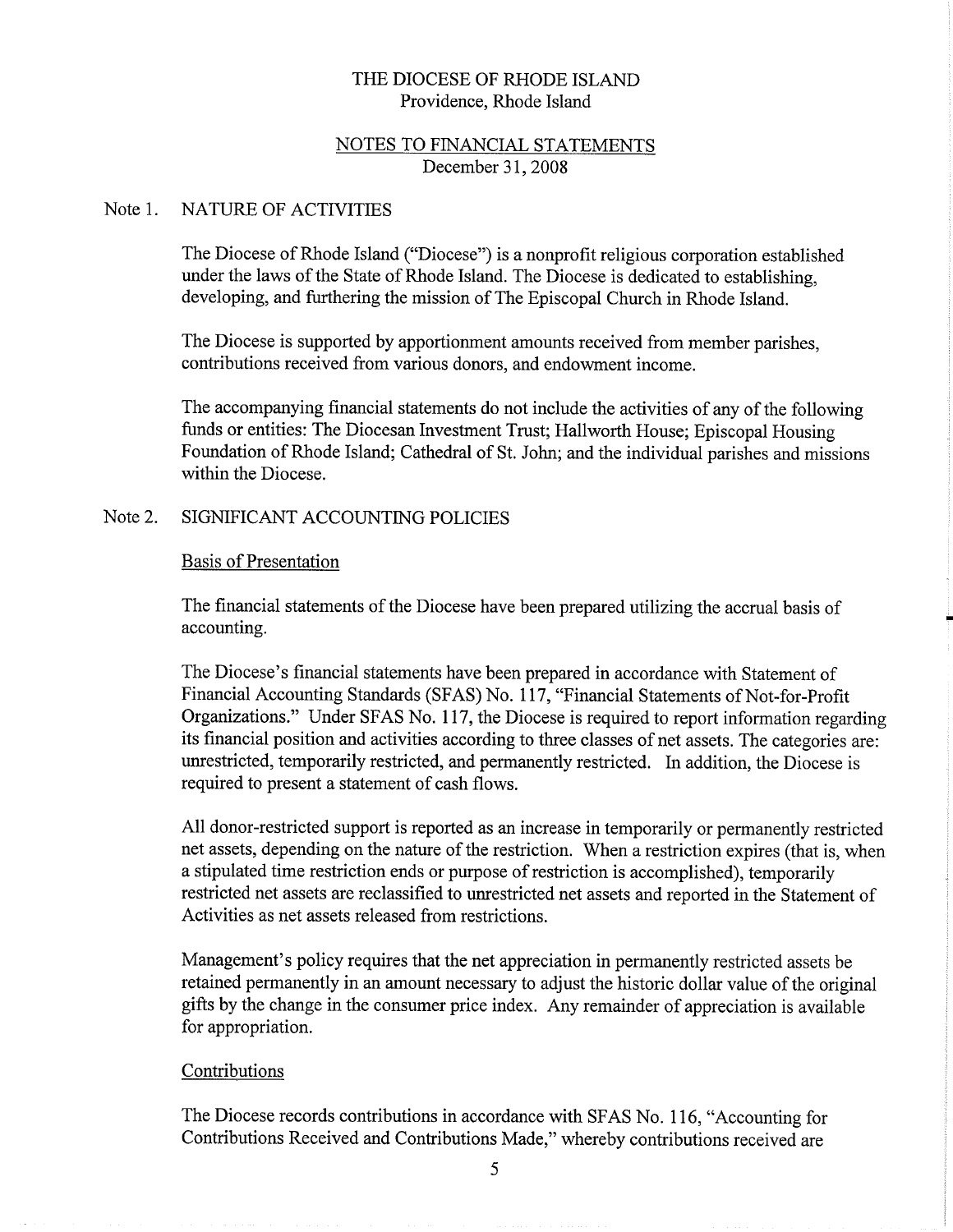THE DIOCESE OF RHODE ISLAND
Providence, Rhode Island

NOTES TO FINANCIAL STATEMENTS
December 31, 2008

## Note 1. NATURE OF ACTIVITIES

The Diocese of Rhode Island ("Diocese") is a nonprofit religious corporation established under the laws of the State of Rhode Island. The Diocese is dedicated to establishing, developing, and furthering the mission of The Episcopal Church in Rhode Island.

The Diocese is supported by apportionment amounts received from member parishes, contributions received from various donors, and endowment income.

The accompanying financial statements do not include the activities of any of the following funds or entities: The Diocesan Investment Trust; Hallworth House; Episcopal Housing Foundation of Rhode Island; Cathedral of St. John; and the individual parishes and missions within the Diocese.

## Note 2. SIGNIFICANT ACCOUNTING POLICIES

### Basis of Presentation

The financial statements of the Diocese have been prepared utilizing the accrual basis of accounting.

The Diocese's financial statements have been prepared in accordance with Statement of Financial Accounting Standards (SFAS) No. 117, "Financial Statements of Not-for-Profit Organizations." Under SFAS No. 117, the Diocese is required to report information regarding its financial position and activities according to three classes of net assets. The categories are: unrestricted, temporarily restricted, and permanently restricted. In addition, the Diocese is required to present a statement of cash flows.

All donor-restricted support is reported as an increase in temporarily or permanently restricted net assets, depending on the nature of the restriction. When a restriction expires (that is, when a stipulated time restriction ends or purpose of restriction is accomplished), temporarily restricted net assets are reclassified to unrestricted net assets and reported in the Statement of Activities as net assets released from restrictions.

Management's policy requires that the net appreciation in permanently restricted assets be retained permanently in an amount necessary to adjust the historic dollar value of the original gifts by the change in the consumer price index. Any remainder of appreciation is available for appropriation.

### Contributions

The Diocese records contributions in accordance with SFAS No. 116, "Accounting for Contributions Received and Contributions Made," whereby contributions received are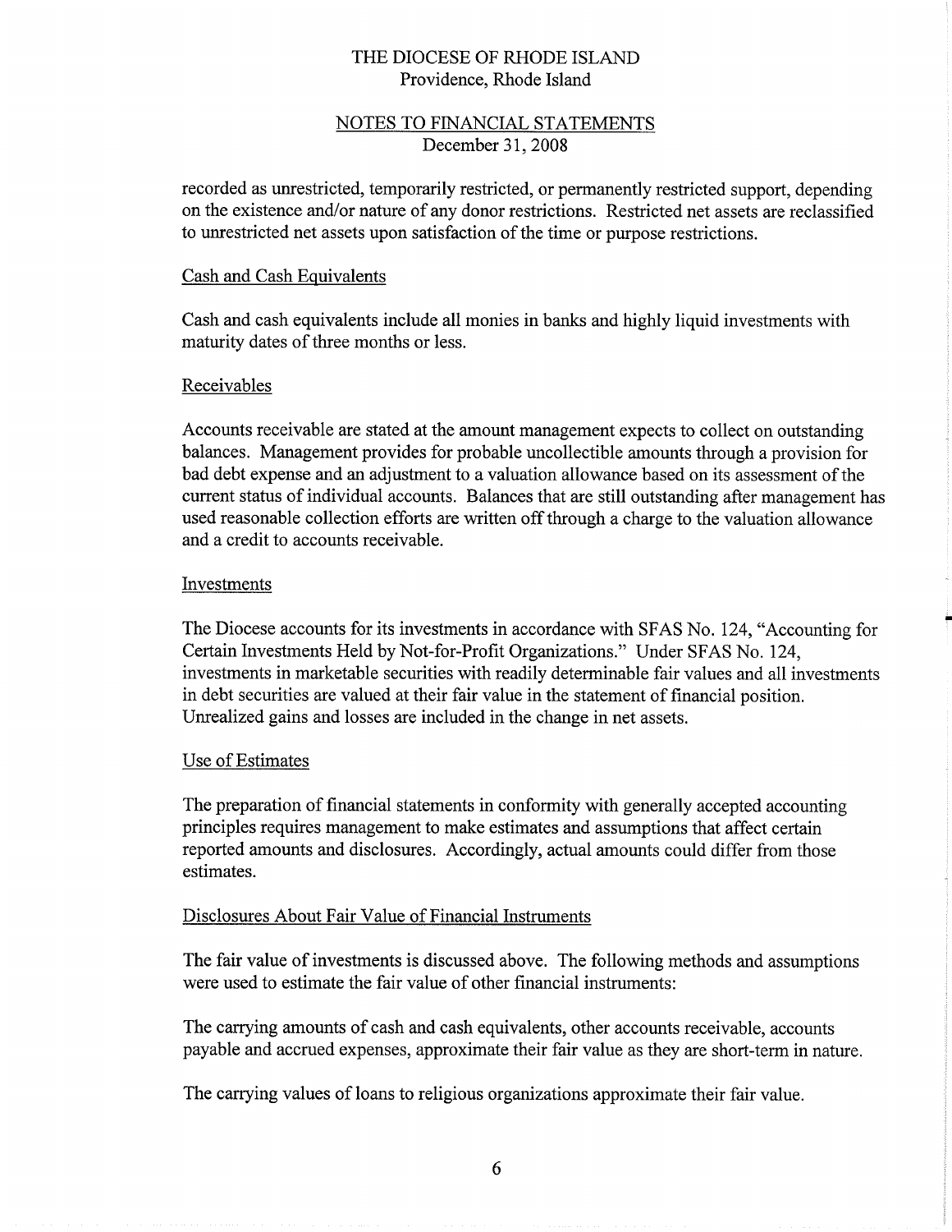recorded as unrestricted, temporarily restricted, or permanently restricted support, depending on the existence and/or nature of any donor restrictions. Restricted net assets are reclassified to unrestricted net assets upon satisfaction of the time or purpose restrictions.

### Cash and Cash Equivalents

Cash and cash equivalents include all monies in banks and highly liquid investments with maturity dates of three months or less.

### Receivables

Accounts receivable are stated at the amount management expects to collect on outstanding balances. Management provides for probable uncollectible amounts through a provision for bad debt expense and an adjustment to a valuation allowance based on its assessment of the current status of individual accounts. Balances that are still outstanding after management has used reasonable collection efforts are written off through a charge to the valuation allowance and a credit to accounts receivable.

### Investments

The Diocese accounts for its investments in accordance with SFAS No. 124, "Accounting for Certain Investments Held by Not-for-Profit Organizations." Under SFAS No. 124, investments in marketable securities with readily determinable fair values and all investments in debt securities are valued at their fair value in the statement of financial position. Unrealized gains and losses are included in the change in net assets.

### Use of Estimates

The preparation of financial statements in conformity with generally accepted accounting principles requires management to make estimates and assumptions that affect certain reported amounts and disclosures. Accordingly, actual amounts could differ from those estimates.

### Disclosures About Fair Value of Financial Instruments

The fair value of investments is discussed above. The following methods and assumptions were used to estimate the fair value of other financial instruments:

The carrying amounts of cash and cash equivalents, other accounts receivable, accounts payable and accrued expenses, approximate their fair value as they are short-term in nature.

The carrying values of loans to religious organizations approximate their fair value.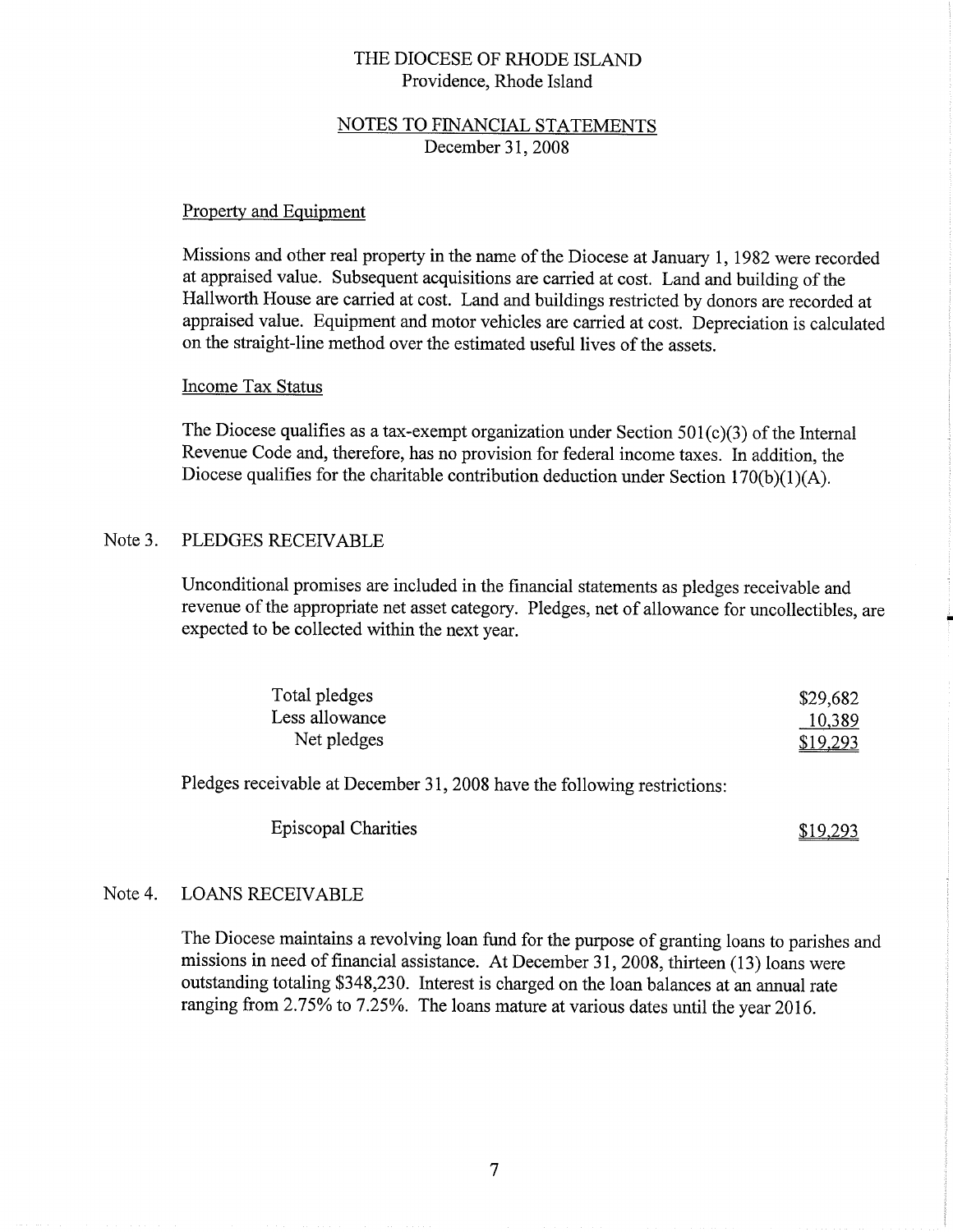THE DIOCESE OF RHODE ISLAND
Providence, Rhode Island

NOTES TO FINANCIAL STATEMENTS
December 31, 2008

### Property and Equipment

Missions and other real property in the name of the Diocese at January 1, 1982 were recorded at appraised value. Subsequent acquisitions are carried at cost. Land and building of the Hallworth House are carried at cost. Land and buildings restricted by donors are recorded at appraised value. Equipment and motor vehicles are carried at cost. Depreciation is calculated on the straight-line method over the estimated useful lives of the assets.

### Income Tax Status

The Diocese qualifies as a tax-exempt organization under Section 501(c)(3) of the Internal Revenue Code and, therefore, has no provision for federal income taxes. In addition, the Diocese qualifies for the charitable contribution deduction under Section 170(b)(1)(A).

## Note 3. PLEDGES RECEIVABLE

Unconditional promises are included in the financial statements as pledges receivable and revenue of the appropriate net asset category. Pledges, net of allowance for uncollectibles, are expected to be collected within the next year.

| | |
|---|---|
| Total pledges | $29,682 |
| Less allowance | 10,389 |
| Net pledges | $19,293 |

Pledges receivable at December 31, 2008 have the following restrictions:

| | |
|---|---|
| Episcopal Charities | $19,293 |

## Note 4. LOANS RECEIVABLE

The Diocese maintains a revolving loan fund for the purpose of granting loans to parishes and missions in need of financial assistance. At December 31, 2008, thirteen (13) loans were outstanding totaling $348,230. Interest is charged on the loan balances at an annual rate ranging from 2.75% to 7.25%. The loans mature at various dates until the year 2016.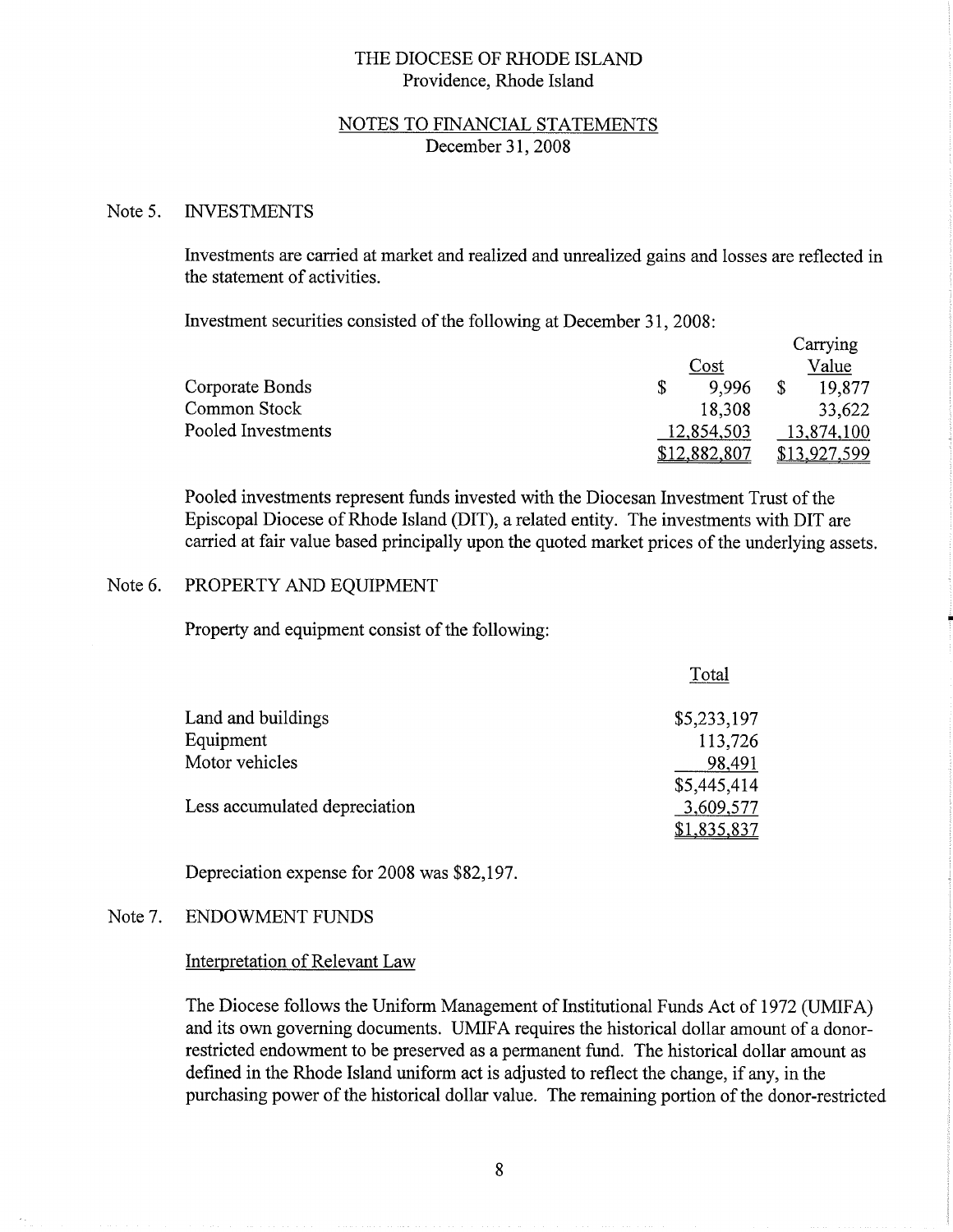THE DIOCESE OF RHODE ISLAND
Providence, Rhode Island

NOTES TO FINANCIAL STATEMENTS
December 31, 2008

## Note 5. INVESTMENTS

Investments are carried at market and realized and unrealized gains and losses are reflected in the statement of activities.

Investment securities consisted of the following at December 31, 2008:

| | Cost | Carrying Value |
|---|---|---|
| Corporate Bonds | $ 9,996 | $ 19,877 |
| Common Stock | 18,308 | 33,622 |
| Pooled Investments | 12,854,503 | 13,874,100 |
| | $12,882,807 | $13,927,599 |

Pooled investments represent funds invested with the Diocesan Investment Trust of the Episcopal Diocese of Rhode Island (DIT), a related entity. The investments with DIT are carried at fair value based principally upon the quoted market prices of the underlying assets.

## Note 6. PROPERTY AND EQUIPMENT

Property and equipment consist of the following:

| | Total |
|---|---|
| Land and buildings | $5,233,197 |
| Equipment | 113,726 |
| Motor vehicles | 98,491 |
| | $5,445,414 |
| Less accumulated depreciation | 3,609,577 |
| | $1,835,837 |

Depreciation expense for 2008 was $82,197.

## Note 7. ENDOWMENT FUNDS

Interpretation of Relevant Law

The Diocese follows the Uniform Management of Institutional Funds Act of 1972 (UMIFA) and its own governing documents. UMIFA requires the historical dollar amount of a donor-restricted endowment to be preserved as a permanent fund. The historical dollar amount as defined in the Rhode Island uniform act is adjusted to reflect the change, if any, in the purchasing power of the historical dollar value. The remaining portion of the donor-restricted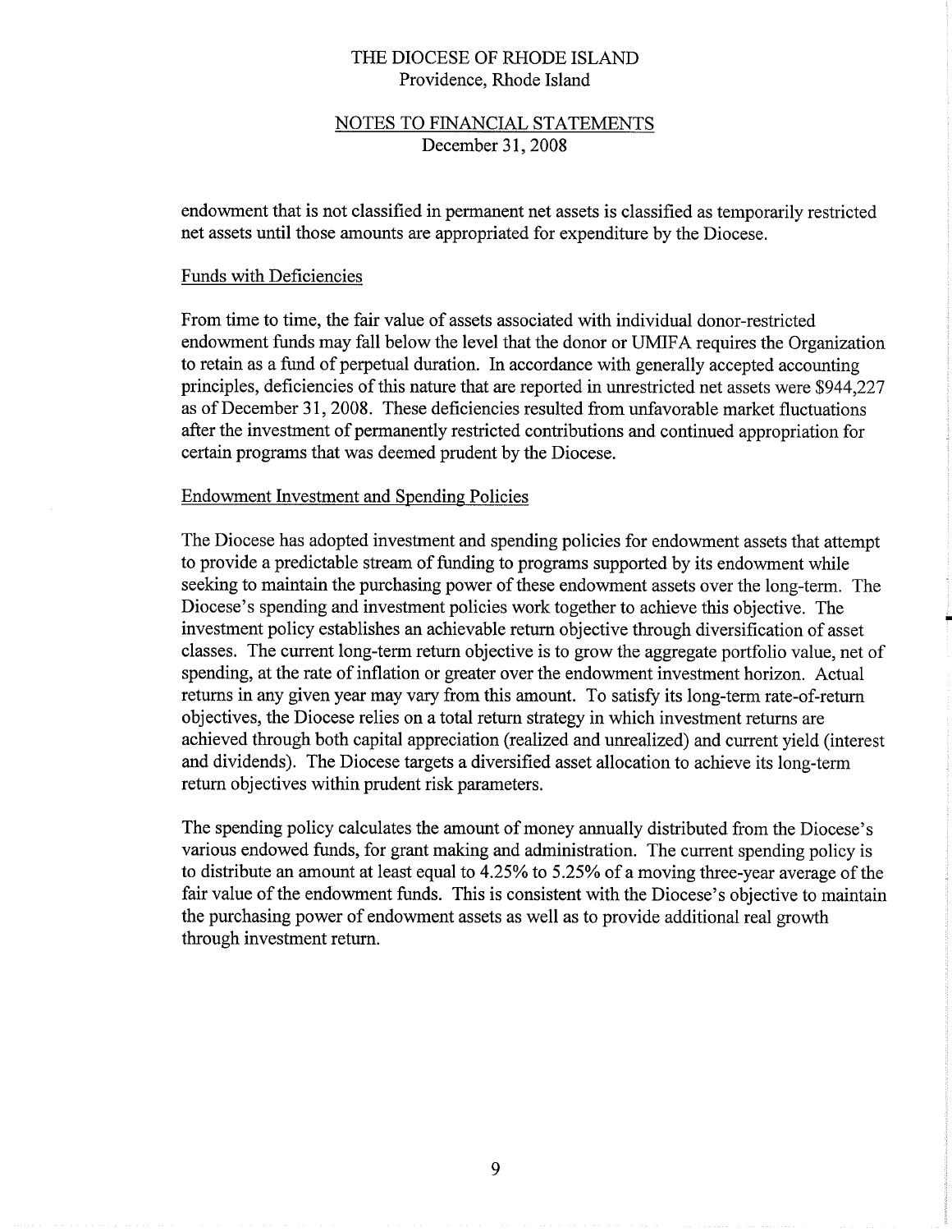endowment that is not classified in permanent net assets is classified as temporarily restricted net assets until those amounts are appropriated for expenditure by the Diocese.

## Funds with Deficiencies

From time to time, the fair value of assets associated with individual donor-restricted endowment funds may fall below the level that the donor or UMIFA requires the Organization to retain as a fund of perpetual duration. In accordance with generally accepted accounting principles, deficiencies of this nature that are reported in unrestricted net assets were $944,227 as of December 31, 2008. These deficiencies resulted from unfavorable market fluctuations after the investment of permanently restricted contributions and continued appropriation for certain programs that was deemed prudent by the Diocese.

## Endowment Investment and Spending Policies

The Diocese has adopted investment and spending policies for endowment assets that attempt to provide a predictable stream of funding to programs supported by its endowment while seeking to maintain the purchasing power of these endowment assets over the long-term. The Diocese's spending and investment policies work together to achieve this objective. The investment policy establishes an achievable return objective through diversification of asset classes. The current long-term return objective is to grow the aggregate portfolio value, net of spending, at the rate of inflation or greater over the endowment investment horizon. Actual returns in any given year may vary from this amount. To satisfy its long-term rate-of-return objectives, the Diocese relies on a total return strategy in which investment returns are achieved through both capital appreciation (realized and unrealized) and current yield (interest and dividends). The Diocese targets a diversified asset allocation to achieve its long-term return objectives within prudent risk parameters.

The spending policy calculates the amount of money annually distributed from the Diocese's various endowed funds, for grant making and administration. The current spending policy is to distribute an amount at least equal to 4.25% to 5.25% of a moving three-year average of the fair value of the endowment funds. This is consistent with the Diocese's objective to maintain the purchasing power of endowment assets as well as to provide additional real growth through investment return.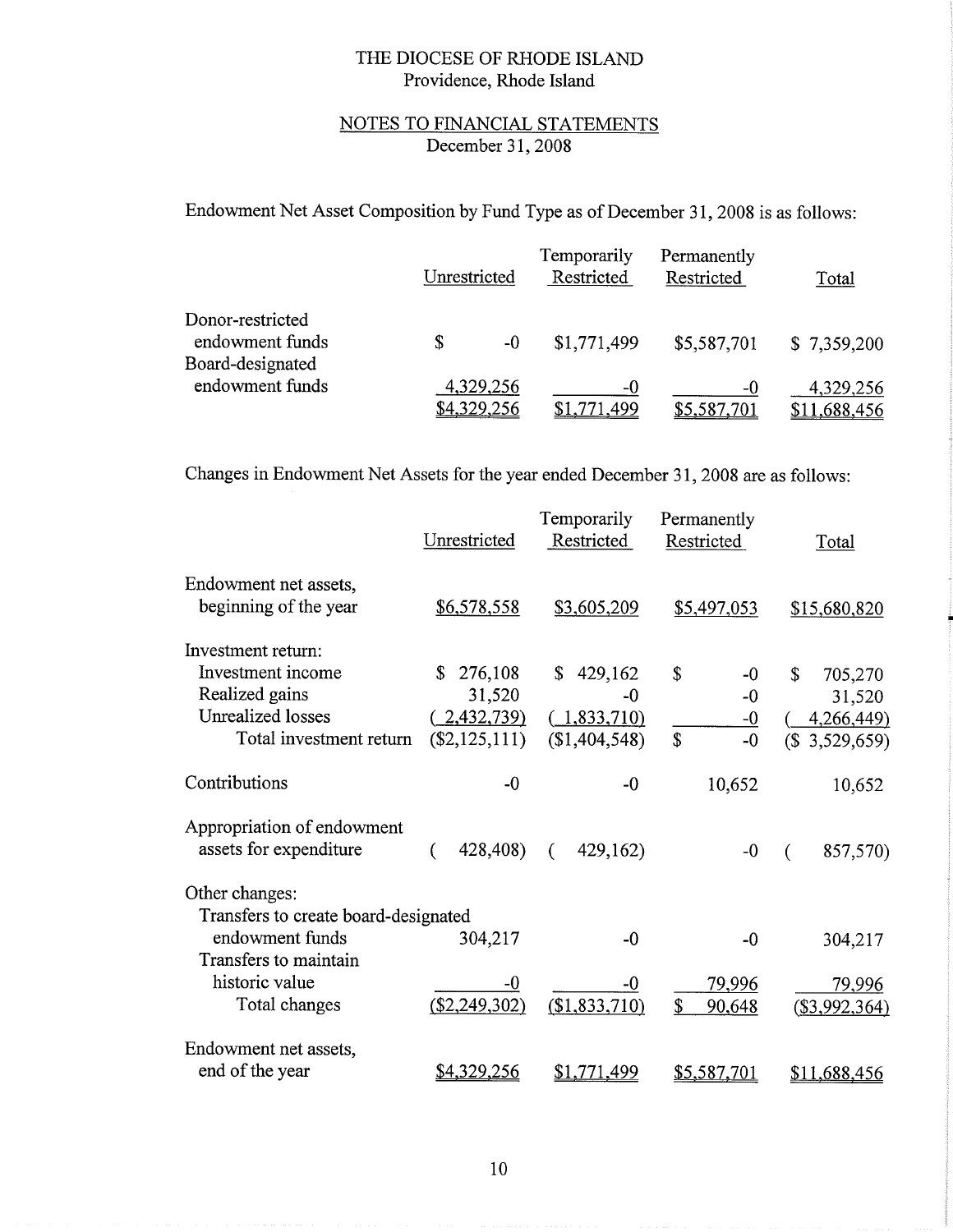THE DIOCESE OF RHODE ISLAND
Providence, Rhode Island

NOTES TO FINANCIAL STATEMENTS
December 31, 2008

Endowment Net Asset Composition by Fund Type as of December 31, 2008 is as follows:

| | Unrestricted | Temporarily Restricted | Permanently Restricted | Total |
|---|---|---|---|---|
| Donor-restricted endowment funds | $ -0 | $1,771,499 | $5,587,701 | $ 7,359,200 |
| Board-designated endowment funds | 4,329,256 | -0 | -0 | 4,329,256 |
| | $4,329,256 | $1,771,499 | $5,587,701 | $11,688,456 |

Changes in Endowment Net Assets for the year ended December 31, 2008 are as follows:

| | Unrestricted | Temporarily Restricted | Permanently Restricted | Total |
|---|---|---|---|---|
| Endowment net assets, beginning of the year | $6,578,558 | $3,605,209 | $5,497,053 | $15,680,820 |
| Investment return: | | | | |
| Investment income | $ 276,108 | $ 429,162 | $ -0 | $ 705,270 |
| Realized gains | 31,520 | -0 | -0 | 31,520 |
| Unrealized losses | ( 2,432,739) | ( 1,833,710) | -0 | ( 4,266,449) |
| Total investment return | ($2,125,111) | ($1,404,548) | $ -0 | ($ 3,529,659) |
| Contributions | -0 | -0 | 10,652 | 10,652 |
| Appropriation of endowment assets for expenditure | ( 428,408) | ( 429,162) | -0 | ( 857,570) |
| Other changes: | | | | |
| Transfers to create board-designated endowment funds | 304,217 | -0 | -0 | 304,217 |
| Transfers to maintain historic value | -0 | -0 | 79,996 | 79,996 |
| Total changes | ($2,249,302) | ($1,833,710) | $ 90,648 | ($3,992,364) |
| Endowment net assets, end of the year | $4,329,256 | $1,771,499 | $5,587,701 | $11,688,456 |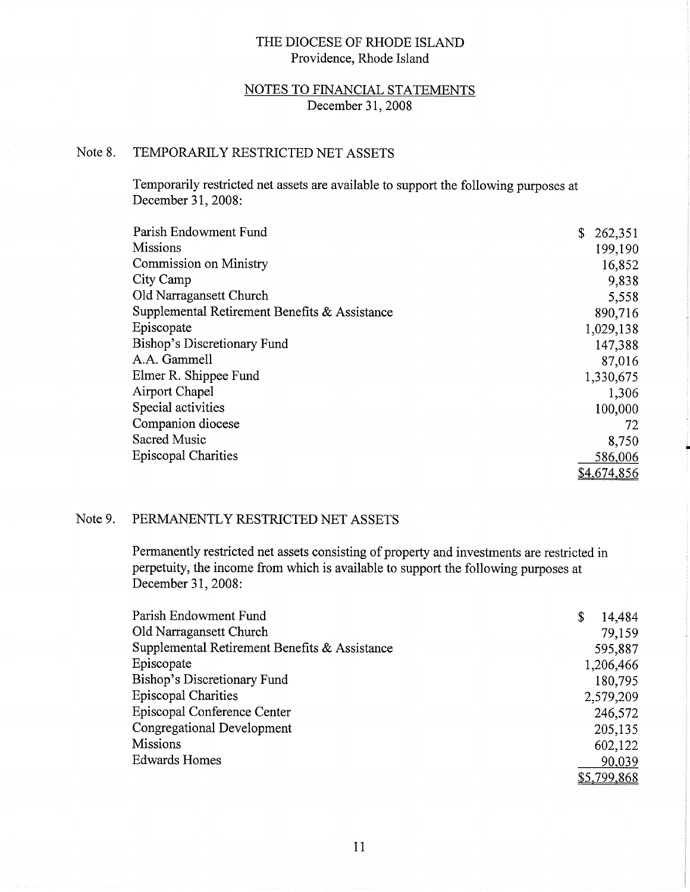THE DIOCESE OF RHODE ISLAND
Providence, Rhode Island

NOTES TO FINANCIAL STATEMENTS
December 31, 2008

## Note 8. TEMPORARILY RESTRICTED NET ASSETS

Temporarily restricted net assets are available to support the following purposes at December 31, 2008:

| | |
|---|---|
| Parish Endowment Fund | $ 262,351 |
| Missions | 199,190 |
| Commission on Ministry | 16,852 |
| City Camp | 9,838 |
| Old Narragansett Church | 5,558 |
| Supplemental Retirement Benefits & Assistance | 890,716 |
| Episcopate | 1,029,138 |
| Bishop's Discretionary Fund | 147,388 |
| A.A. Gammell | 87,016 |
| Elmer R. Shippee Fund | 1,330,675 |
| Airport Chapel | 1,306 |
| Special activities | 100,000 |
| Companion diocese | 72 |
| Sacred Music | 8,750 |
| Episcopal Charities | 586,006 |
| | $4,674,856 |

## Note 9. PERMANENTLY RESTRICTED NET ASSETS

Permanently restricted net assets consisting of property and investments are restricted in perpetuity, the income from which is available to support the following purposes at December 31, 2008:

| | |
|---|---|
| Parish Endowment Fund | $ 14,484 |
| Old Narragansett Church | 79,159 |
| Supplemental Retirement Benefits & Assistance | 595,887 |
| Episcopate | 1,206,466 |
| Bishop's Discretionary Fund | 180,795 |
| Episcopal Charities | 2,579,209 |
| Episcopal Conference Center | 246,572 |
| Congregational Development | 205,135 |
| Missions | 602,122 |
| Edwards Homes | 90,039 |
| | $5,799,868 |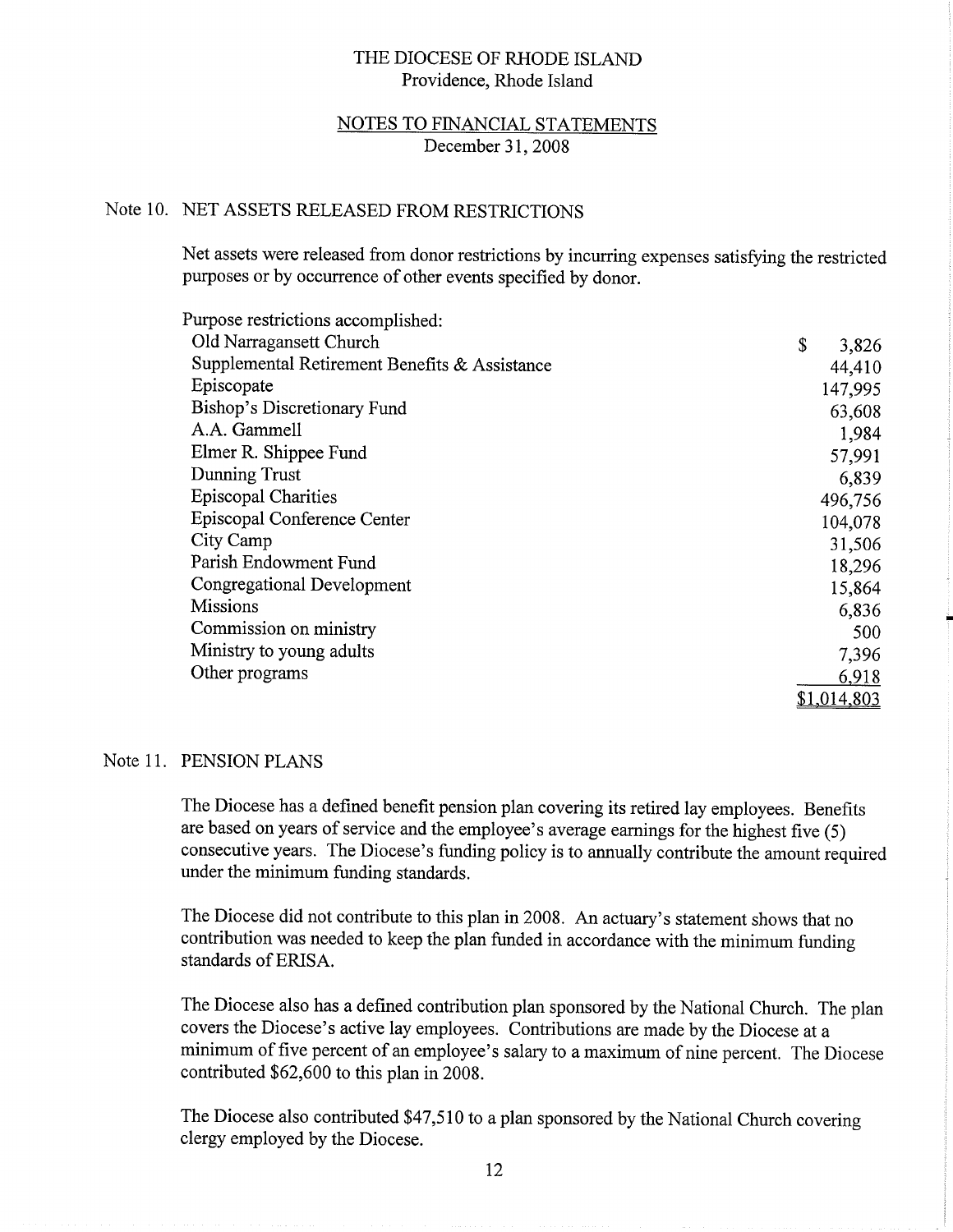THE DIOCESE OF RHODE ISLAND
Providence, Rhode Island

NOTES TO FINANCIAL STATEMENTS
December 31, 2008

## Note 10. NET ASSETS RELEASED FROM RESTRICTIONS

Net assets were released from donor restrictions by incurring expenses satisfying the restricted purposes or by occurrence of other events specified by donor.

| Purpose restrictions accomplished: | |
|---|---|
| Old Narragansett Church | $ 3,826 |
| Supplemental Retirement Benefits & Assistance | 44,410 |
| Episcopate | 147,995 |
| Bishop's Discretionary Fund | 63,608 |
| A.A. Gammell | 1,984 |
| Elmer R. Shippee Fund | 57,991 |
| Dunning Trust | 6,839 |
| Episcopal Charities | 496,756 |
| Episcopal Conference Center | 104,078 |
| City Camp | 31,506 |
| Parish Endowment Fund | 18,296 |
| Congregational Development | 15,864 |
| Missions | 6,836 |
| Commission on ministry | 500 |
| Ministry to young adults | 7,396 |
| Other programs | 6,918 |
| | $1,014,803 |

## Note 11. PENSION PLANS

The Diocese has a defined benefit pension plan covering its retired lay employees. Benefits are based on years of service and the employee's average earnings for the highest five (5) consecutive years. The Diocese's funding policy is to annually contribute the amount required under the minimum funding standards.

The Diocese did not contribute to this plan in 2008. An actuary's statement shows that no contribution was needed to keep the plan funded in accordance with the minimum funding standards of ERISA.

The Diocese also has a defined contribution plan sponsored by the National Church. The plan covers the Diocese's active lay employees. Contributions are made by the Diocese at a minimum of five percent of an employee's salary to a maximum of nine percent. The Diocese contributed $62,600 to this plan in 2008.

The Diocese also contributed $47,510 to a plan sponsored by the National Church covering clergy employed by the Diocese.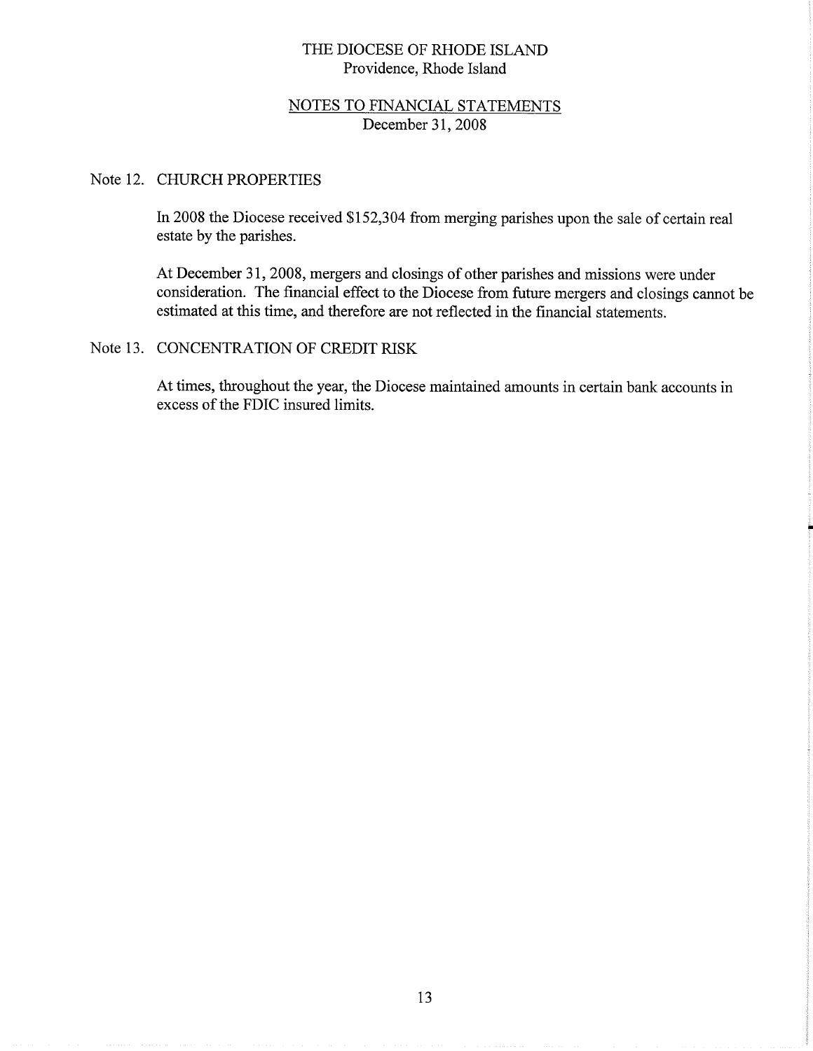THE DIOCESE OF RHODE ISLAND
Providence, Rhode Island

NOTES TO FINANCIAL STATEMENTS
December 31, 2008

## Note 12. CHURCH PROPERTIES

In 2008 the Diocese received $152,304 from merging parishes upon the sale of certain real estate by the parishes.

At December 31, 2008, mergers and closings of other parishes and missions were under consideration. The financial effect to the Diocese from future mergers and closings cannot be estimated at this time, and therefore are not reflected in the financial statements.

## Note 13. CONCENTRATION OF CREDIT RISK

At times, throughout the year, the Diocese maintained amounts in certain bank accounts in excess of the FDIC insured limits.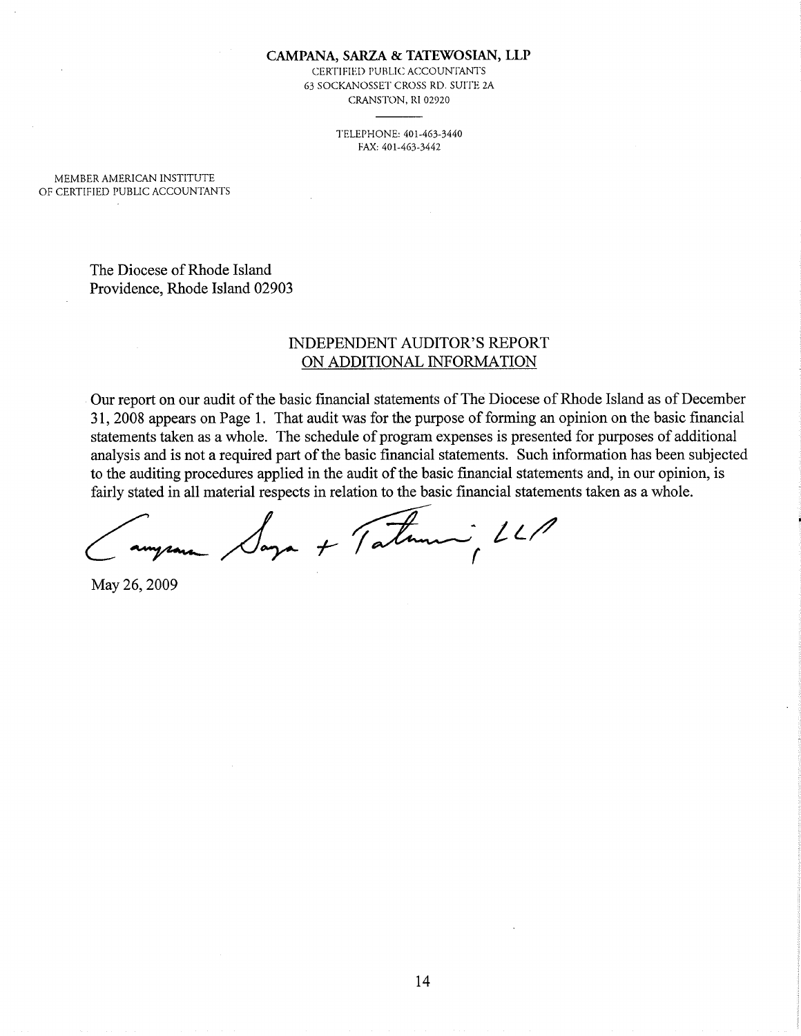**CAMPANA, SARZA & TATEWOSIAN, LLP**
CERTIFIED PUBLIC ACCOUNTANTS
63 SOCKANOSSET CROSS RD. SUITE 2A
CRANSTON, RI 02920

TELEPHONE: 401-463-3440
FAX: 401-463-3442

MEMBER AMERICAN INSTITUTE
OF CERTIFIED PUBLIC ACCOUNTANTS

The Diocese of Rhode Island
Providence, Rhode Island 02903

## INDEPENDENT AUDITOR'S REPORT ON ADDITIONAL INFORMATION

Our report on our audit of the basic financial statements of The Diocese of Rhode Island as of December 31, 2008 appears on Page 1. That audit was for the purpose of forming an opinion on the basic financial statements taken as a whole. The schedule of program expenses is presented for purposes of additional analysis and is not a required part of the basic financial statements. Such information has been subjected to the auditing procedures applied in the audit of the basic financial statements and, in our opinion, is fairly stated in all material respects in relation to the basic financial statements taken as a whole.

Campana Sarza + Tatewosian, LLP

May 26, 2009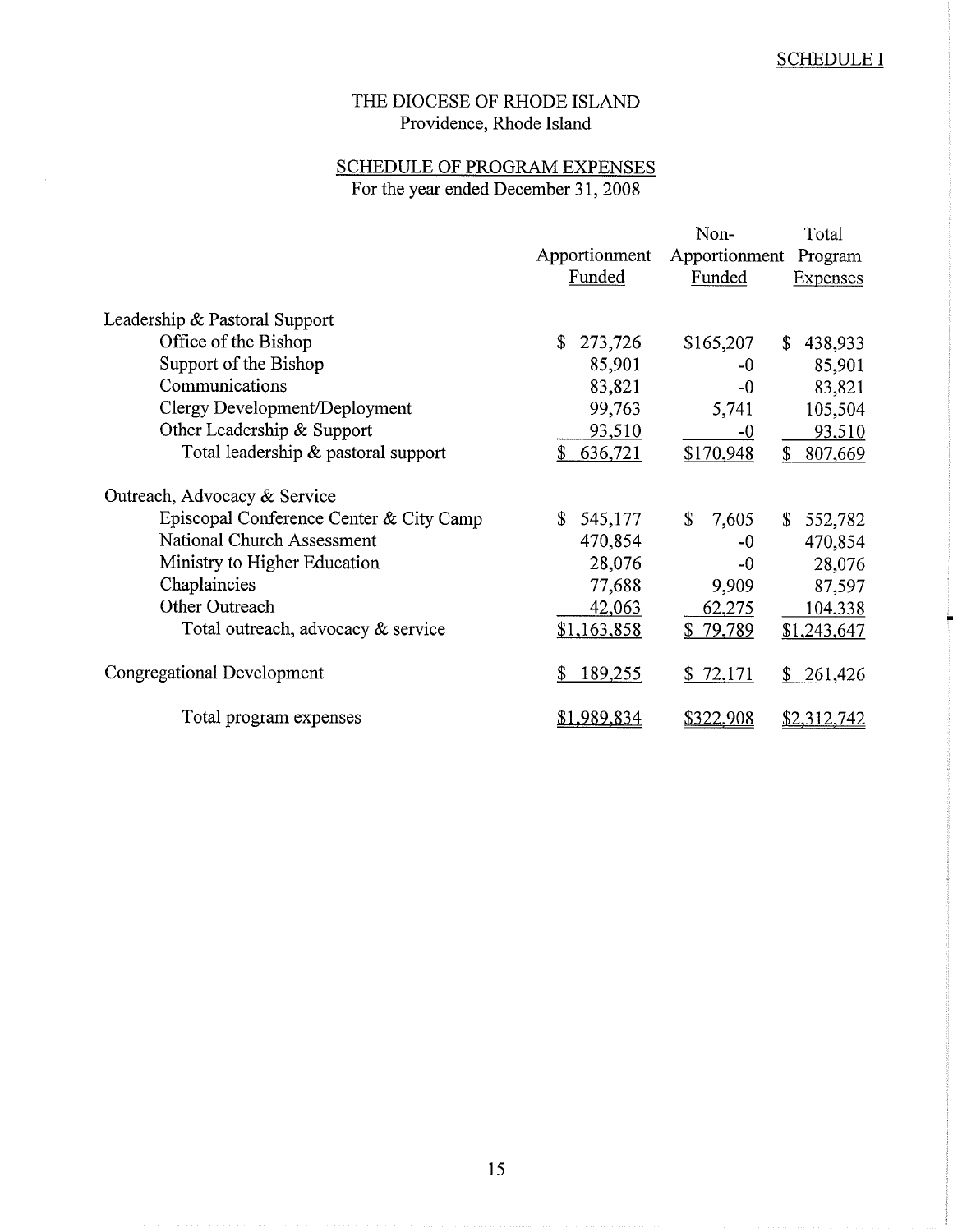SCHEDULE I

# THE DIOCESE OF RHODE ISLAND
Providence, Rhode Island

## SCHEDULE OF PROGRAM EXPENSES
For the year ended December 31, 2008

| | Apportionment Funded | Non-Apportionment Funded | Total Program Expenses |
|---|---|---|---|
| Leadership & Pastoral Support | | | |
| Office of the Bishop | $ 273,726 | $165,207 | $ 438,933 |
| Support of the Bishop | 85,901 | -0 | 85,901 |
| Communications | 83,821 | -0 | 83,821 |
| Clergy Development/Deployment | 99,763 | 5,741 | 105,504 |
| Other Leadership & Support | 93,510 | -0 | 93,510 |
| Total leadership & pastoral support | $ 636,721 | $170,948 | $ 807,669 |
| Outreach, Advocacy & Service | | | |
| Episcopal Conference Center & City Camp | $ 545,177 | $ 7,605 | $ 552,782 |
| National Church Assessment | 470,854 | -0 | 470,854 |
| Ministry to Higher Education | 28,076 | -0 | 28,076 |
| Chaplaincies | 77,688 | 9,909 | 87,597 |
| Other Outreach | 42,063 | 62,275 | 104,338 |
| Total outreach, advocacy & service | $1,163,858 | $ 79,789 | $1,243,647 |
| Congregational Development | $ 189,255 | $ 72,171 | $ 261,426 |
| Total program expenses | $1,989,834 | $322,908 | $2,312,742 |